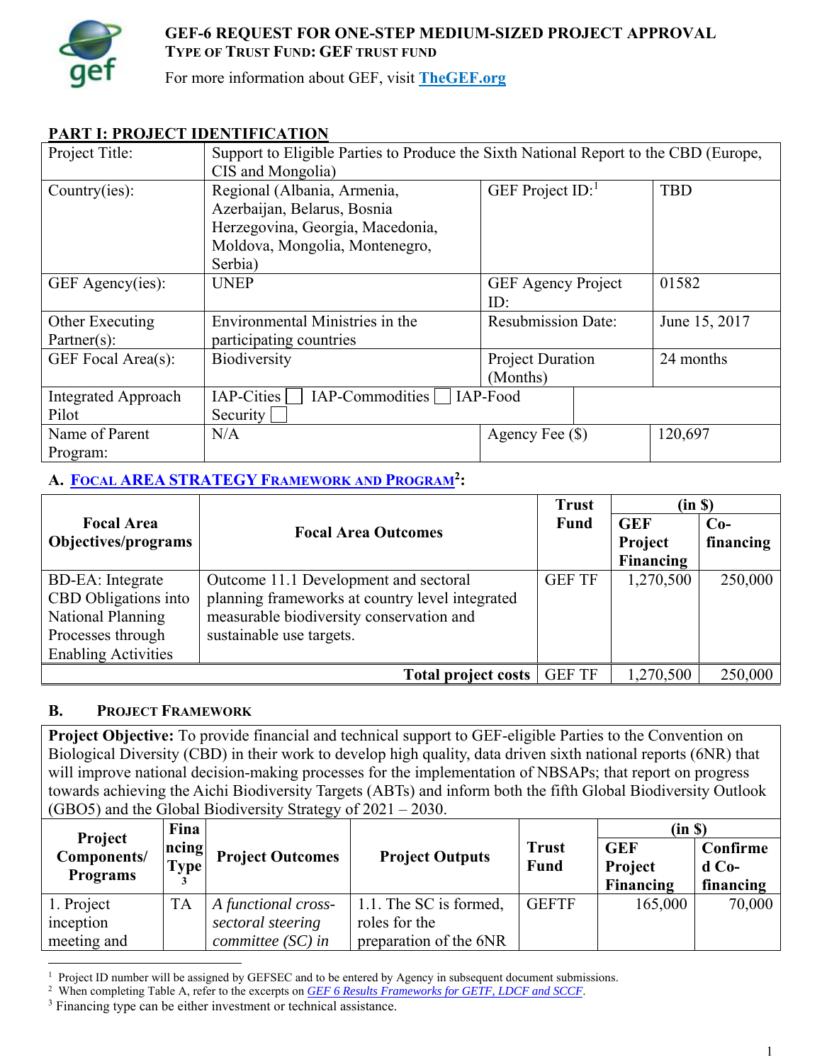# GEF-6 REQUEST FOR ONE-STEP MEDIUM-SIZED PROJECT APPROVAL

**TYPE OF TRUST FUND: GEF TRUST FUND**

For more information about GEF, visit TheGEF.org

## PART I: PROJECT IDENTIFICATION

| Project Title: | Support to Eligible Parties to Produce the Sixth National Report to the CBD (Europe, CIS and Mongolia) | | |
|---|---|---|---|
| Country(ies): | Regional (Albania, Armenia, Azerbaijan, Belarus, Bosnia Herzegovina, Georgia, Macedonia, Moldova, Mongolia, Montenegro, Serbia) | GEF Project ID:[1] | TBD |
| GEF Agency(ies): | UNEP | GEF Agency Project ID: | 01582 |
| Other Executing Partner(s): | Environmental Ministries in the participating countries | Resubmission Date: | June 15, 2017 |
| GEF Focal Area(s): | Biodiversity | Project Duration (Months) | 24 months |
| Integrated Approach Pilot | IAP-Cities ☐ IAP-Commodities ☐ IAP-Food Security ☐ | | |
| Name of Parent Program: | N/A | Agency Fee ($) | 120,697 |

### A. FOCAL AREA STRATEGY FRAMEWORK AND PROGRAM[2]:

| Focal Area Objectives/programs | Focal Area Outcomes | Trust Fund | (in $) GEF Project Financing | Co-financing |
|---|---|---|---|---|
| BD-EA: Integrate CBD Obligations into National Planning Processes through Enabling Activities | Outcome 11.1 Development and sectoral planning frameworks at country level integrated measurable biodiversity conservation and sustainable use targets. | GEF TF | 1,270,500 | 250,000 |
| | **Total project costs** | GEF TF | 1,270,500 | 250,000 |

### B. PROJECT FRAMEWORK

**Project Objective:** To provide financial and technical support to GEF-eligible Parties to the Convention on Biological Diversity (CBD) in their work to develop high quality, data driven sixth national reports (6NR) that will improve national decision-making processes for the implementation of NBSAPs; that report on progress towards achieving the Aichi Biodiversity Targets (ABTs) and inform both the fifth Global Biodiversity Outlook (GBO5) and the Global Biodiversity Strategy of 2021 – 2030.

| Project Components/ Programs | Financing Type[3] | Project Outcomes | Project Outputs | Trust Fund | (in $) GEF Project Financing | Confirmed Co-financing |
|---|---|---|---|---|---|---|
| 1. Project inception meeting and | TA | *A functional cross-sectoral steering committee (SC) in* | 1.1. The SC is formed, roles for the preparation of the 6NR | GEFTF | 165,000 | 70,000 |

[1] Project ID number will be assigned by GEFSEC and to be entered by Agency in subsequent document submissions.
[2] When completing Table A, refer to the excerpts on *GEF 6 Results Frameworks for GETF, LDCF and SCCF*.
[3] Financing type can be either investment or technical assistance.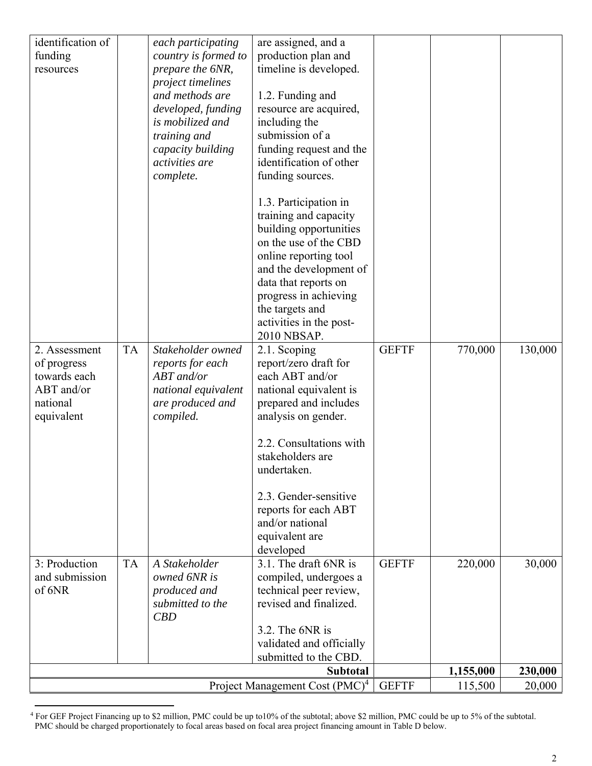| | | | | | | |
|---|---|---|---|---|---|---|
| identification of funding resources | | *each participating country is formed to prepare the 6NR, project timelines and methods are developed, funding is mobilized and training and capacity building activities are complete.* | are assigned, and a production plan and timeline is developed.<br><br>1.2. Funding and resource are acquired, including the submission of a funding request and the identification of other funding sources.<br><br>1.3. Participation in training and capacity building opportunities on the use of the CBD online reporting tool and the development of data that reports on progress in achieving the targets and activities in the post-2010 NBSAP. | | | |
| 2. Assessment of progress towards each ABT and/or national equivalent | TA | *Stakeholder owned reports for each ABT and/or national equivalent are produced and compiled.* | 2.1. Scoping report/zero draft for each ABT and/or national equivalent is prepared and includes analysis on gender.<br><br>2.2. Consultations with stakeholders are undertaken.<br><br>2.3. Gender-sensitive reports for each ABT and/or national equivalent are developed | GEFTF | 770,000 | 130,000 |
| 3: Production and submission of 6NR | TA | *A Stakeholder owned 6NR is produced and submitted to the CBD* | 3.1. The draft 6NR is compiled, undergoes a technical peer review, revised and finalized.<br><br>3.2. The 6NR is validated and officially submitted to the CBD. | GEFTF | 220,000 | 30,000 |
| | | | **Subtotal** | | **1,155,000** | **230,000** |
| | | | Project Management Cost (PMC)[4] | GEFTF | 115,500 | 20,000 |

[4] For GEF Project Financing up to $2 million, PMC could be up to10% of the subtotal; above $2 million, PMC could be up to 5% of the subtotal. PMC should be charged proportionately to focal areas based on focal area project financing amount in Table D below.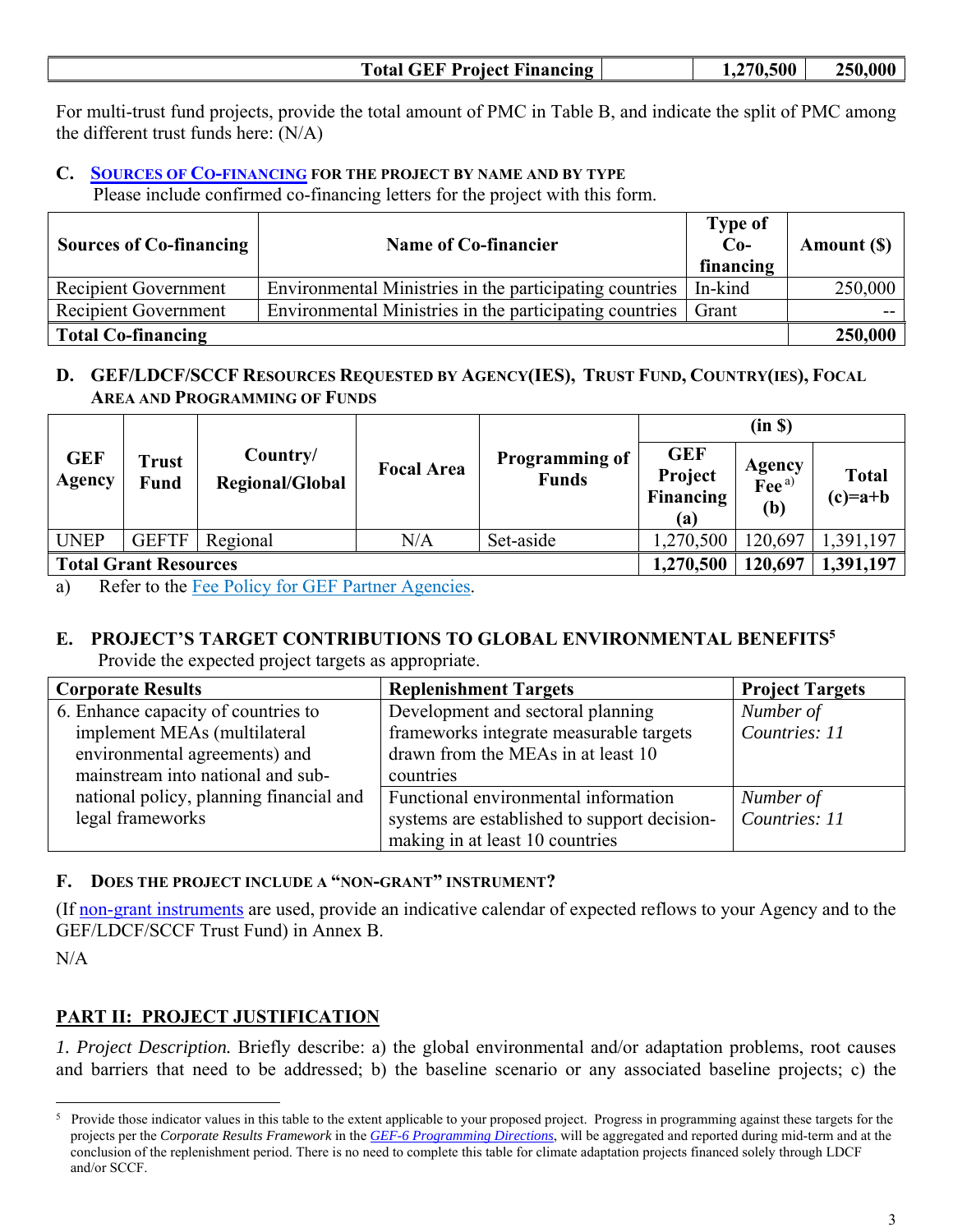| | | | |
|---|---|---|---|
| **Total GEF Project Financing** | | **1,270,500** | **250,000** |

For multi-trust fund projects, provide the total amount of PMC in Table B, and indicate the split of PMC among the different trust funds here: (N/A)

### C. SOURCES OF CO-FINANCING FOR THE PROJECT BY NAME AND BY TYPE

Please include confirmed co-financing letters for the project with this form.

| Sources of Co-financing | Name of Co-financier | Type of Co-financing | Amount ($) |
|---|---|---|---|
| Recipient Government | Environmental Ministries in the participating countries | In-kind | 250,000 |
| Recipient Government | Environmental Ministries in the participating countries | Grant | -- |
| **Total Co-financing** | | | **250,000** |

### D. GEF/LDCF/SCCF RESOURCES REQUESTED BY AGENCY(IES), TRUST FUND, COUNTRY(IES), FOCAL AREA AND PROGRAMMING OF FUNDS

| GEF Agency | Trust Fund | Country/ Regional/Global | Focal Area | Programming of Funds | (in $) | | |
|---|---|---|---|---|---|---|---|
| | | | | | GEF Project Financing (a) | Agency Fee [a)] (b) | Total (c)=a+b |
| UNEP | GEFTF | Regional | N/A | Set-aside | 1,270,500 | 120,697 | 1,391,197 |
| **Total Grant Resources** | | | | | **1,270,500** | **120,697** | **1,391,197** |

a) Refer to the Fee Policy for GEF Partner Agencies.

### E. PROJECT'S TARGET CONTRIBUTIONS TO GLOBAL ENVIRONMENTAL BENEFITS[5]

Provide the expected project targets as appropriate.

| Corporate Results | Replenishment Targets | Project Targets |
|---|---|---|
| 6. Enhance capacity of countries to implement MEAs (multilateral environmental agreements) and mainstream into national and sub-national policy, planning financial and legal frameworks | Development and sectoral planning frameworks integrate measurable targets drawn from the MEAs in at least 10 countries | *Number of Countries: 11* |
| | Functional environmental information systems are established to support decision-making in at least 10 countries | *Number of Countries: 11* |

### F. DOES THE PROJECT INCLUDE A "NON-GRANT" INSTRUMENT?

(If non-grant instruments are used, provide an indicative calendar of expected reflows to your Agency and to the GEF/LDCF/SCCF Trust Fund) in Annex B.

N/A

## PART II: PROJECT JUSTIFICATION

*1. Project Description.* Briefly describe: a) the global environmental and/or adaptation problems, root causes and barriers that need to be addressed; b) the baseline scenario or any associated baseline projects; c) the

---

[5] Provide those indicator values in this table to the extent applicable to your proposed project. Progress in programming against these targets for the projects per the *Corporate Results Framework* in the *GEF-6 Programming Directions*, will be aggregated and reported during mid-term and at the conclusion of the replenishment period. There is no need to complete this table for climate adaptation projects financed solely through LDCF and/or SCCF.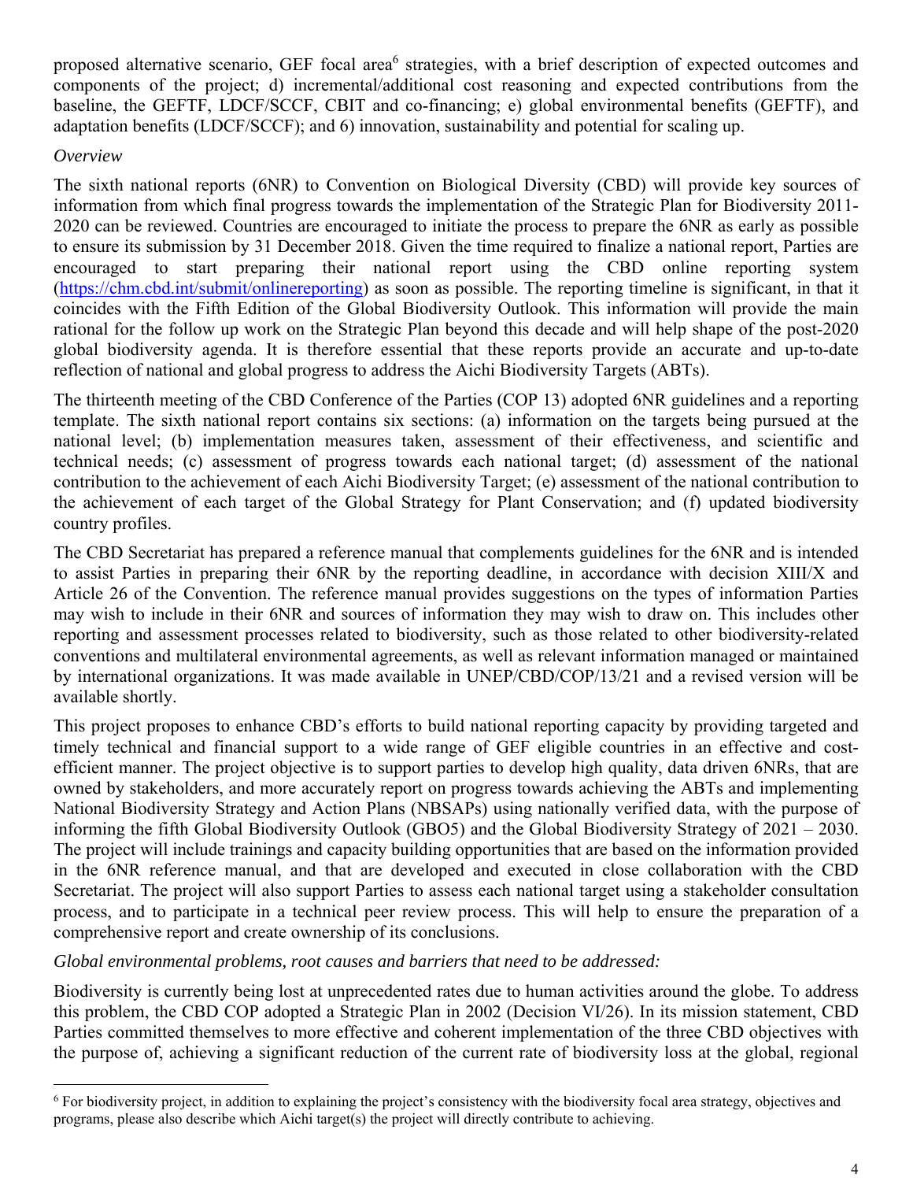proposed alternative scenario, GEF focal area[6] strategies, with a brief description of expected outcomes and components of the project; d) incremental/additional cost reasoning and expected contributions from the baseline, the GEFTF, LDCF/SCCF, CBIT and co-financing; e) global environmental benefits (GEFTF), and adaptation benefits (LDCF/SCCF); and 6) innovation, sustainability and potential for scaling up.

*Overview*

The sixth national reports (6NR) to Convention on Biological Diversity (CBD) will provide key sources of information from which final progress towards the implementation of the Strategic Plan for Biodiversity 2011-2020 can be reviewed. Countries are encouraged to initiate the process to prepare the 6NR as early as possible to ensure its submission by 31 December 2018. Given the time required to finalize a national report, Parties are encouraged to start preparing their national report using the CBD online reporting system (https://chm.cbd.int/submit/onlinereporting) as soon as possible. The reporting timeline is significant, in that it coincides with the Fifth Edition of the Global Biodiversity Outlook. This information will provide the main rational for the follow up work on the Strategic Plan beyond this decade and will help shape of the post-2020 global biodiversity agenda. It is therefore essential that these reports provide an accurate and up-to-date reflection of national and global progress to address the Aichi Biodiversity Targets (ABTs).

The thirteenth meeting of the CBD Conference of the Parties (COP 13) adopted 6NR guidelines and a reporting template. The sixth national report contains six sections: (a) information on the targets being pursued at the national level; (b) implementation measures taken, assessment of their effectiveness, and scientific and technical needs; (c) assessment of progress towards each national target; (d) assessment of the national contribution to the achievement of each Aichi Biodiversity Target; (e) assessment of the national contribution to the achievement of each target of the Global Strategy for Plant Conservation; and (f) updated biodiversity country profiles.

The CBD Secretariat has prepared a reference manual that complements guidelines for the 6NR and is intended to assist Parties in preparing their 6NR by the reporting deadline, in accordance with decision XIII/X and Article 26 of the Convention. The reference manual provides suggestions on the types of information Parties may wish to include in their 6NR and sources of information they may wish to draw on. This includes other reporting and assessment processes related to biodiversity, such as those related to other biodiversity-related conventions and multilateral environmental agreements, as well as relevant information managed or maintained by international organizations. It was made available in UNEP/CBD/COP/13/21 and a revised version will be available shortly.

This project proposes to enhance CBD's efforts to build national reporting capacity by providing targeted and timely technical and financial support to a wide range of GEF eligible countries in an effective and cost-efficient manner. The project objective is to support parties to develop high quality, data driven 6NRs, that are owned by stakeholders, and more accurately report on progress towards achieving the ABTs and implementing National Biodiversity Strategy and Action Plans (NBSAPs) using nationally verified data, with the purpose of informing the fifth Global Biodiversity Outlook (GBO5) and the Global Biodiversity Strategy of 2021 – 2030. The project will include trainings and capacity building opportunities that are based on the information provided in the 6NR reference manual, and that are developed and executed in close collaboration with the CBD Secretariat. The project will also support Parties to assess each national target using a stakeholder consultation process, and to participate in a technical peer review process. This will help to ensure the preparation of a comprehensive report and create ownership of its conclusions.

*Global environmental problems, root causes and barriers that need to be addressed:*

Biodiversity is currently being lost at unprecedented rates due to human activities around the globe. To address this problem, the CBD COP adopted a Strategic Plan in 2002 (Decision VI/26). In its mission statement, CBD Parties committed themselves to more effective and coherent implementation of the three CBD objectives with the purpose of, achieving a significant reduction of the current rate of biodiversity loss at the global, regional

---

[6] For biodiversity project, in addition to explaining the project's consistency with the biodiversity focal area strategy, objectives and programs, please also describe which Aichi target(s) the project will directly contribute to achieving.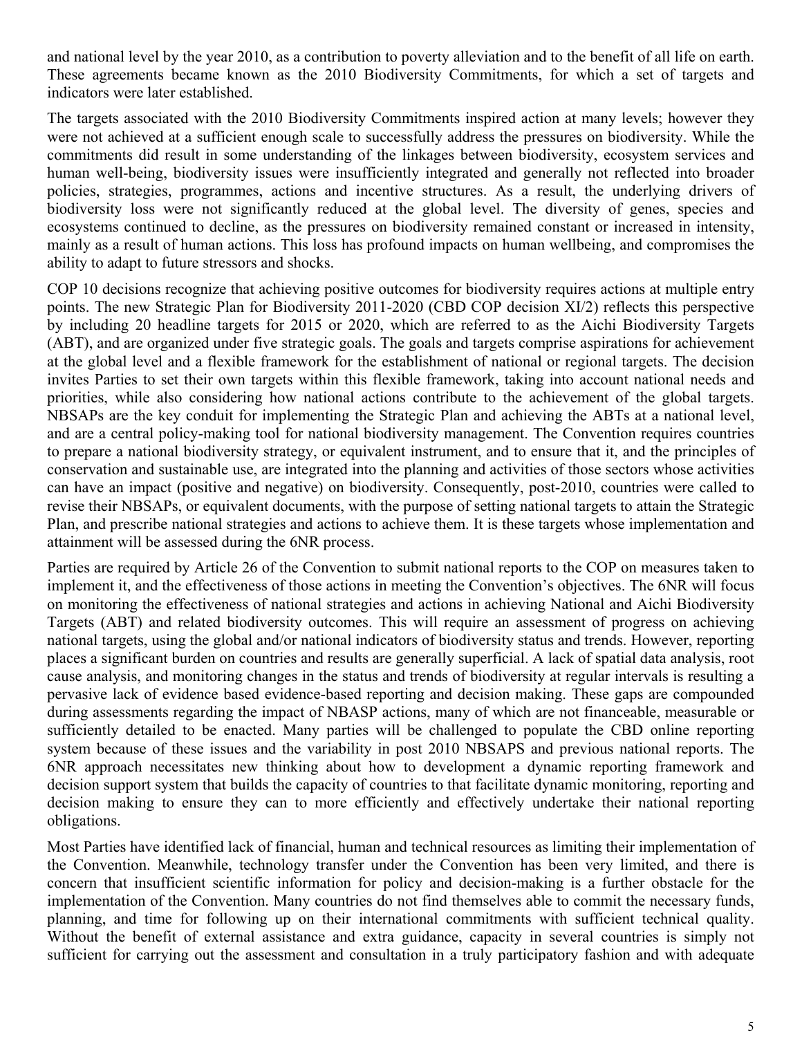and national level by the year 2010, as a contribution to poverty alleviation and to the benefit of all life on earth. These agreements became known as the 2010 Biodiversity Commitments, for which a set of targets and indicators were later established.

The targets associated with the 2010 Biodiversity Commitments inspired action at many levels; however they were not achieved at a sufficient enough scale to successfully address the pressures on biodiversity. While the commitments did result in some understanding of the linkages between biodiversity, ecosystem services and human well-being, biodiversity issues were insufficiently integrated and generally not reflected into broader policies, strategies, programmes, actions and incentive structures. As a result, the underlying drivers of biodiversity loss were not significantly reduced at the global level. The diversity of genes, species and ecosystems continued to decline, as the pressures on biodiversity remained constant or increased in intensity, mainly as a result of human actions. This loss has profound impacts on human wellbeing, and compromises the ability to adapt to future stressors and shocks.

COP 10 decisions recognize that achieving positive outcomes for biodiversity requires actions at multiple entry points. The new Strategic Plan for Biodiversity 2011-2020 (CBD COP decision XI/2) reflects this perspective by including 20 headline targets for 2015 or 2020, which are referred to as the Aichi Biodiversity Targets (ABT), and are organized under five strategic goals. The goals and targets comprise aspirations for achievement at the global level and a flexible framework for the establishment of national or regional targets. The decision invites Parties to set their own targets within this flexible framework, taking into account national needs and priorities, while also considering how national actions contribute to the achievement of the global targets. NBSAPs are the key conduit for implementing the Strategic Plan and achieving the ABTs at a national level, and are a central policy-making tool for national biodiversity management. The Convention requires countries to prepare a national biodiversity strategy, or equivalent instrument, and to ensure that it, and the principles of conservation and sustainable use, are integrated into the planning and activities of those sectors whose activities can have an impact (positive and negative) on biodiversity. Consequently, post-2010, countries were called to revise their NBSAPs, or equivalent documents, with the purpose of setting national targets to attain the Strategic Plan, and prescribe national strategies and actions to achieve them. It is these targets whose implementation and attainment will be assessed during the 6NR process.

Parties are required by Article 26 of the Convention to submit national reports to the COP on measures taken to implement it, and the effectiveness of those actions in meeting the Convention's objectives. The 6NR will focus on monitoring the effectiveness of national strategies and actions in achieving National and Aichi Biodiversity Targets (ABT) and related biodiversity outcomes. This will require an assessment of progress on achieving national targets, using the global and/or national indicators of biodiversity status and trends. However, reporting places a significant burden on countries and results are generally superficial. A lack of spatial data analysis, root cause analysis, and monitoring changes in the status and trends of biodiversity at regular intervals is resulting a pervasive lack of evidence based evidence-based reporting and decision making. These gaps are compounded during assessments regarding the impact of NBASP actions, many of which are not financeable, measurable or sufficiently detailed to be enacted. Many parties will be challenged to populate the CBD online reporting system because of these issues and the variability in post 2010 NBSAPS and previous national reports. The 6NR approach necessitates new thinking about how to development a dynamic reporting framework and decision support system that builds the capacity of countries to that facilitate dynamic monitoring, reporting and decision making to ensure they can to more efficiently and effectively undertake their national reporting obligations.

Most Parties have identified lack of financial, human and technical resources as limiting their implementation of the Convention. Meanwhile, technology transfer under the Convention has been very limited, and there is concern that insufficient scientific information for policy and decision-making is a further obstacle for the implementation of the Convention. Many countries do not find themselves able to commit the necessary funds, planning, and time for following up on their international commitments with sufficient technical quality. Without the benefit of external assistance and extra guidance, capacity in several countries is simply not sufficient for carrying out the assessment and consultation in a truly participatory fashion and with adequate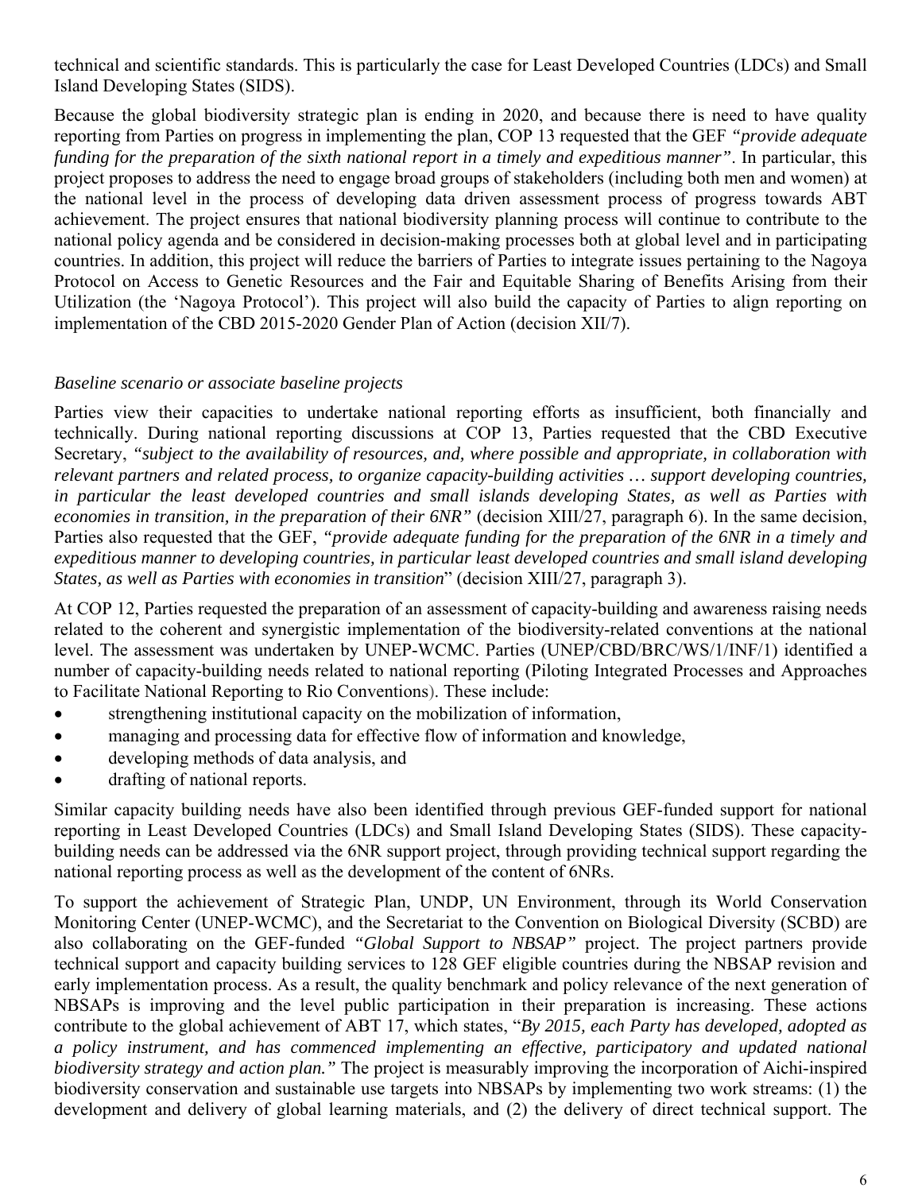technical and scientific standards. This is particularly the case for Least Developed Countries (LDCs) and Small Island Developing States (SIDS).

Because the global biodiversity strategic plan is ending in 2020, and because there is need to have quality reporting from Parties on progress in implementing the plan, COP 13 requested that the GEF *"provide adequate funding for the preparation of the sixth national report in a timely and expeditious manner"*. In particular, this project proposes to address the need to engage broad groups of stakeholders (including both men and women) at the national level in the process of developing data driven assessment process of progress towards ABT achievement. The project ensures that national biodiversity planning process will continue to contribute to the national policy agenda and be considered in decision-making processes both at global level and in participating countries. In addition, this project will reduce the barriers of Parties to integrate issues pertaining to the Nagoya Protocol on Access to Genetic Resources and the Fair and Equitable Sharing of Benefits Arising from their Utilization (the 'Nagoya Protocol'). This project will also build the capacity of Parties to align reporting on implementation of the CBD 2015-2020 Gender Plan of Action (decision XII/7).

*Baseline scenario or associate baseline projects*

Parties view their capacities to undertake national reporting efforts as insufficient, both financially and technically. During national reporting discussions at COP 13, Parties requested that the CBD Executive Secretary, *"subject to the availability of resources, and, where possible and appropriate, in collaboration with relevant partners and related process, to organize capacity-building activities … support developing countries, in particular the least developed countries and small islands developing States, as well as Parties with economies in transition, in the preparation of their 6NR"* (decision XIII/27, paragraph 6). In the same decision, Parties also requested that the GEF, *"provide adequate funding for the preparation of the 6NR in a timely and expeditious manner to developing countries, in particular least developed countries and small island developing States, as well as Parties with economies in transition*" (decision XIII/27, paragraph 3).

At COP 12, Parties requested the preparation of an assessment of capacity-building and awareness raising needs related to the coherent and synergistic implementation of the biodiversity-related conventions at the national level. The assessment was undertaken by UNEP-WCMC. Parties (UNEP/CBD/BRC/WS/1/INF/1) identified a number of capacity-building needs related to national reporting (Piloting Integrated Processes and Approaches to Facilitate National Reporting to Rio Conventions). These include:

- strengthening institutional capacity on the mobilization of information,
- managing and processing data for effective flow of information and knowledge,
- developing methods of data analysis, and
- drafting of national reports.

Similar capacity building needs have also been identified through previous GEF-funded support for national reporting in Least Developed Countries (LDCs) and Small Island Developing States (SIDS). These capacity-building needs can be addressed via the 6NR support project, through providing technical support regarding the national reporting process as well as the development of the content of 6NRs.

To support the achievement of Strategic Plan, UNDP, UN Environment, through its World Conservation Monitoring Center (UNEP-WCMC), and the Secretariat to the Convention on Biological Diversity (SCBD) are also collaborating on the GEF-funded *"Global Support to NBSAP"* project. The project partners provide technical support and capacity building services to 128 GEF eligible countries during the NBSAP revision and early implementation process. As a result, the quality benchmark and policy relevance of the next generation of NBSAPs is improving and the level public participation in their preparation is increasing. These actions contribute to the global achievement of ABT 17, which states, "*By 2015, each Party has developed, adopted as a policy instrument, and has commenced implementing an effective, participatory and updated national biodiversity strategy and action plan."* The project is measurably improving the incorporation of Aichi-inspired biodiversity conservation and sustainable use targets into NBSAPs by implementing two work streams: (1) the development and delivery of global learning materials, and (2) the delivery of direct technical support. The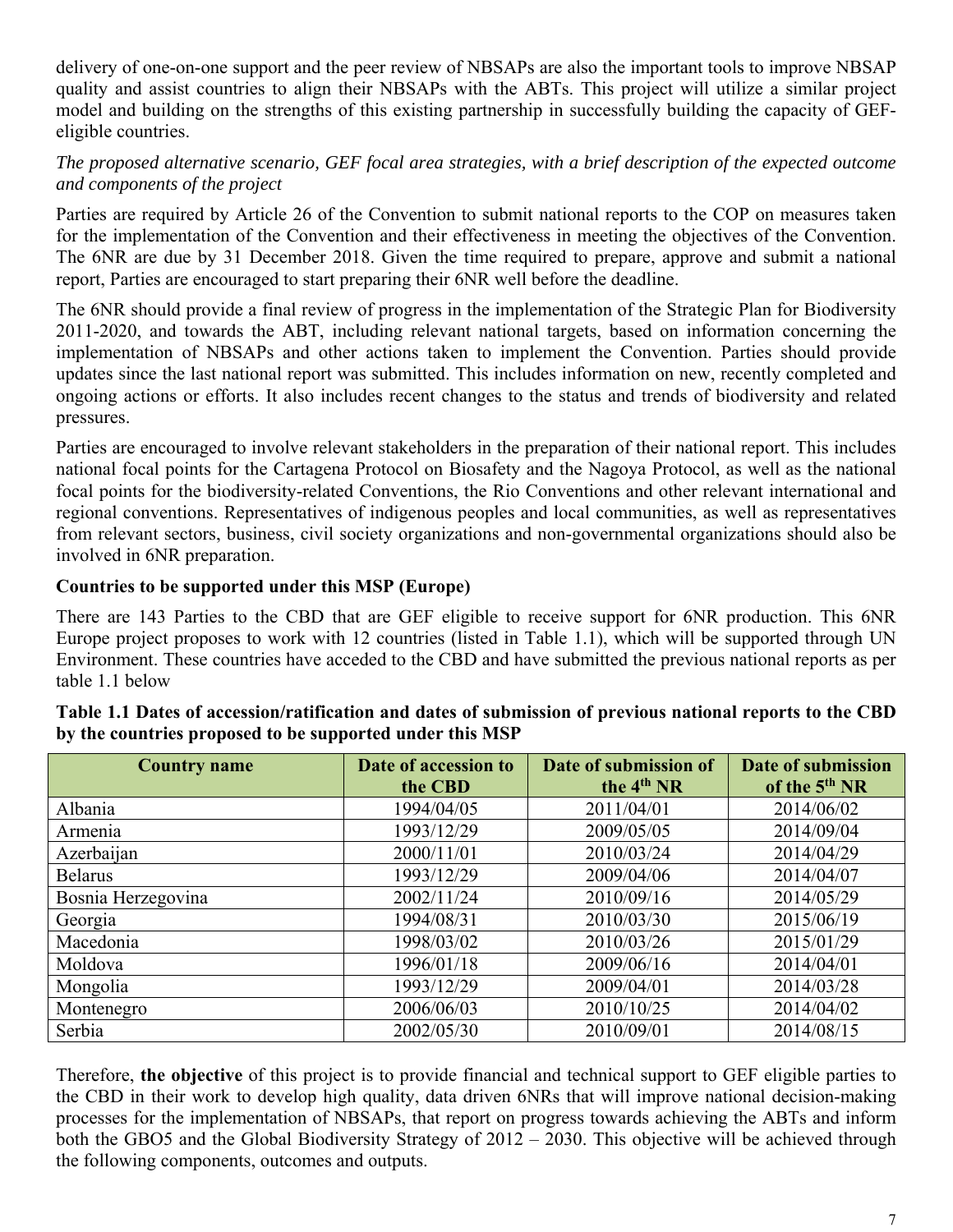delivery of one-on-one support and the peer review of NBSAPs are also the important tools to improve NBSAP quality and assist countries to align their NBSAPs with the ABTs. This project will utilize a similar project model and building on the strengths of this existing partnership in successfully building the capacity of GEF-eligible countries.

*The proposed alternative scenario, GEF focal area strategies, with a brief description of the expected outcome and components of the project*

Parties are required by Article 26 of the Convention to submit national reports to the COP on measures taken for the implementation of the Convention and their effectiveness in meeting the objectives of the Convention. The 6NR are due by 31 December 2018. Given the time required to prepare, approve and submit a national report, Parties are encouraged to start preparing their 6NR well before the deadline.

The 6NR should provide a final review of progress in the implementation of the Strategic Plan for Biodiversity 2011-2020, and towards the ABT, including relevant national targets, based on information concerning the implementation of NBSAPs and other actions taken to implement the Convention. Parties should provide updates since the last national report was submitted. This includes information on new, recently completed and ongoing actions or efforts. It also includes recent changes to the status and trends of biodiversity and related pressures.

Parties are encouraged to involve relevant stakeholders in the preparation of their national report. This includes national focal points for the Cartagena Protocol on Biosafety and the Nagoya Protocol, as well as the national focal points for the biodiversity-related Conventions, the Rio Conventions and other relevant international and regional conventions. Representatives of indigenous peoples and local communities, as well as representatives from relevant sectors, business, civil society organizations and non-governmental organizations should also be involved in 6NR preparation.

**Countries to be supported under this MSP (Europe)**

There are 143 Parties to the CBD that are GEF eligible to receive support for 6NR production. This 6NR Europe project proposes to work with 12 countries (listed in Table 1.1), which will be supported through UN Environment. These countries have acceded to the CBD and have submitted the previous national reports as per table 1.1 below

**Table 1.1 Dates of accession/ratification and dates of submission of previous national reports to the CBD by the countries proposed to be supported under this MSP**

| Country name | Date of accession to the CBD | Date of submission of the 4th NR | Date of submission of the 5th NR |
|---|---|---|---|
| Albania | 1994/04/05 | 2011/04/01 | 2014/06/02 |
| Armenia | 1993/12/29 | 2009/05/05 | 2014/09/04 |
| Azerbaijan | 2000/11/01 | 2010/03/24 | 2014/04/29 |
| Belarus | 1993/12/29 | 2009/04/06 | 2014/04/07 |
| Bosnia Herzegovina | 2002/11/24 | 2010/09/16 | 2014/05/29 |
| Georgia | 1994/08/31 | 2010/03/30 | 2015/06/19 |
| Macedonia | 1998/03/02 | 2010/03/26 | 2015/01/29 |
| Moldova | 1996/01/18 | 2009/06/16 | 2014/04/01 |
| Mongolia | 1993/12/29 | 2009/04/01 | 2014/03/28 |
| Montenegro | 2006/06/03 | 2010/10/25 | 2014/04/02 |
| Serbia | 2002/05/30 | 2010/09/01 | 2014/08/15 |

Therefore, **the objective** of this project is to provide financial and technical support to GEF eligible parties to the CBD in their work to develop high quality, data driven 6NRs that will improve national decision-making processes for the implementation of NBSAPs, that report on progress towards achieving the ABTs and inform both the GBO5 and the Global Biodiversity Strategy of 2012 – 2030. This objective will be achieved through the following components, outcomes and outputs.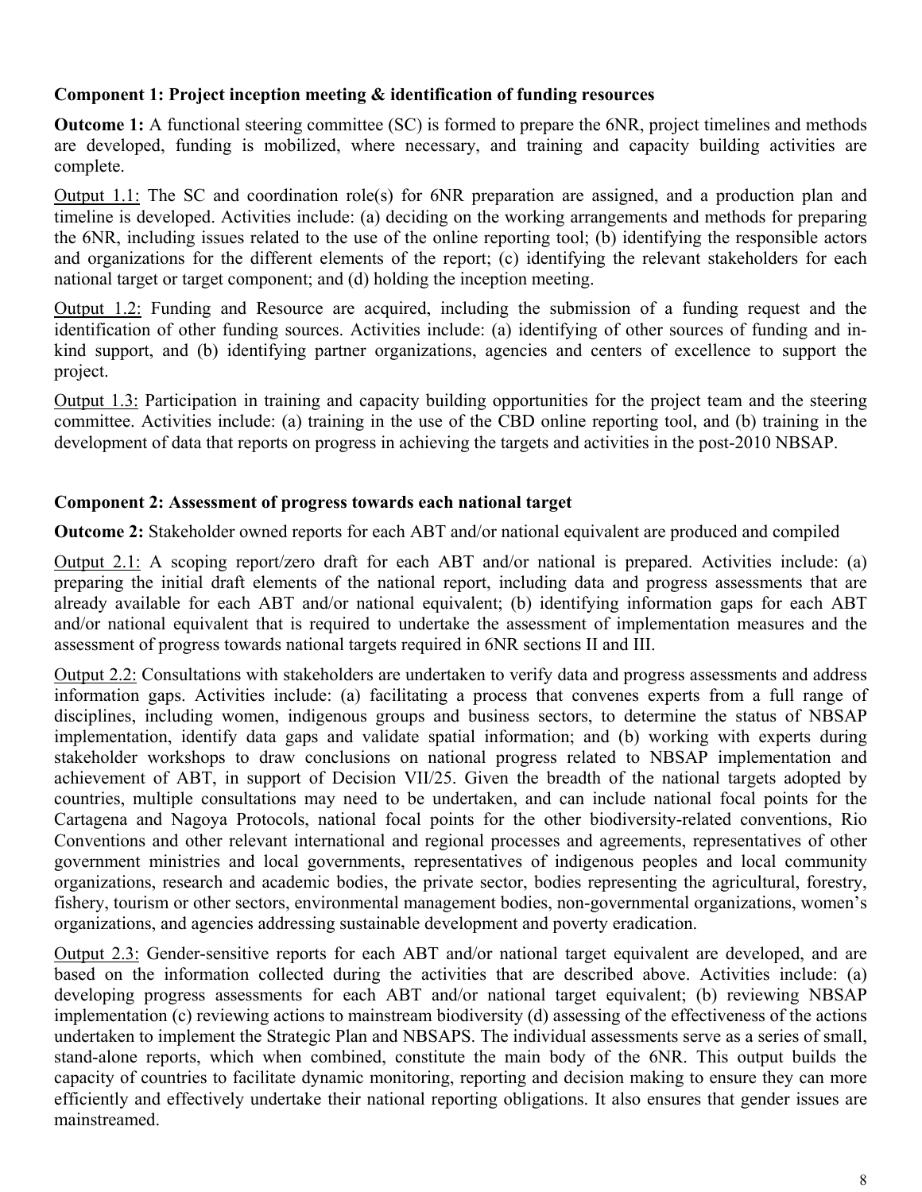**Component 1: Project inception meeting & identification of funding resources**

**Outcome 1:** A functional steering committee (SC) is formed to prepare the 6NR, project timelines and methods are developed, funding is mobilized, where necessary, and training and capacity building activities are complete.

<u>Output 1.1:</u> The SC and coordination role(s) for 6NR preparation are assigned, and a production plan and timeline is developed. Activities include: (a) deciding on the working arrangements and methods for preparing the 6NR, including issues related to the use of the online reporting tool; (b) identifying the responsible actors and organizations for the different elements of the report; (c) identifying the relevant stakeholders for each national target or target component; and (d) holding the inception meeting.

<u>Output 1.2:</u> Funding and Resource are acquired, including the submission of a funding request and the identification of other funding sources. Activities include: (a) identifying of other sources of funding and in-kind support, and (b) identifying partner organizations, agencies and centers of excellence to support the project.

<u>Output 1.3:</u> Participation in training and capacity building opportunities for the project team and the steering committee. Activities include: (a) training in the use of the CBD online reporting tool, and (b) training in the development of data that reports on progress in achieving the targets and activities in the post-2010 NBSAP.

**Component 2: Assessment of progress towards each national target**

**Outcome 2:** Stakeholder owned reports for each ABT and/or national equivalent are produced and compiled

<u>Output 2.1:</u> A scoping report/zero draft for each ABT and/or national is prepared. Activities include: (a) preparing the initial draft elements of the national report, including data and progress assessments that are already available for each ABT and/or national equivalent; (b) identifying information gaps for each ABT and/or national equivalent that is required to undertake the assessment of implementation measures and the assessment of progress towards national targets required in 6NR sections II and III.

<u>Output 2.2:</u> Consultations with stakeholders are undertaken to verify data and progress assessments and address information gaps. Activities include: (a) facilitating a process that convenes experts from a full range of disciplines, including women, indigenous groups and business sectors, to determine the status of NBSAP implementation, identify data gaps and validate spatial information; and (b) working with experts during stakeholder workshops to draw conclusions on national progress related to NBSAP implementation and achievement of ABT, in support of Decision VII/25. Given the breadth of the national targets adopted by countries, multiple consultations may need to be undertaken, and can include national focal points for the Cartagena and Nagoya Protocols, national focal points for the other biodiversity-related conventions, Rio Conventions and other relevant international and regional processes and agreements, representatives of other government ministries and local governments, representatives of indigenous peoples and local community organizations, research and academic bodies, the private sector, bodies representing the agricultural, forestry, fishery, tourism or other sectors, environmental management bodies, non-governmental organizations, women's organizations, and agencies addressing sustainable development and poverty eradication.

<u>Output 2.3:</u> Gender-sensitive reports for each ABT and/or national target equivalent are developed, and are based on the information collected during the activities that are described above. Activities include: (a) developing progress assessments for each ABT and/or national target equivalent; (b) reviewing NBSAP implementation (c) reviewing actions to mainstream biodiversity (d) assessing of the effectiveness of the actions undertaken to implement the Strategic Plan and NBSAPS. The individual assessments serve as a series of small, stand-alone reports, which when combined, constitute the main body of the 6NR. This output builds the capacity of countries to facilitate dynamic monitoring, reporting and decision making to ensure they can more efficiently and effectively undertake their national reporting obligations. It also ensures that gender issues are mainstreamed.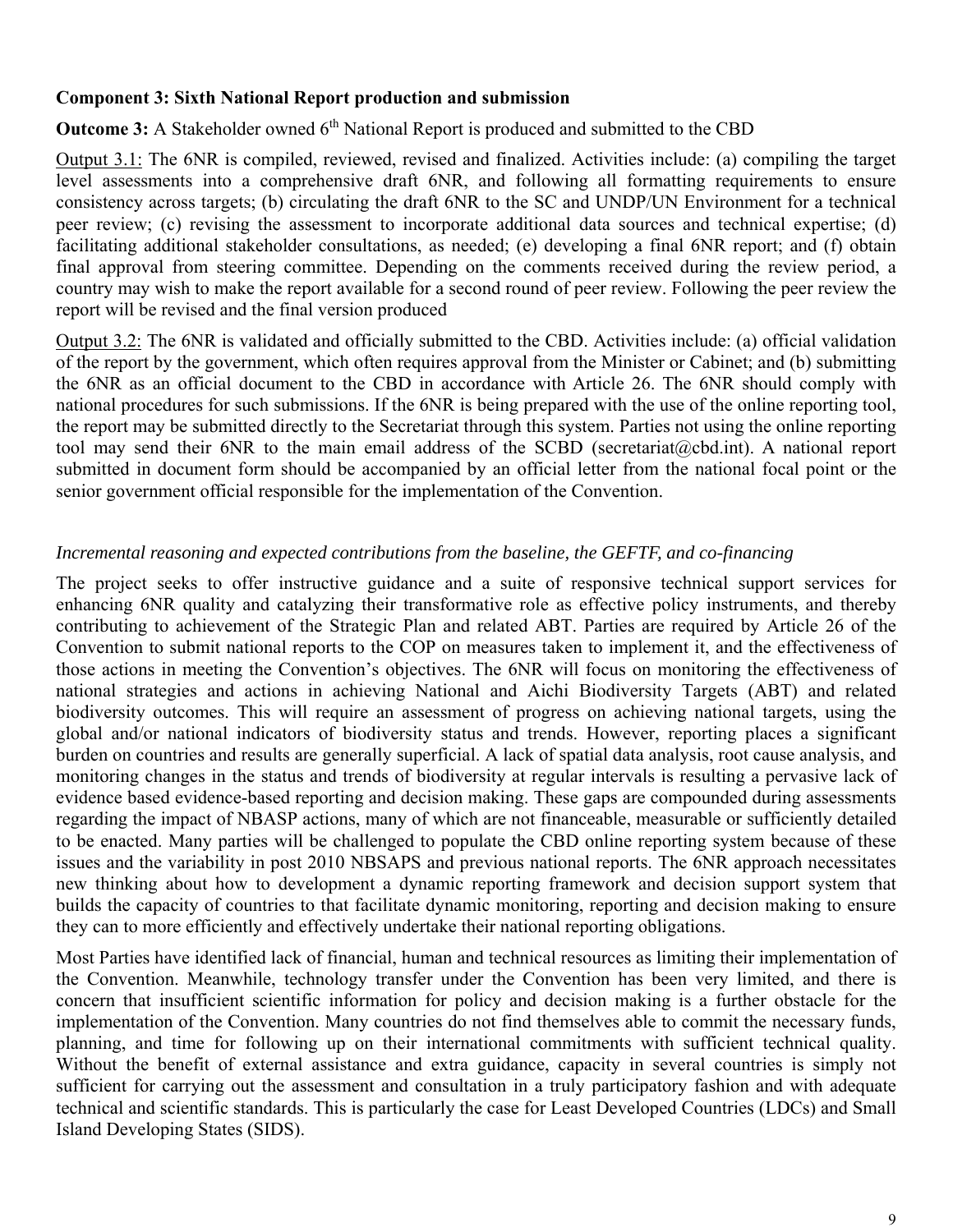**Component 3: Sixth National Report production and submission**

**Outcome 3:** A Stakeholder owned 6th National Report is produced and submitted to the CBD

Output 3.1: The 6NR is compiled, reviewed, revised and finalized. Activities include: (a) compiling the target level assessments into a comprehensive draft 6NR, and following all formatting requirements to ensure consistency across targets; (b) circulating the draft 6NR to the SC and UNDP/UN Environment for a technical peer review; (c) revising the assessment to incorporate additional data sources and technical expertise; (d) facilitating additional stakeholder consultations, as needed; (e) developing a final 6NR report; and (f) obtain final approval from steering committee. Depending on the comments received during the review period, a country may wish to make the report available for a second round of peer review. Following the peer review the report will be revised and the final version produced

Output 3.2: The 6NR is validated and officially submitted to the CBD. Activities include: (a) official validation of the report by the government, which often requires approval from the Minister or Cabinet; and (b) submitting the 6NR as an official document to the CBD in accordance with Article 26. The 6NR should comply with national procedures for such submissions. If the 6NR is being prepared with the use of the online reporting tool, the report may be submitted directly to the Secretariat through this system. Parties not using the online reporting tool may send their 6NR to the main email address of the SCBD (secretariat@cbd.int). A national report submitted in document form should be accompanied by an official letter from the national focal point or the senior government official responsible for the implementation of the Convention.

*Incremental reasoning and expected contributions from the baseline, the GEFTF, and co-financing*

The project seeks to offer instructive guidance and a suite of responsive technical support services for enhancing 6NR quality and catalyzing their transformative role as effective policy instruments, and thereby contributing to achievement of the Strategic Plan and related ABT. Parties are required by Article 26 of the Convention to submit national reports to the COP on measures taken to implement it, and the effectiveness of those actions in meeting the Convention's objectives. The 6NR will focus on monitoring the effectiveness of national strategies and actions in achieving National and Aichi Biodiversity Targets (ABT) and related biodiversity outcomes. This will require an assessment of progress on achieving national targets, using the global and/or national indicators of biodiversity status and trends. However, reporting places a significant burden on countries and results are generally superficial. A lack of spatial data analysis, root cause analysis, and monitoring changes in the status and trends of biodiversity at regular intervals is resulting a pervasive lack of evidence based evidence-based reporting and decision making. These gaps are compounded during assessments regarding the impact of NBASP actions, many of which are not financeable, measurable or sufficiently detailed to be enacted. Many parties will be challenged to populate the CBD online reporting system because of these issues and the variability in post 2010 NBSAPS and previous national reports. The 6NR approach necessitates new thinking about how to development a dynamic reporting framework and decision support system that builds the capacity of countries to that facilitate dynamic monitoring, reporting and decision making to ensure they can to more efficiently and effectively undertake their national reporting obligations.

Most Parties have identified lack of financial, human and technical resources as limiting their implementation of the Convention. Meanwhile, technology transfer under the Convention has been very limited, and there is concern that insufficient scientific information for policy and decision making is a further obstacle for the implementation of the Convention. Many countries do not find themselves able to commit the necessary funds, planning, and time for following up on their international commitments with sufficient technical quality. Without the benefit of external assistance and extra guidance, capacity in several countries is simply not sufficient for carrying out the assessment and consultation in a truly participatory fashion and with adequate technical and scientific standards. This is particularly the case for Least Developed Countries (LDCs) and Small Island Developing States (SIDS).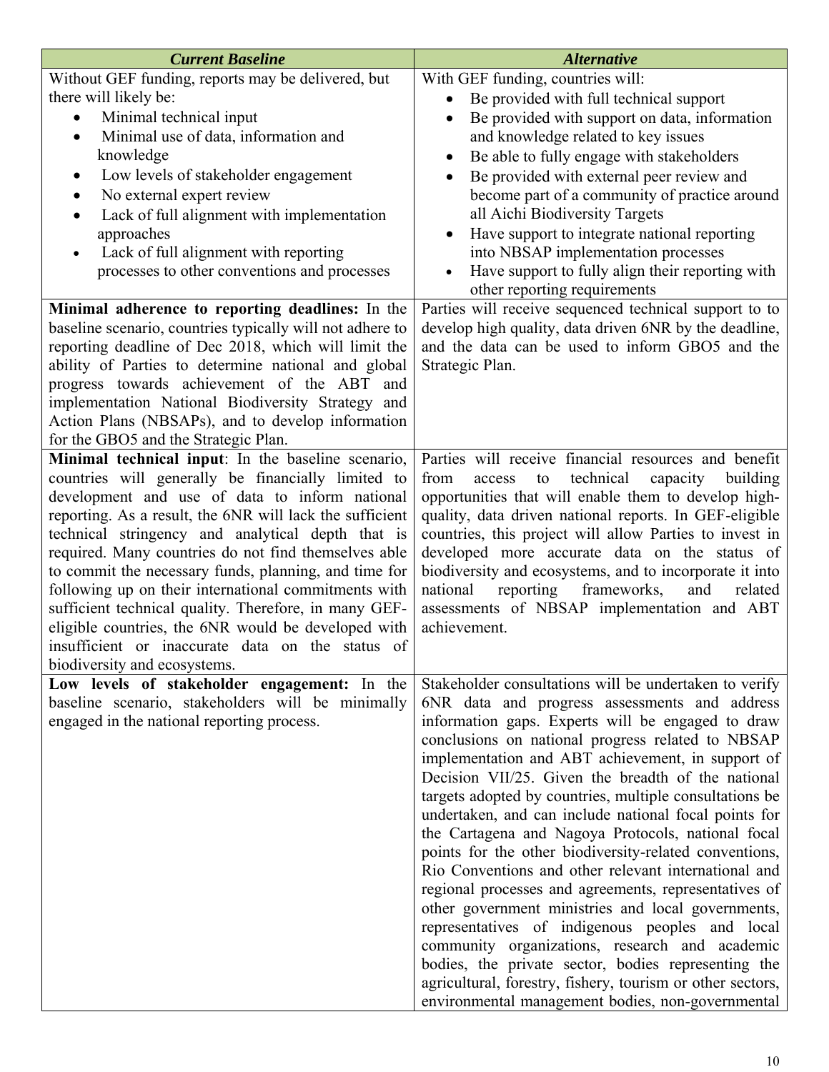| ***Current Baseline*** | ***Alternative*** |
|---|---|
| Without GEF funding, reports may be delivered, but there will likely be:<br>• Minimal technical input<br>• Minimal use of data, information and knowledge<br>• Low levels of stakeholder engagement<br>• No external expert review<br>• Lack of full alignment with implementation approaches<br>• Lack of full alignment with reporting processes to other conventions and processes | With GEF funding, countries will:<br>• Be provided with full technical support<br>• Be provided with support on data, information and knowledge related to key issues<br>• Be able to fully engage with stakeholders<br>• Be provided with external peer review and become part of a community of practice around all Aichi Biodiversity Targets<br>• Have support to integrate national reporting into NBSAP implementation processes<br>• Have support to fully align their reporting with other reporting requirements |
| **Minimal adherence to reporting deadlines:** In the baseline scenario, countries typically will not adhere to reporting deadline of Dec 2018, which will limit the ability of Parties to determine national and global progress towards achievement of the ABT and implementation National Biodiversity Strategy and Action Plans (NBSAPs), and to develop information for the GBO5 and the Strategic Plan. | Parties will receive sequenced technical support to to develop high quality, data driven 6NR by the deadline, and the data can be used to inform GBO5 and the Strategic Plan. |
| **Minimal technical input**: In the baseline scenario, countries will generally be financially limited to development and use of data to inform national reporting. As a result, the 6NR will lack the sufficient technical stringency and analytical depth that is required. Many countries do not find themselves able to commit the necessary funds, planning, and time for following up on their international commitments with sufficient technical quality. Therefore, in many GEF-eligible countries, the 6NR would be developed with insufficient or inaccurate data on the status of biodiversity and ecosystems. | Parties will receive financial resources and benefit from access to technical capacity building opportunities that will enable them to develop high-quality, data driven national reports. In GEF-eligible countries, this project will allow Parties to invest in developed more accurate data on the status of biodiversity and ecosystems, and to incorporate it into national reporting frameworks, and related assessments of NBSAP implementation and ABT achievement. |
| **Low levels of stakeholder engagement:** In the baseline scenario, stakeholders will be minimally engaged in the national reporting process. | Stakeholder consultations will be undertaken to verify 6NR data and progress assessments and address information gaps. Experts will be engaged to draw conclusions on national progress related to NBSAP implementation and ABT achievement, in support of Decision VII/25. Given the breadth of the national targets adopted by countries, multiple consultations be undertaken, and can include national focal points for the Cartagena and Nagoya Protocols, national focal points for the other biodiversity-related conventions, Rio Conventions and other relevant international and regional processes and agreements, representatives of other government ministries and local governments, representatives of indigenous peoples and local community organizations, research and academic bodies, the private sector, bodies representing the agricultural, forestry, fishery, tourism or other sectors, environmental management bodies, non-governmental |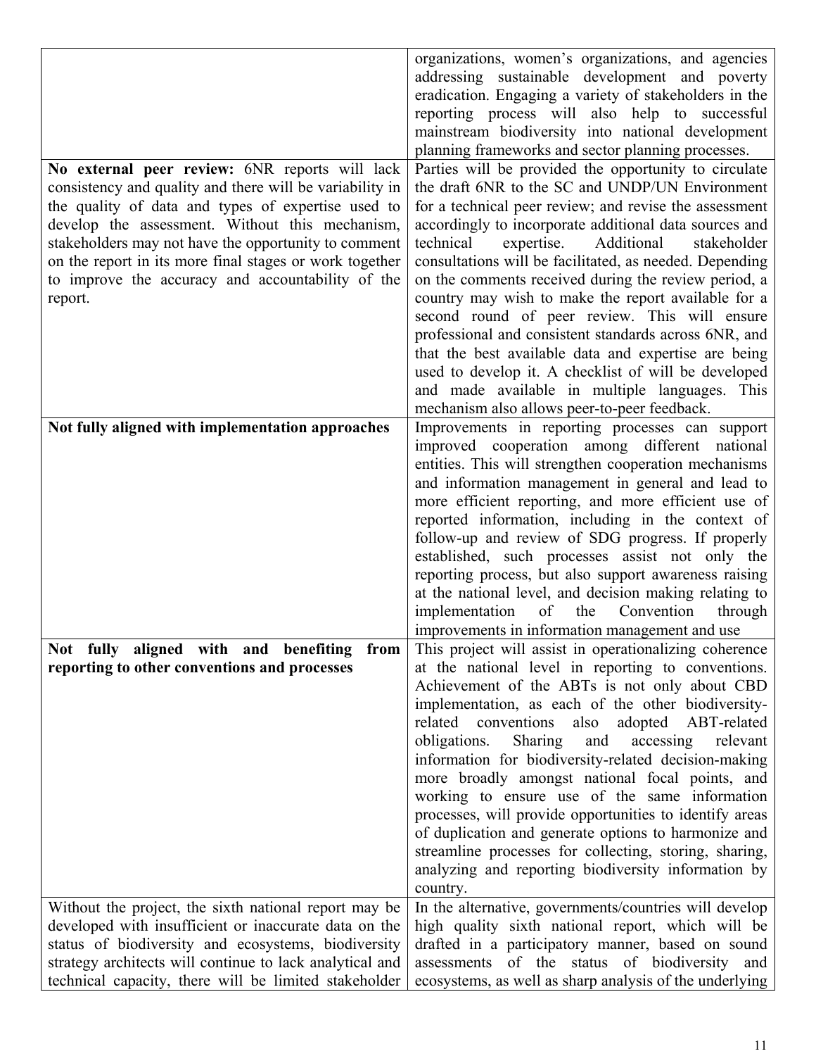| | |
|---|---|
| | organizations, women's organizations, and agencies addressing sustainable development and poverty eradication. Engaging a variety of stakeholders in the reporting process will also help to successful mainstream biodiversity into national development planning frameworks and sector planning processes. |
| **No external peer review:** 6NR reports will lack consistency and quality and there will be variability in the quality of data and types of expertise used to develop the assessment. Without this mechanism, stakeholders may not have the opportunity to comment on the report in its more final stages or work together to improve the accuracy and accountability of the report. | Parties will be provided the opportunity to circulate the draft 6NR to the SC and UNDP/UN Environment for a technical peer review; and revise the assessment accordingly to incorporate additional data sources and technical expertise. Additional stakeholder consultations will be facilitated, as needed. Depending on the comments received during the review period, a country may wish to make the report available for a second round of peer review. This will ensure professional and consistent standards across 6NR, and that the best available data and expertise are being used to develop it. A checklist of will be developed and made available in multiple languages. This mechanism also allows peer-to-peer feedback. |
| **Not fully aligned with implementation approaches** | Improvements in reporting processes can support improved cooperation among different national entities. This will strengthen cooperation mechanisms and information management in general and lead to more efficient reporting, and more efficient use of reported information, including in the context of follow-up and review of SDG progress. If properly established, such processes assist not only the reporting process, but also support awareness raising at the national level, and decision making relating to implementation of the Convention through improvements in information management and use |
| **Not fully aligned with and benefiting from reporting to other conventions and processes** | This project will assist in operationalizing coherence at the national level in reporting to conventions. Achievement of the ABTs is not only about CBD implementation, as each of the other biodiversity-related conventions also adopted ABT-related obligations. Sharing and accessing relevant information for biodiversity-related decision-making more broadly amongst national focal points, and working to ensure use of the same information processes, will provide opportunities to identify areas of duplication and generate options to harmonize and streamline processes for collecting, storing, sharing, analyzing and reporting biodiversity information by country. |
| Without the project, the sixth national report may be developed with insufficient or inaccurate data on the status of biodiversity and ecosystems, biodiversity strategy architects will continue to lack analytical and technical capacity, there will be limited stakeholder | In the alternative, governments/countries will develop high quality sixth national report, which will be drafted in a participatory manner, based on sound assessments of the status of biodiversity and ecosystems, as well as sharp analysis of the underlying |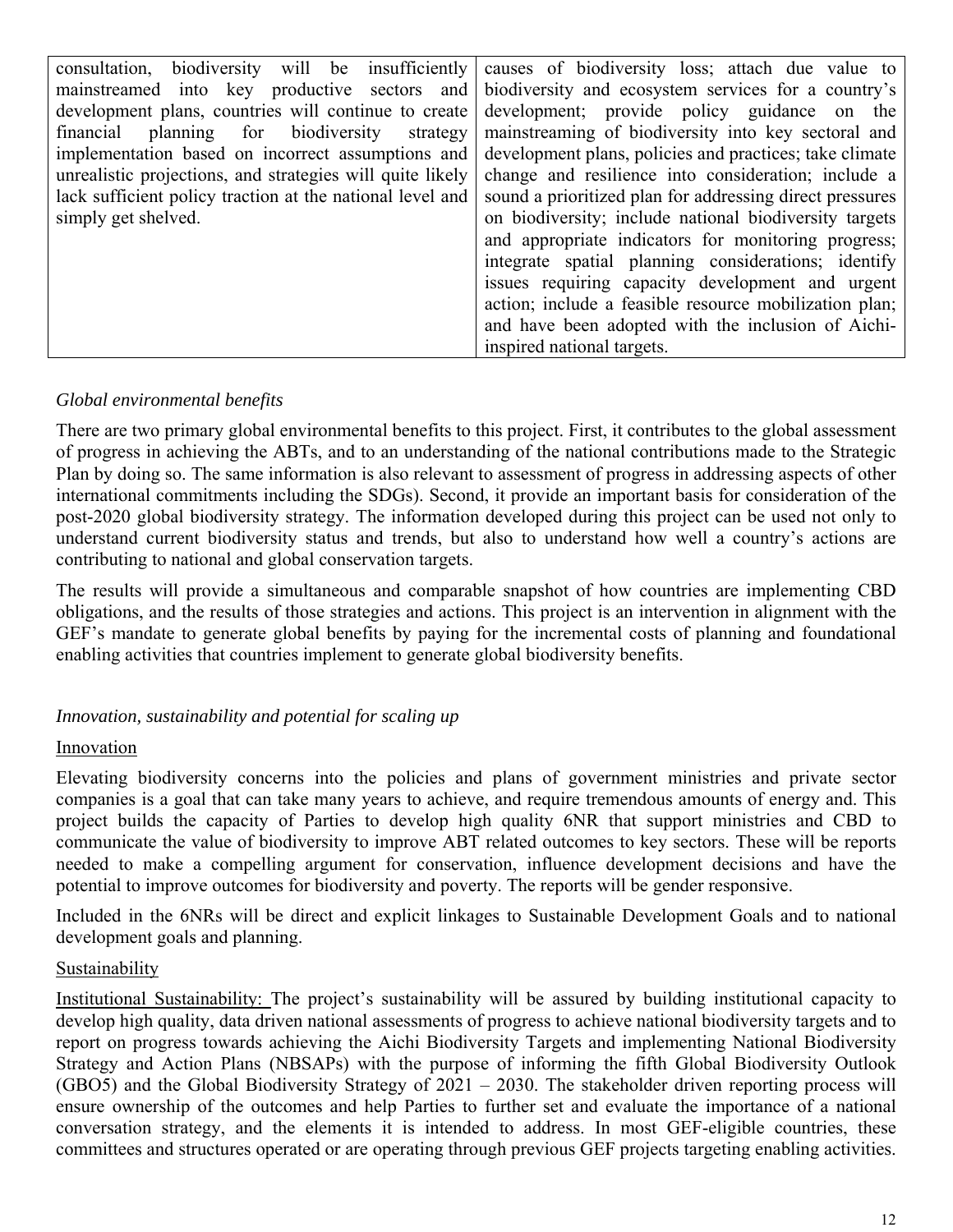| consultation, biodiversity will be insufficiently mainstreamed into key productive sectors and development plans, countries will continue to create financial planning for biodiversity strategy implementation based on incorrect assumptions and unrealistic projections, and strategies will quite likely lack sufficient policy traction at the national level and simply get shelved. | causes of biodiversity loss; attach due value to biodiversity and ecosystem services for a country's development; provide policy guidance on the mainstreaming of biodiversity into key sectoral and development plans, policies and practices; take climate change and resilience into consideration; include a sound a prioritized plan for addressing direct pressures on biodiversity; include national biodiversity targets and appropriate indicators for monitoring progress; integrate spatial planning considerations; identify issues requiring capacity development and urgent action; include a feasible resource mobilization plan; and have been adopted with the inclusion of Aichi-inspired national targets. |
|---|---|

*Global environmental benefits*

There are two primary global environmental benefits to this project. First, it contributes to the global assessment of progress in achieving the ABTs, and to an understanding of the national contributions made to the Strategic Plan by doing so. The same information is also relevant to assessment of progress in addressing aspects of other international commitments including the SDGs). Second, it provide an important basis for consideration of the post-2020 global biodiversity strategy. The information developed during this project can be used not only to understand current biodiversity status and trends, but also to understand how well a country's actions are contributing to national and global conservation targets.

The results will provide a simultaneous and comparable snapshot of how countries are implementing CBD obligations, and the results of those strategies and actions. This project is an intervention in alignment with the GEF's mandate to generate global benefits by paying for the incremental costs of planning and foundational enabling activities that countries implement to generate global biodiversity benefits.

*Innovation, sustainability and potential for scaling up*

<u>Innovation</u>

Elevating biodiversity concerns into the policies and plans of government ministries and private sector companies is a goal that can take many years to achieve, and require tremendous amounts of energy and. This project builds the capacity of Parties to develop high quality 6NR that support ministries and CBD to communicate the value of biodiversity to improve ABT related outcomes to key sectors. These will be reports needed to make a compelling argument for conservation, influence development decisions and have the potential to improve outcomes for biodiversity and poverty. The reports will be gender responsive.

Included in the 6NRs will be direct and explicit linkages to Sustainable Development Goals and to national development goals and planning.

<u>Sustainability</u>

<u>Institutional Sustainability:</u> The project's sustainability will be assured by building institutional capacity to develop high quality, data driven national assessments of progress to achieve national biodiversity targets and to report on progress towards achieving the Aichi Biodiversity Targets and implementing National Biodiversity Strategy and Action Plans (NBSAPs) with the purpose of informing the fifth Global Biodiversity Outlook (GBO5) and the Global Biodiversity Strategy of 2021 – 2030. The stakeholder driven reporting process will ensure ownership of the outcomes and help Parties to further set and evaluate the importance of a national conversation strategy, and the elements it is intended to address. In most GEF-eligible countries, these committees and structures operated or are operating through previous GEF projects targeting enabling activities.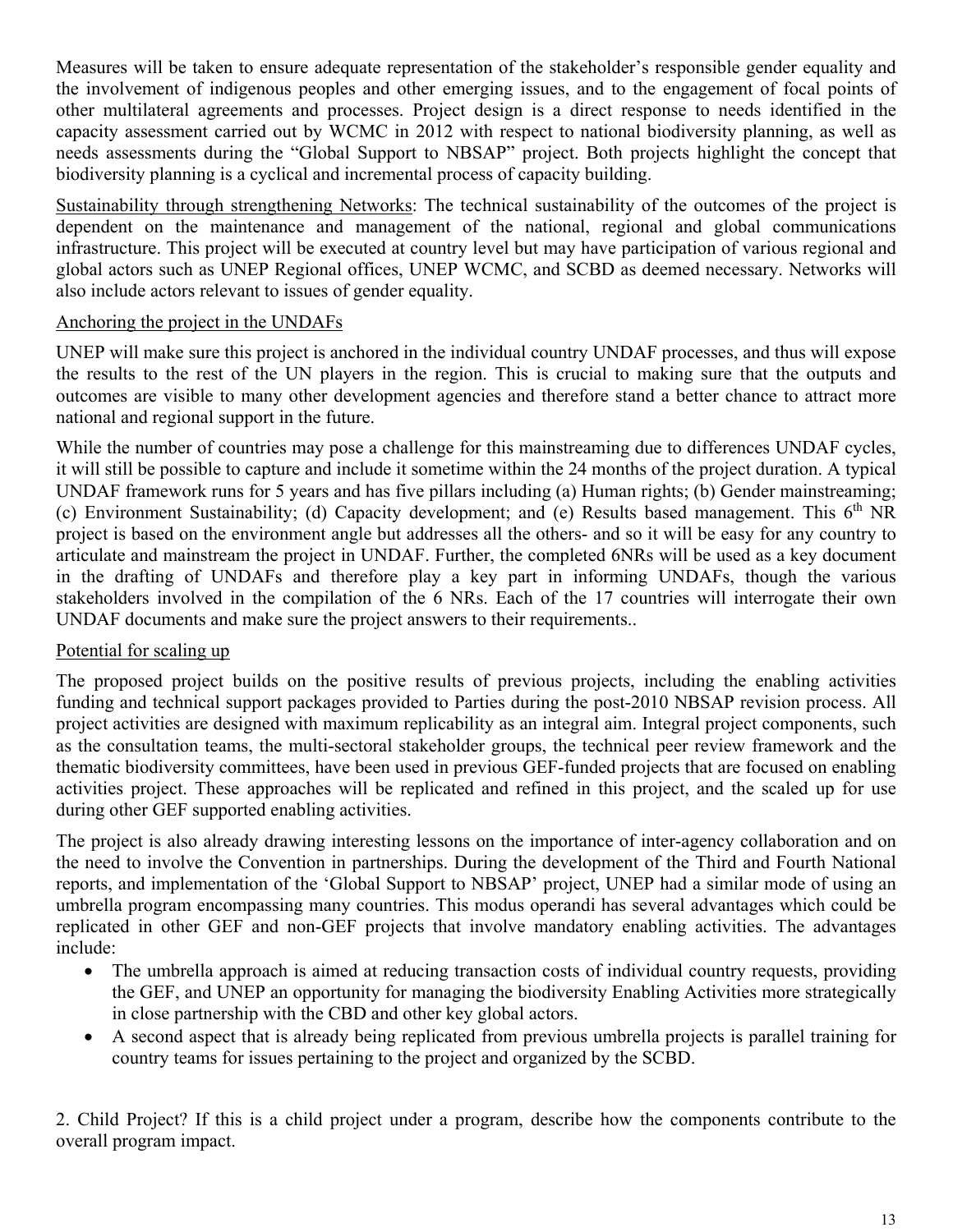Measures will be taken to ensure adequate representation of the stakeholder's responsible gender equality and the involvement of indigenous peoples and other emerging issues, and to the engagement of focal points of other multilateral agreements and processes. Project design is a direct response to needs identified in the capacity assessment carried out by WCMC in 2012 with respect to national biodiversity planning, as well as needs assessments during the "Global Support to NBSAP" project. Both projects highlight the concept that biodiversity planning is a cyclical and incremental process of capacity building.

Sustainability through strengthening Networks: The technical sustainability of the outcomes of the project is dependent on the maintenance and management of the national, regional and global communications infrastructure. This project will be executed at country level but may have participation of various regional and global actors such as UNEP Regional offices, UNEP WCMC, and SCBD as deemed necessary. Networks will also include actors relevant to issues of gender equality.

Anchoring the project in the UNDAFs

UNEP will make sure this project is anchored in the individual country UNDAF processes, and thus will expose the results to the rest of the UN players in the region. This is crucial to making sure that the outputs and outcomes are visible to many other development agencies and therefore stand a better chance to attract more national and regional support in the future.

While the number of countries may pose a challenge for this mainstreaming due to differences UNDAF cycles, it will still be possible to capture and include it sometime within the 24 months of the project duration. A typical UNDAF framework runs for 5 years and has five pillars including (a) Human rights; (b) Gender mainstreaming; (c) Environment Sustainability; (d) Capacity development; and (e) Results based management. This 6th NR project is based on the environment angle but addresses all the others- and so it will be easy for any country to articulate and mainstream the project in UNDAF. Further, the completed 6NRs will be used as a key document in the drafting of UNDAFs and therefore play a key part in informing UNDAFs, though the various stakeholders involved in the compilation of the 6 NRs. Each of the 17 countries will interrogate their own UNDAF documents and make sure the project answers to their requirements..

Potential for scaling up

The proposed project builds on the positive results of previous projects, including the enabling activities funding and technical support packages provided to Parties during the post-2010 NBSAP revision process. All project activities are designed with maximum replicability as an integral aim. Integral project components, such as the consultation teams, the multi-sectoral stakeholder groups, the technical peer review framework and the thematic biodiversity committees, have been used in previous GEF-funded projects that are focused on enabling activities project. These approaches will be replicated and refined in this project, and the scaled up for use during other GEF supported enabling activities.

The project is also already drawing interesting lessons on the importance of inter-agency collaboration and on the need to involve the Convention in partnerships. During the development of the Third and Fourth National reports, and implementation of the 'Global Support to NBSAP' project, UNEP had a similar mode of using an umbrella program encompassing many countries. This modus operandi has several advantages which could be replicated in other GEF and non-GEF projects that involve mandatory enabling activities. The advantages include:

- The umbrella approach is aimed at reducing transaction costs of individual country requests, providing the GEF, and UNEP an opportunity for managing the biodiversity Enabling Activities more strategically in close partnership with the CBD and other key global actors.
- A second aspect that is already being replicated from previous umbrella projects is parallel training for country teams for issues pertaining to the project and organized by the SCBD.

2. Child Project? If this is a child project under a program, describe how the components contribute to the overall program impact.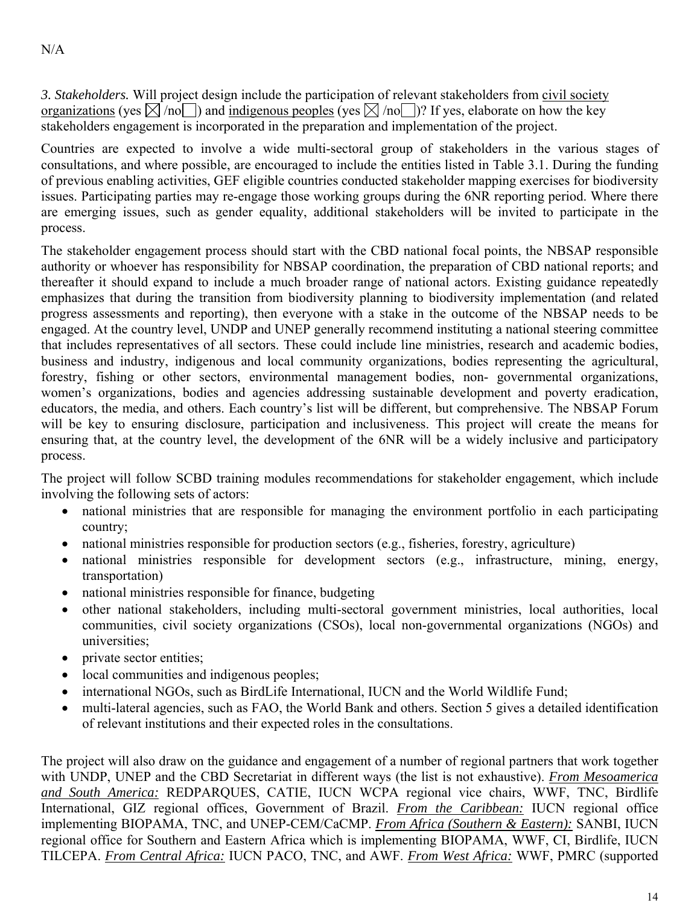N/A

*3. Stakeholders.* Will project design include the participation of relevant stakeholders from civil society organizations (yes ☒ /no☐) and indigenous peoples (yes ☒ /no☐)? If yes, elaborate on how the key stakeholders engagement is incorporated in the preparation and implementation of the project.

Countries are expected to involve a wide multi-sectoral group of stakeholders in the various stages of consultations, and where possible, are encouraged to include the entities listed in Table 3.1. During the funding of previous enabling activities, GEF eligible countries conducted stakeholder mapping exercises for biodiversity issues. Participating parties may re-engage those working groups during the 6NR reporting period. Where there are emerging issues, such as gender equality, additional stakeholders will be invited to participate in the process.

The stakeholder engagement process should start with the CBD national focal points, the NBSAP responsible authority or whoever has responsibility for NBSAP coordination, the preparation of CBD national reports; and thereafter it should expand to include a much broader range of national actors. Existing guidance repeatedly emphasizes that during the transition from biodiversity planning to biodiversity implementation (and related progress assessments and reporting), then everyone with a stake in the outcome of the NBSAP needs to be engaged. At the country level, UNDP and UNEP generally recommend instituting a national steering committee that includes representatives of all sectors. These could include line ministries, research and academic bodies, business and industry, indigenous and local community organizations, bodies representing the agricultural, forestry, fishing or other sectors, environmental management bodies, non- governmental organizations, women's organizations, bodies and agencies addressing sustainable development and poverty eradication, educators, the media, and others. Each country's list will be different, but comprehensive. The NBSAP Forum will be key to ensuring disclosure, participation and inclusiveness. This project will create the means for ensuring that, at the country level, the development of the 6NR will be a widely inclusive and participatory process.

The project will follow SCBD training modules recommendations for stakeholder engagement, which include involving the following sets of actors:

- national ministries that are responsible for managing the environment portfolio in each participating country;
- national ministries responsible for production sectors (e.g., fisheries, forestry, agriculture)
- national ministries responsible for development sectors (e.g., infrastructure, mining, energy, transportation)
- national ministries responsible for finance, budgeting
- other national stakeholders, including multi-sectoral government ministries, local authorities, local communities, civil society organizations (CSOs), local non-governmental organizations (NGOs) and universities;
- private sector entities;
- local communities and indigenous peoples;
- international NGOs, such as BirdLife International, IUCN and the World Wildlife Fund;
- multi-lateral agencies, such as FAO, the World Bank and others. Section 5 gives a detailed identification of relevant institutions and their expected roles in the consultations.

The project will also draw on the guidance and engagement of a number of regional partners that work together with UNDP, UNEP and the CBD Secretariat in different ways (the list is not exhaustive). ***From Mesoamerica and South America:*** REDPARQUES, CATIE, IUCN WCPA regional vice chairs, WWF, TNC, Birdlife International, GIZ regional offices, Government of Brazil. ***From the Caribbean:*** IUCN regional office implementing BIOPAMA, TNC, and UNEP-CEM/CaCMP. ***From Africa (Southern & Eastern):*** SANBI, IUCN regional office for Southern and Eastern Africa which is implementing BIOPAMA, WWF, CI, Birdlife, IUCN TILCEPA. ***From Central Africa:*** IUCN PACO, TNC, and AWF. ***From West Africa:*** WWF, PMRC (supported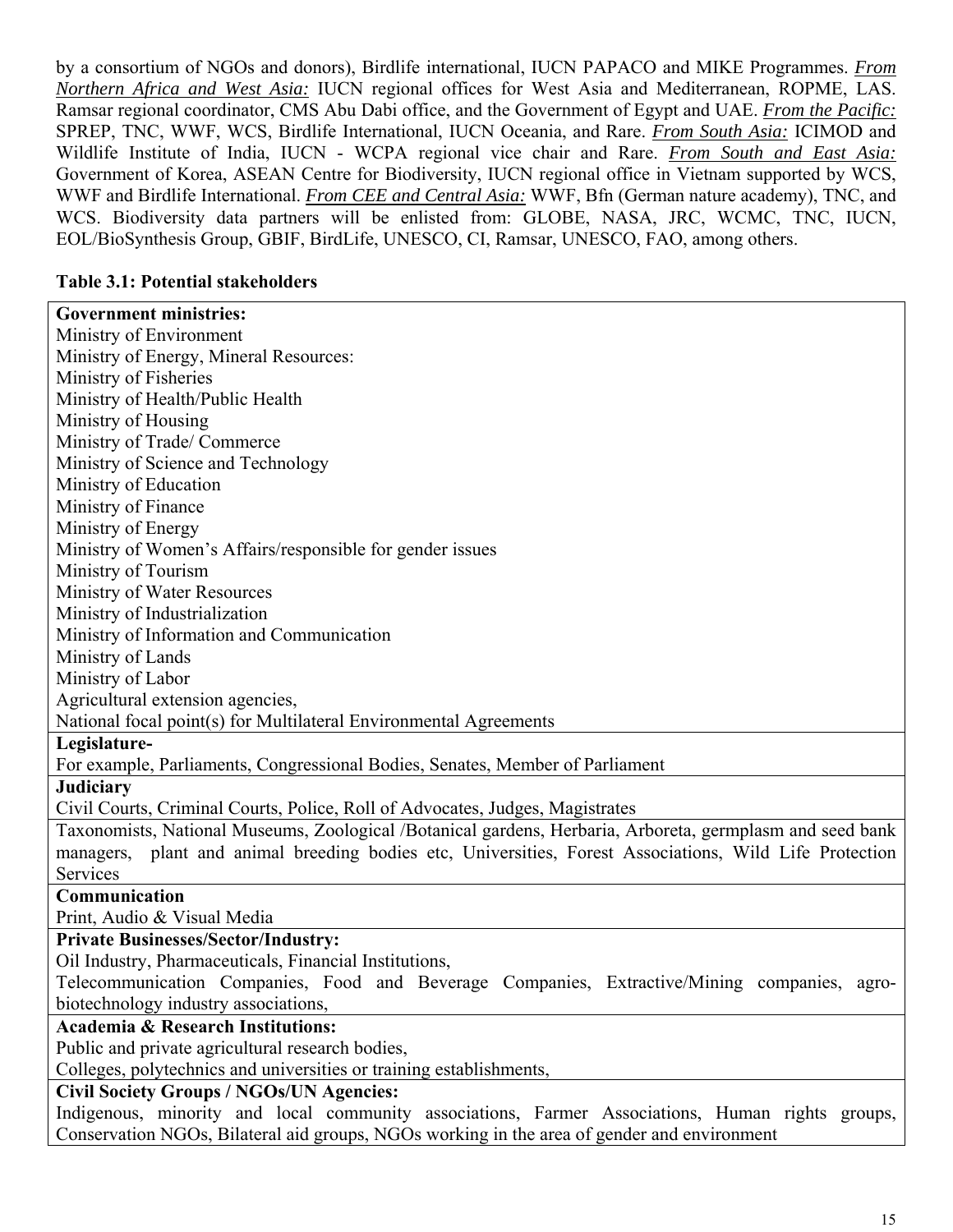by a consortium of NGOs and donors), Birdlife international, IUCN PAPACO and MIKE Programmes. ***From Northern Africa and West Asia:*** IUCN regional offices for West Asia and Mediterranean, ROPME, LAS. Ramsar regional coordinator, CMS Abu Dabi office, and the Government of Egypt and UAE. ***From the Pacific:*** SPREP, TNC, WWF, WCS, Birdlife International, IUCN Oceania, and Rare. ***From South Asia:*** ICIMOD and Wildlife Institute of India, IUCN - WCPA regional vice chair and Rare. ***From South and East Asia:*** Government of Korea, ASEAN Centre for Biodiversity, IUCN regional office in Vietnam supported by WCS, WWF and Birdlife International. ***From CEE and Central Asia:*** WWF, Bfn (German nature academy), TNC, and WCS. Biodiversity data partners will be enlisted from: GLOBE, NASA, JRC, WCMC, TNC, IUCN, EOL/BioSynthesis Group, GBIF, BirdLife, UNESCO, CI, Ramsar, UNESCO, FAO, among others.

**Table 3.1: Potential stakeholders**

| **Government ministries:**<br>Ministry of Environment<br>Ministry of Energy, Mineral Resources:<br>Ministry of Fisheries<br>Ministry of Health/Public Health<br>Ministry of Housing<br>Ministry of Trade/ Commerce<br>Ministry of Science and Technology<br>Ministry of Education<br>Ministry of Finance<br>Ministry of Energy<br>Ministry of Women's Affairs/responsible for gender issues<br>Ministry of Tourism<br>Ministry of Water Resources<br>Ministry of Industrialization<br>Ministry of Information and Communication<br>Ministry of Lands<br>Ministry of Labor<br>Agricultural extension agencies,<br>National focal point(s) for Multilateral Environmental Agreements |
|---|
| **Legislature-**<br>For example, Parliaments, Congressional Bodies, Senates, Member of Parliament |
| **Judiciary**<br>Civil Courts, Criminal Courts, Police, Roll of Advocates, Judges, Magistrates |
| Taxonomists, National Museums, Zoological /Botanical gardens, Herbaria, Arboreta, germplasm and seed bank managers, plant and animal breeding bodies etc, Universities, Forest Associations, Wild Life Protection Services |
| **Communication**<br>Print, Audio & Visual Media |
| **Private Businesses/Sector/Industry:**<br>Oil Industry, Pharmaceuticals, Financial Institutions,<br>Telecommunication Companies, Food and Beverage Companies, Extractive/Mining companies, agro-biotechnology industry associations, |
| **Academia & Research Institutions:**<br>Public and private agricultural research bodies,<br>Colleges, polytechnics and universities or training establishments, |
| **Civil Society Groups / NGOs/UN Agencies:**<br>Indigenous, minority and local community associations, Farmer Associations, Human rights groups, Conservation NGOs, Bilateral aid groups, NGOs working in the area of gender and environment |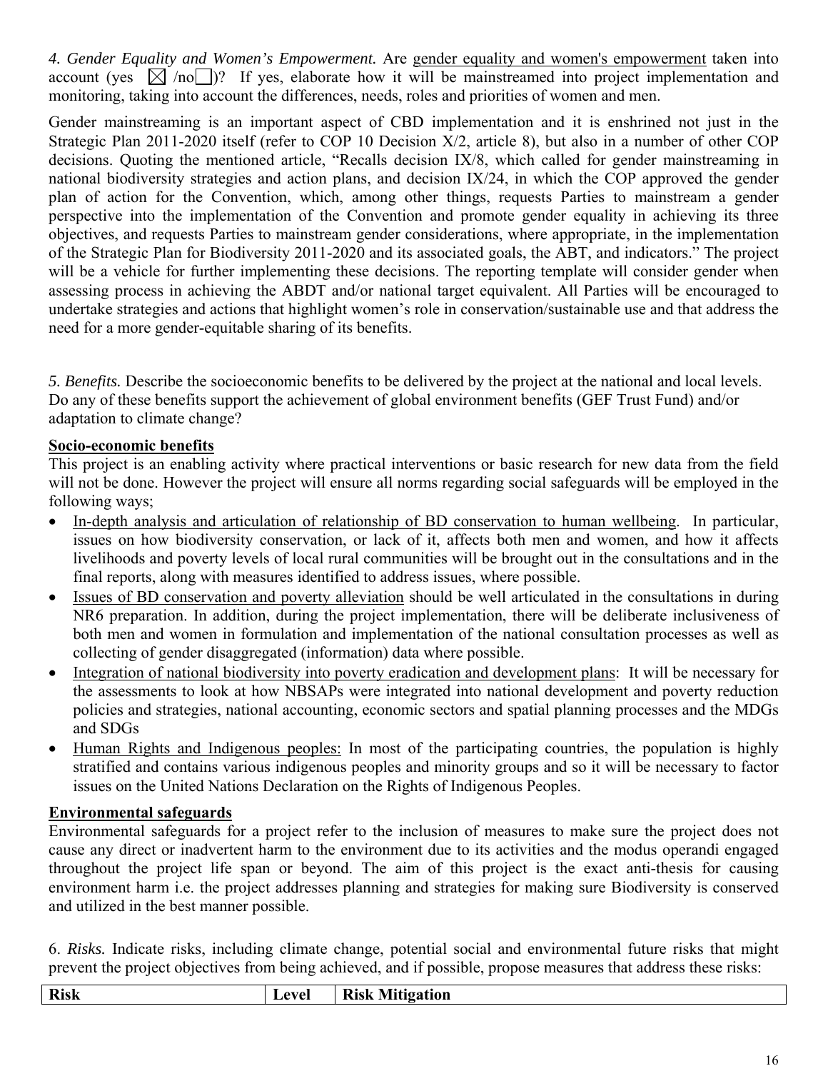*4. Gender Equality and Women's Empowerment.* Are gender equality and women's empowerment taken into account (yes ☒ /no☐)? If yes, elaborate how it will be mainstreamed into project implementation and monitoring, taking into account the differences, needs, roles and priorities of women and men.

Gender mainstreaming is an important aspect of CBD implementation and it is enshrined not just in the Strategic Plan 2011-2020 itself (refer to COP 10 Decision X/2, article 8), but also in a number of other COP decisions. Quoting the mentioned article, "Recalls decision IX/8, which called for gender mainstreaming in national biodiversity strategies and action plans, and decision IX/24, in which the COP approved the gender plan of action for the Convention, which, among other things, requests Parties to mainstream a gender perspective into the implementation of the Convention and promote gender equality in achieving its three objectives, and requests Parties to mainstream gender considerations, where appropriate, in the implementation of the Strategic Plan for Biodiversity 2011-2020 and its associated goals, the ABT, and indicators." The project will be a vehicle for further implementing these decisions. The reporting template will consider gender when assessing process in achieving the ABDT and/or national target equivalent. All Parties will be encouraged to undertake strategies and actions that highlight women's role in conservation/sustainable use and that address the need for a more gender-equitable sharing of its benefits.

*5. Benefits.* Describe the socioeconomic benefits to be delivered by the project at the national and local levels. Do any of these benefits support the achievement of global environment benefits (GEF Trust Fund) and/or adaptation to climate change?

**Socio-economic benefits**

This project is an enabling activity where practical interventions or basic research for new data from the field will not be done. However the project will ensure all norms regarding social safeguards will be employed in the following ways;

- In-depth analysis and articulation of relationship of BD conservation to human wellbeing. In particular, issues on how biodiversity conservation, or lack of it, affects both men and women, and how it affects livelihoods and poverty levels of local rural communities will be brought out in the consultations and in the final reports, along with measures identified to address issues, where possible.
- Issues of BD conservation and poverty alleviation should be well articulated in the consultations in during NR6 preparation. In addition, during the project implementation, there will be deliberate inclusiveness of both men and women in formulation and implementation of the national consultation processes as well as collecting of gender disaggregated (information) data where possible.
- Integration of national biodiversity into poverty eradication and development plans: It will be necessary for the assessments to look at how NBSAPs were integrated into national development and poverty reduction policies and strategies, national accounting, economic sectors and spatial planning processes and the MDGs and SDGs
- Human Rights and Indigenous peoples: In most of the participating countries, the population is highly stratified and contains various indigenous peoples and minority groups and so it will be necessary to factor issues on the United Nations Declaration on the Rights of Indigenous Peoples.

**Environmental safeguards**

Environmental safeguards for a project refer to the inclusion of measures to make sure the project does not cause any direct or inadvertent harm to the environment due to its activities and the modus operandi engaged throughout the project life span or beyond. The aim of this project is the exact anti-thesis for causing environment harm i.e. the project addresses planning and strategies for making sure Biodiversity is conserved and utilized in the best manner possible.

6. *Risks.* Indicate risks, including climate change, potential social and environmental future risks that might prevent the project objectives from being achieved, and if possible, propose measures that address these risks:

| Risk | Level | Risk Mitigation |
|---|---|---|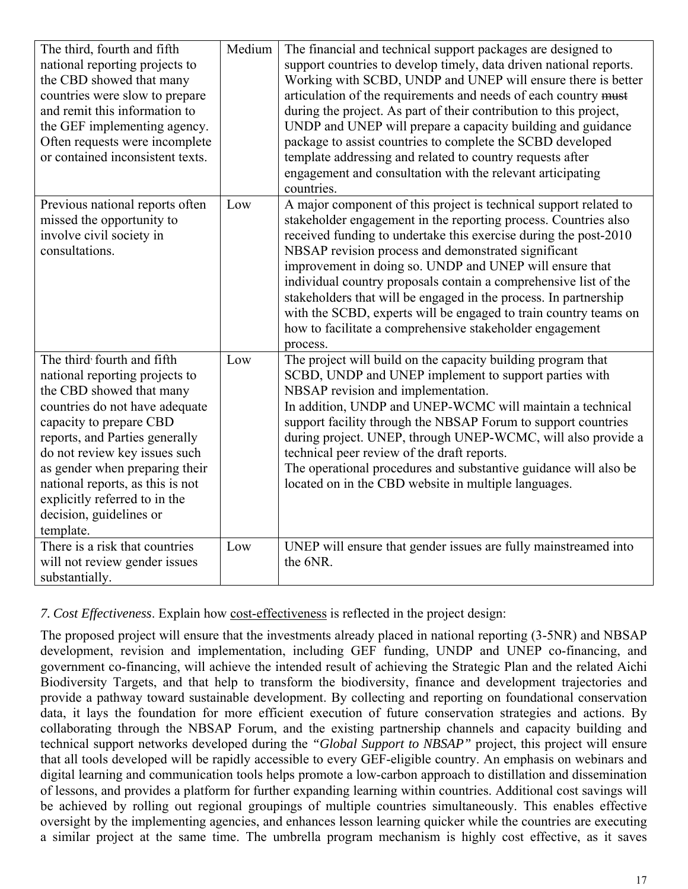| | | |
|---|---|---|
| The third, fourth and fifth national reporting projects to the CBD showed that many countries were slow to prepare and remit this information to the GEF implementing agency. Often requests were incomplete or contained inconsistent texts. | Medium | The financial and technical support packages are designed to support countries to develop timely, data driven national reports. Working with SCBD, UNDP and UNEP will ensure there is better articulation of the requirements and needs of each country ~~must~~ during the project. As part of their contribution to this project, UNDP and UNEP will prepare a capacity building and guidance package to assist countries to complete the SCBD developed template addressing and related to country requests after engagement and consultation with the relevant articipating countries. |
| Previous national reports often missed the opportunity to involve civil society in consultations. | Low | A major component of this project is technical support related to stakeholder engagement in the reporting process. Countries also received funding to undertake this exercise during the post-2010 NBSAP revision process and demonstrated significant improvement in doing so. UNDP and UNEP will ensure that individual country proposals contain a comprehensive list of the stakeholders that will be engaged in the process. In partnership with the SCBD, experts will be engaged to train country teams on how to facilitate a comprehensive stakeholder engagement process. |
| The third, fourth and fifth national reporting projects to the CBD showed that many countries do not have adequate capacity to prepare CBD reports, and Parties generally do not review key issues such as gender when preparing their national reports, as this is not explicitly referred to in the decision, guidelines or template. | Low | The project will build on the capacity building program that SCBD, UNDP and UNEP implement to support parties with NBSAP revision and implementation.<br>In addition, UNDP and UNEP-WCMC will maintain a technical support facility through the NBSAP Forum to support countries during project. UNEP, through UNEP-WCMC, will also provide a technical peer review of the draft reports.<br>The operational procedures and substantive guidance will also be located on in the CBD website in multiple languages. |
| There is a risk that countries will not review gender issues substantially. | Low | UNEP will ensure that gender issues are fully mainstreamed into the 6NR. |

*7. Cost Effectiveness*. Explain how cost-effectiveness is reflected in the project design:

The proposed project will ensure that the investments already placed in national reporting (3-5NR) and NBSAP development, revision and implementation, including GEF funding, UNDP and UNEP co-financing, and government co-financing, will achieve the intended result of achieving the Strategic Plan and the related Aichi Biodiversity Targets, and that help to transform the biodiversity, finance and development trajectories and provide a pathway toward sustainable development. By collecting and reporting on foundational conservation data, it lays the foundation for more efficient execution of future conservation strategies and actions. By collaborating through the NBSAP Forum, and the existing partnership channels and capacity building and technical support networks developed during the *"Global Support to NBSAP"* project, this project will ensure that all tools developed will be rapidly accessible to every GEF-eligible country. An emphasis on webinars and digital learning and communication tools helps promote a low-carbon approach to distillation and dissemination of lessons, and provides a platform for further expanding learning within countries. Additional cost savings will be achieved by rolling out regional groupings of multiple countries simultaneously. This enables effective oversight by the implementing agencies, and enhances lesson learning quicker while the countries are executing a similar project at the same time. The umbrella program mechanism is highly cost effective, as it saves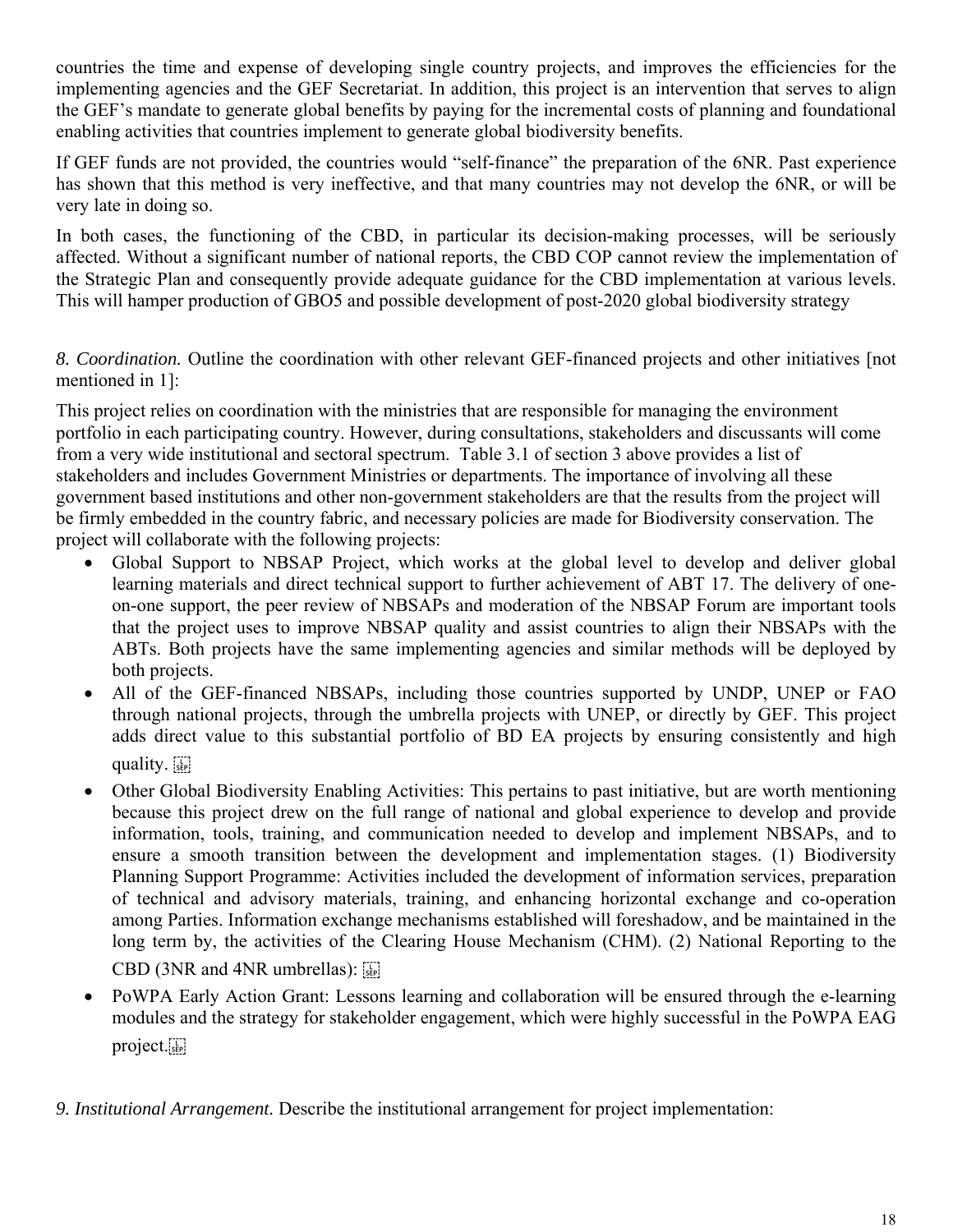countries the time and expense of developing single country projects, and improves the efficiencies for the implementing agencies and the GEF Secretariat. In addition, this project is an intervention that serves to align the GEF's mandate to generate global benefits by paying for the incremental costs of planning and foundational enabling activities that countries implement to generate global biodiversity benefits.

If GEF funds are not provided, the countries would "self-finance" the preparation of the 6NR. Past experience has shown that this method is very ineffective, and that many countries may not develop the 6NR, or will be very late in doing so.

In both cases, the functioning of the CBD, in particular its decision-making processes, will be seriously affected. Without a significant number of national reports, the CBD COP cannot review the implementation of the Strategic Plan and consequently provide adequate guidance for the CBD implementation at various levels. This will hamper production of GBO5 and possible development of post-2020 global biodiversity strategy

*8. Coordination.* Outline the coordination with other relevant GEF-financed projects and other initiatives [not mentioned in 1]:

This project relies on coordination with the ministries that are responsible for managing the environment portfolio in each participating country. However, during consultations, stakeholders and discussants will come from a very wide institutional and sectoral spectrum. Table 3.1 of section 3 above provides a list of stakeholders and includes Government Ministries or departments. The importance of involving all these government based institutions and other non-government stakeholders are that the results from the project will be firmly embedded in the country fabric, and necessary policies are made for Biodiversity conservation. The project will collaborate with the following projects:

- Global Support to NBSAP Project, which works at the global level to develop and deliver global learning materials and direct technical support to further achievement of ABT 17. The delivery of one-on-one support, the peer review of NBSAPs and moderation of the NBSAP Forum are important tools that the project uses to improve NBSAP quality and assist countries to align their NBSAPs with the ABTs. Both projects have the same implementing agencies and similar methods will be deployed by both projects.
- All of the GEF-financed NBSAPs, including those countries supported by UNDP, UNEP or FAO through national projects, through the umbrella projects with UNEP, or directly by GEF. This project adds direct value to this substantial portfolio of BD EA projects by ensuring consistently and high quality.
- Other Global Biodiversity Enabling Activities: This pertains to past initiative, but are worth mentioning because this project drew on the full range of national and global experience to develop and provide information, tools, training, and communication needed to develop and implement NBSAPs, and to ensure a smooth transition between the development and implementation stages. (1) Biodiversity Planning Support Programme: Activities included the development of information services, preparation of technical and advisory materials, training, and enhancing horizontal exchange and co-operation among Parties. Information exchange mechanisms established will foreshadow, and be maintained in the long term by, the activities of the Clearing House Mechanism (CHM). (2) National Reporting to the CBD (3NR and 4NR umbrellas):
- PoWPA Early Action Grant: Lessons learning and collaboration will be ensured through the e-learning modules and the strategy for stakeholder engagement, which were highly successful in the PoWPA EAG project.

*9. Institutional Arrangement.* Describe the institutional arrangement for project implementation: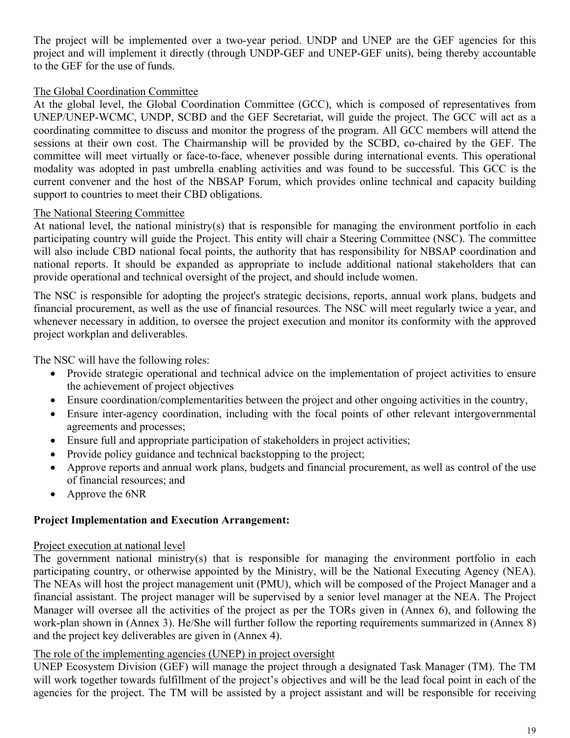The project will be implemented over a two-year period. UNDP and UNEP are the GEF agencies for this project and will implement it directly (through UNDP-GEF and UNEP-GEF units), being thereby accountable to the GEF for the use of funds.

The Global Coordination Committee

At the global level, the Global Coordination Committee (GCC), which is composed of representatives from UNEP/UNEP-WCMC, UNDP, SCBD and the GEF Secretariat, will guide the project. The GCC will act as a coordinating committee to discuss and monitor the progress of the program. All GCC members will attend the sessions at their own cost. The Chairmanship will be provided by the SCBD, co-chaired by the GEF. The committee will meet virtually or face-to-face, whenever possible during international events. This operational modality was adopted in past umbrella enabling activities and was found to be successful. This GCC is the current convener and the host of the NBSAP Forum, which provides online technical and capacity building support to countries to meet their CBD obligations.

The National Steering Committee

At national level, the national ministry(s) that is responsible for managing the environment portfolio in each participating country will guide the Project. This entity will chair a Steering Committee (NSC). The committee will also include CBD national focal points, the authority that has responsibility for NBSAP coordination and national reports. It should be expanded as appropriate to include additional national stakeholders that can provide operational and technical oversight of the project, and should include women.

The NSC is responsible for adopting the project's strategic decisions, reports, annual work plans, budgets and financial procurement, as well as the use of financial resources. The NSC will meet regularly twice a year, and whenever necessary in addition, to oversee the project execution and monitor its conformity with the approved project workplan and deliverables.

The NSC will have the following roles:

- Provide strategic operational and technical advice on the implementation of project activities to ensure the achievement of project objectives
- Ensure coordination/complementarities between the project and other ongoing activities in the country,
- Ensure inter-agency coordination, including with the focal points of other relevant intergovernmental agreements and processes;
- Ensure full and appropriate participation of stakeholders in project activities;
- Provide policy guidance and technical backstopping to the project;
- Approve reports and annual work plans, budgets and financial procurement, as well as control of the use of financial resources; and
- Approve the 6NR

**Project Implementation and Execution Arrangement:**

Project execution at national level

The government national ministry(s) that is responsible for managing the environment portfolio in each participating country, or otherwise appointed by the Ministry, will be the National Executing Agency (NEA). The NEAs will host the project management unit (PMU), which will be composed of the Project Manager and a financial assistant. The project manager will be supervised by a senior level manager at the NEA. The Project Manager will oversee all the activities of the project as per the TORs given in (Annex 6), and following the work-plan shown in (Annex 3). He/She will further follow the reporting requirements summarized in (Annex 8) and the project key deliverables are given in (Annex 4).

The role of the implementing agencies (UNEP) in project oversight

UNEP Ecosystem Division (GEF) will manage the project through a designated Task Manager (TM). The TM will work together towards fulfillment of the project's objectives and will be the lead focal point in each of the agencies for the project. The TM will be assisted by a project assistant and will be responsible for receiving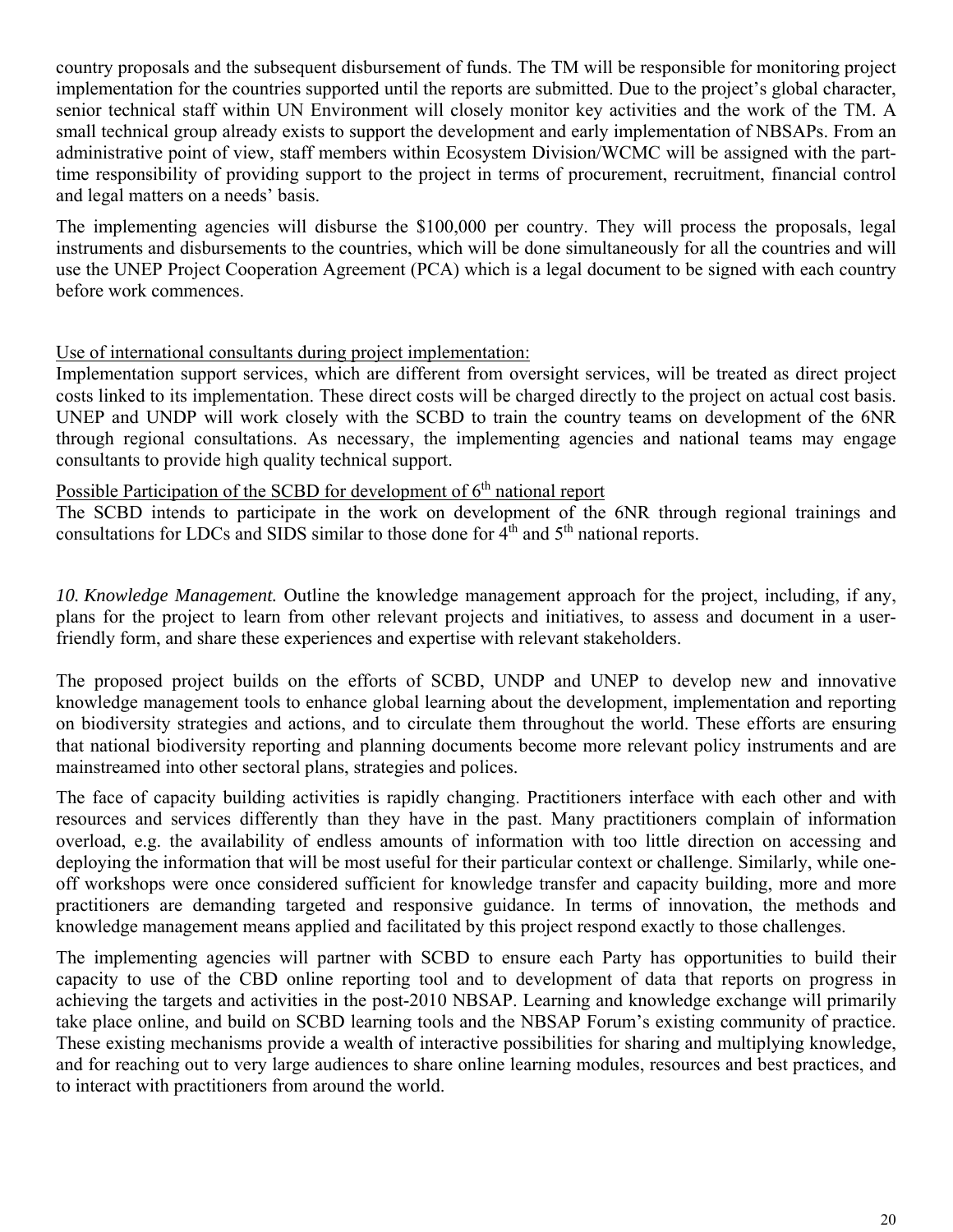country proposals and the subsequent disbursement of funds. The TM will be responsible for monitoring project implementation for the countries supported until the reports are submitted. Due to the project's global character, senior technical staff within UN Environment will closely monitor key activities and the work of the TM. A small technical group already exists to support the development and early implementation of NBSAPs. From an administrative point of view, staff members within Ecosystem Division/WCMC will be assigned with the part-time responsibility of providing support to the project in terms of procurement, recruitment, financial control and legal matters on a needs' basis.

The implementing agencies will disburse the $100,000 per country. They will process the proposals, legal instruments and disbursements to the countries, which will be done simultaneously for all the countries and will use the UNEP Project Cooperation Agreement (PCA) which is a legal document to be signed with each country before work commences.

Use of international consultants during project implementation:

Implementation support services, which are different from oversight services, will be treated as direct project costs linked to its implementation. These direct costs will be charged directly to the project on actual cost basis. UNEP and UNDP will work closely with the SCBD to train the country teams on development of the 6NR through regional consultations. As necessary, the implementing agencies and national teams may engage consultants to provide high quality technical support.

Possible Participation of the SCBD for development of 6th national report

The SCBD intends to participate in the work on development of the 6NR through regional trainings and consultations for LDCs and SIDS similar to those done for 4th and 5th national reports.

*10. Knowledge Management.* Outline the knowledge management approach for the project, including, if any, plans for the project to learn from other relevant projects and initiatives, to assess and document in a user-friendly form, and share these experiences and expertise with relevant stakeholders.

The proposed project builds on the efforts of SCBD, UNDP and UNEP to develop new and innovative knowledge management tools to enhance global learning about the development, implementation and reporting on biodiversity strategies and actions, and to circulate them throughout the world. These efforts are ensuring that national biodiversity reporting and planning documents become more relevant policy instruments and are mainstreamed into other sectoral plans, strategies and polices.

The face of capacity building activities is rapidly changing. Practitioners interface with each other and with resources and services differently than they have in the past. Many practitioners complain of information overload, e.g. the availability of endless amounts of information with too little direction on accessing and deploying the information that will be most useful for their particular context or challenge. Similarly, while one-off workshops were once considered sufficient for knowledge transfer and capacity building, more and more practitioners are demanding targeted and responsive guidance. In terms of innovation, the methods and knowledge management means applied and facilitated by this project respond exactly to those challenges.

The implementing agencies will partner with SCBD to ensure each Party has opportunities to build their capacity to use of the CBD online reporting tool and to development of data that reports on progress in achieving the targets and activities in the post-2010 NBSAP. Learning and knowledge exchange will primarily take place online, and build on SCBD learning tools and the NBSAP Forum's existing community of practice. These existing mechanisms provide a wealth of interactive possibilities for sharing and multiplying knowledge, and for reaching out to very large audiences to share online learning modules, resources and best practices, and to interact with practitioners from around the world.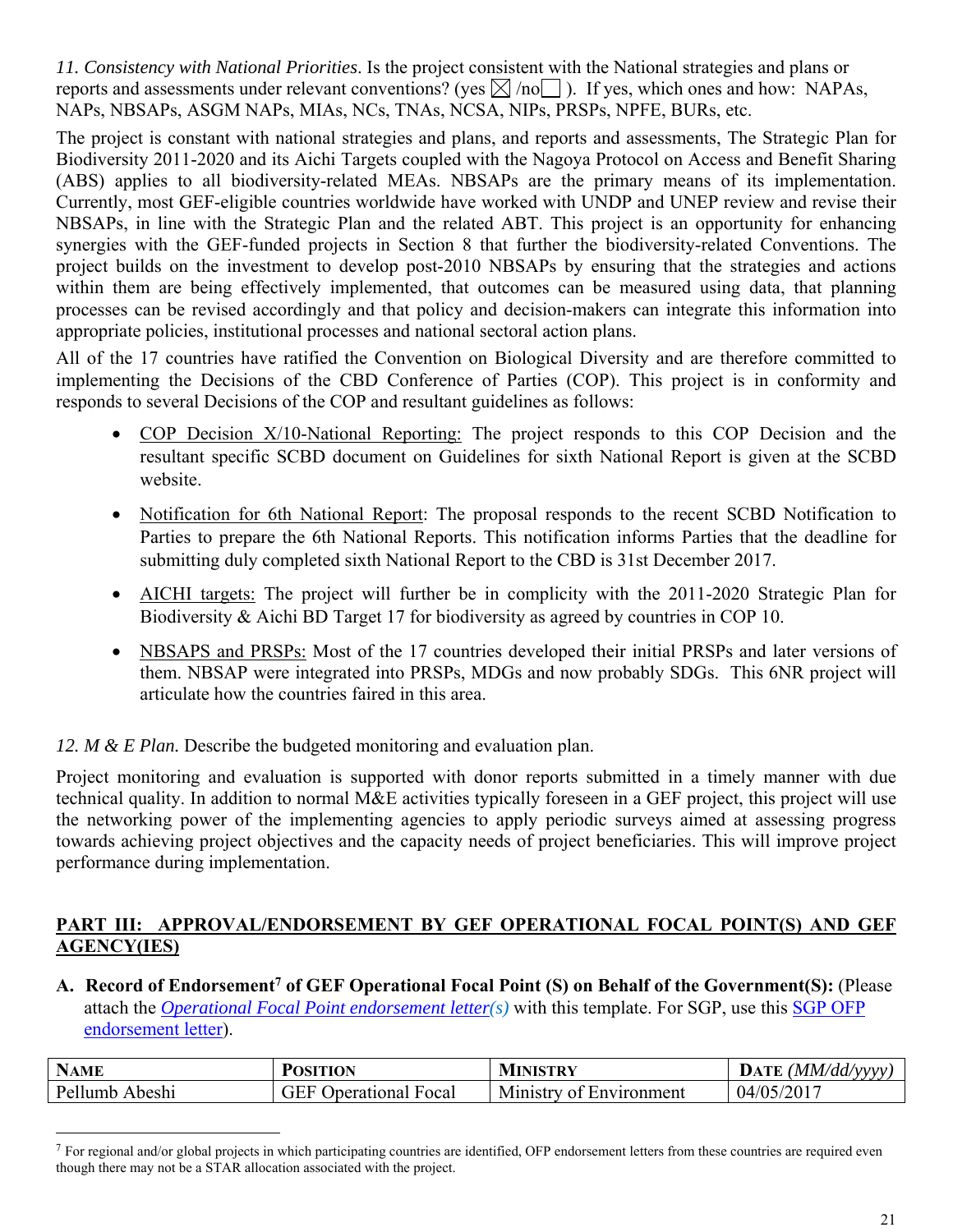*11. Consistency with National Priorities*. Is the project consistent with the National strategies and plans or reports and assessments under relevant conventions? (yes ☒ /no☐ ). If yes, which ones and how: NAPAs, NAPs, NBSAPs, ASGM NAPs, MIAs, NCs, TNAs, NCSA, NIPs, PRSPs, NPFE, BURs, etc.

The project is constant with national strategies and plans, and reports and assessments, The Strategic Plan for Biodiversity 2011-2020 and its Aichi Targets coupled with the Nagoya Protocol on Access and Benefit Sharing (ABS) applies to all biodiversity-related MEAs. NBSAPs are the primary means of its implementation. Currently, most GEF-eligible countries worldwide have worked with UNDP and UNEP review and revise their NBSAPs, in line with the Strategic Plan and the related ABT. This project is an opportunity for enhancing synergies with the GEF-funded projects in Section 8 that further the biodiversity-related Conventions. The project builds on the investment to develop post-2010 NBSAPs by ensuring that the strategies and actions within them are being effectively implemented, that outcomes can be measured using data, that planning processes can be revised accordingly and that policy and decision-makers can integrate this information into appropriate policies, institutional processes and national sectoral action plans.

All of the 17 countries have ratified the Convention on Biological Diversity and are therefore committed to implementing the Decisions of the CBD Conference of Parties (COP). This project is in conformity and responds to several Decisions of the COP and resultant guidelines as follows:

- <u>COP Decision X/10-National Reporting:</u> The project responds to this COP Decision and the resultant specific SCBD document on Guidelines for sixth National Report is given at the SCBD website.
- <u>Notification for 6th National Report</u>: The proposal responds to the recent SCBD Notification to Parties to prepare the 6th National Reports. This notification informs Parties that the deadline for submitting duly completed sixth National Report to the CBD is 31st December 2017.
- <u>AICHI targets:</u> The project will further be in complicity with the 2011-2020 Strategic Plan for Biodiversity & Aichi BD Target 17 for biodiversity as agreed by countries in COP 10.
- <u>NBSAPS and PRSPs:</u> Most of the 17 countries developed their initial PRSPs and later versions of them. NBSAP were integrated into PRSPs, MDGs and now probably SDGs. This 6NR project will articulate how the countries faired in this area.

*12. M & E Plan.* Describe the budgeted monitoring and evaluation plan.

Project monitoring and evaluation is supported with donor reports submitted in a timely manner with due technical quality. In addition to normal M&E activities typically foreseen in a GEF project, this project will use the networking power of the implementing agencies to apply periodic surveys aimed at assessing progress towards achieving project objectives and the capacity needs of project beneficiaries. This will improve project performance during implementation.

## <u>PART III: APPROVAL/ENDORSEMENT BY GEF OPERATIONAL FOCAL POINT(S) AND GEF AGENCY(IES)</u>

**A. Record of Endorsement[7] of GEF Operational Focal Point (S) on Behalf of the Government(S):** (Please attach the *Operational Focal Point endorsement letter(s)* with this template. For SGP, use this SGP OFP endorsement letter).

| NAME | POSITION | MINISTRY | DATE *(MM/dd/yyyy)* |
|---|---|---|---|
| Pellumb Abeshi | GEF Operational Focal | Ministry of Environment | 04/05/2017 |

[7] For regional and/or global projects in which participating countries are identified, OFP endorsement letters from these countries are required even though there may not be a STAR allocation associated with the project.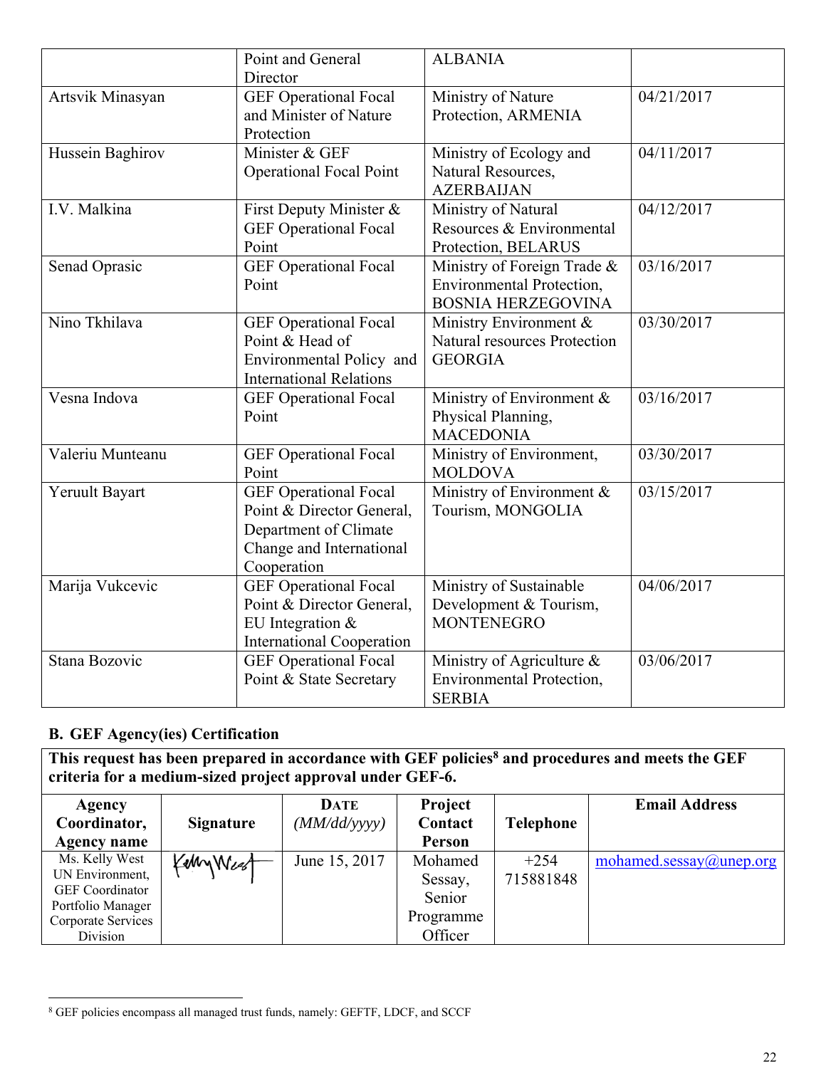| | | | |
|---|---|---|---|
| | Point and General Director | ALBANIA | |
| Artsvik Minasyan | GEF Operational Focal and Minister of Nature Protection | Ministry of Nature Protection, ARMENIA | 04/21/2017 |
| Hussein Baghirov | Minister & GEF Operational Focal Point | Ministry of Ecology and Natural Resources, AZERBAIJAN | 04/11/2017 |
| I.V. Malkina | First Deputy Minister & GEF Operational Focal Point | Ministry of Natural Resources & Environmental Protection, BELARUS | 04/12/2017 |
| Senad Oprasic | GEF Operational Focal Point | Ministry of Foreign Trade & Environmental Protection, BOSNIA HERZEGOVINA | 03/16/2017 |
| Nino Tkhilava | GEF Operational Focal Point & Head of Environmental Policy and International Relations | Ministry Environment & Natural resources Protection GEORGIA | 03/30/2017 |
| Vesna Indova | GEF Operational Focal Point | Ministry of Environment & Physical Planning, MACEDONIA | 03/16/2017 |
| Valeriu Munteanu | GEF Operational Focal Point | Ministry of Environment, MOLDOVA | 03/30/2017 |
| Yeruult Bayart | GEF Operational Focal Point & Director General, Department of Climate Change and International Cooperation | Ministry of Environment & Tourism, MONGOLIA | 03/15/2017 |
| Marija Vukcevic | GEF Operational Focal Point & Director General, EU Integration & International Cooperation | Ministry of Sustainable Development & Tourism, MONTENEGRO | 04/06/2017 |
| Stana Bozovic | GEF Operational Focal Point & State Secretary | Ministry of Agriculture & Environmental Protection, SERBIA | 03/06/2017 |

### B. GEF Agency(ies) Certification

**This request has been prepared in accordance with GEF policies[8] and procedures and meets the GEF criteria for a medium-sized project approval under GEF-6.**

| Agency Coordinator, Agency name | Signature | DATE (MM/dd/yyyy) | Project Contact Person | Telephone | Email Address |
|---|---|---|---|---|---|
| Ms. Kelly West UN Environment, GEF Coordinator Portfolio Manager Corporate Services Division | Kelly West | June 15, 2017 | Mohamed Sessay, Senior Programme Officer | +254 715881848 | mohamed.sessay@unep.org |

[8] GEF policies encompass all managed trust funds, namely: GEFTF, LDCF, and SCCF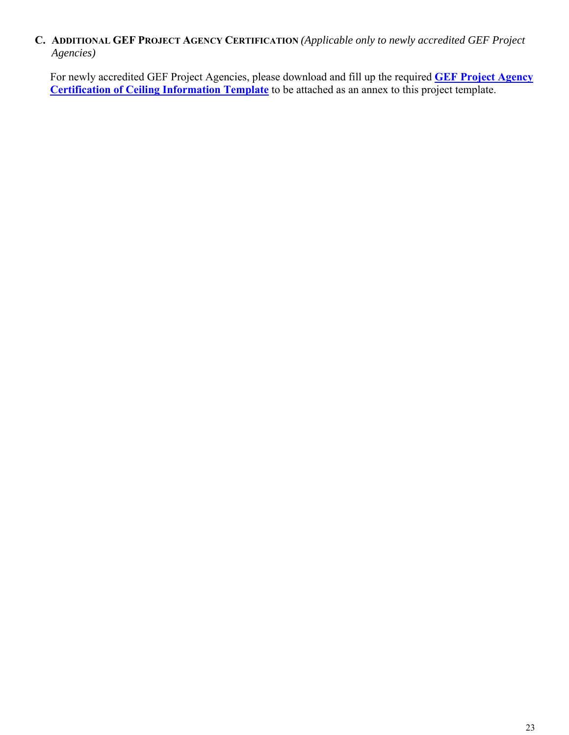## C. ADDITIONAL GEF PROJECT AGENCY CERTIFICATION *(Applicable only to newly accredited GEF Project Agencies)*

For newly accredited GEF Project Agencies, please download and fill up the required **GEF Project Agency Certification of Ceiling Information Template** to be attached as an annex to this project template.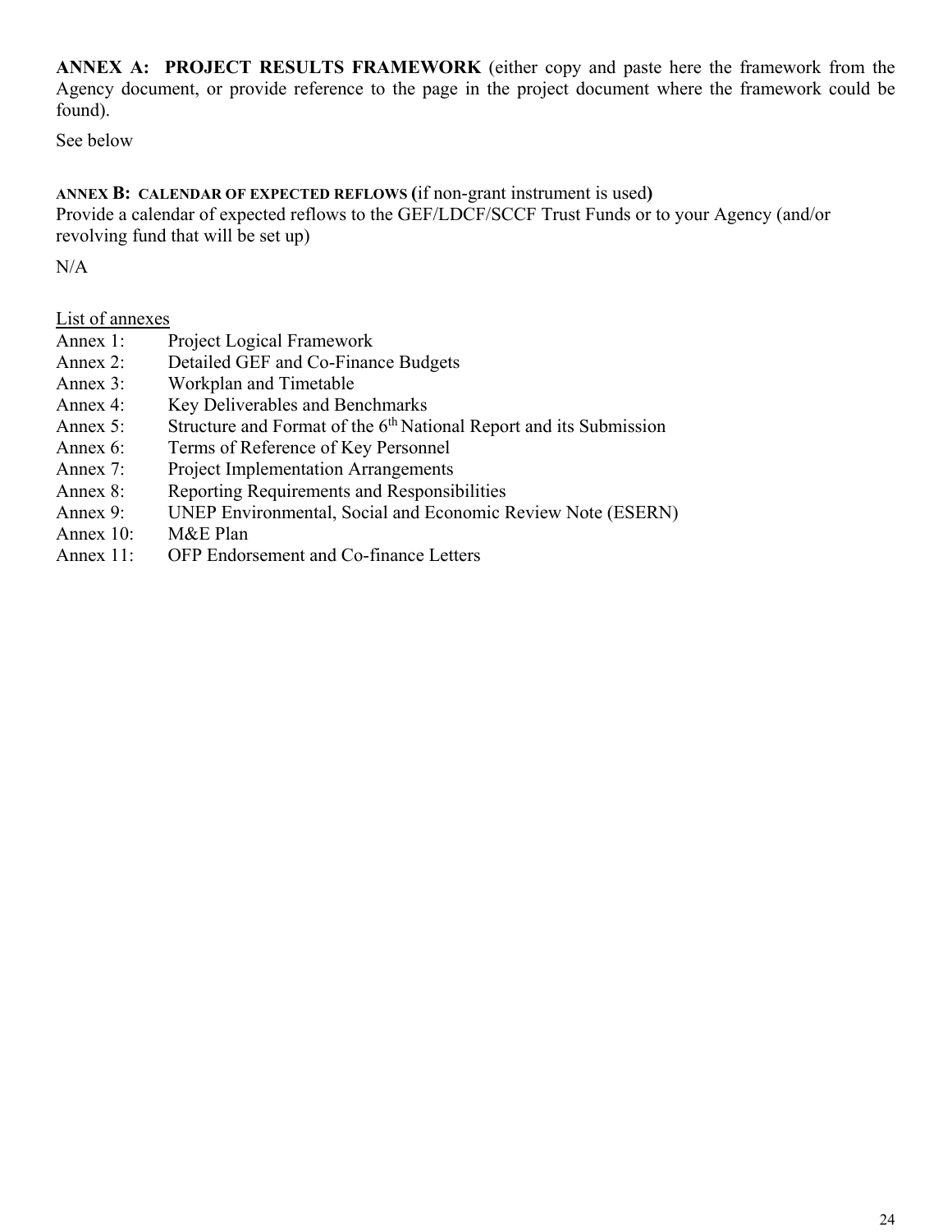**ANNEX A: PROJECT RESULTS FRAMEWORK** (either copy and paste here the framework from the Agency document, or provide reference to the page in the project document where the framework could be found).

See below

**ANNEX B: CALENDAR OF EXPECTED REFLOWS (**if non-grant instrument is used**)**

Provide a calendar of expected reflows to the GEF/LDCF/SCCF Trust Funds or to your Agency (and/or revolving fund that will be set up)

N/A

<u>List of annexes</u>

Annex 1: Project Logical Framework
Annex 2: Detailed GEF and Co-Finance Budgets
Annex 3: Workplan and Timetable
Annex 4: Key Deliverables and Benchmarks
Annex 5: Structure and Format of the 6th National Report and its Submission
Annex 6: Terms of Reference of Key Personnel
Annex 7: Project Implementation Arrangements
Annex 8: Reporting Requirements and Responsibilities
Annex 9: UNEP Environmental, Social and Economic Review Note (ESERN)
Annex 10: M&E Plan
Annex 11: OFP Endorsement and Co-finance Letters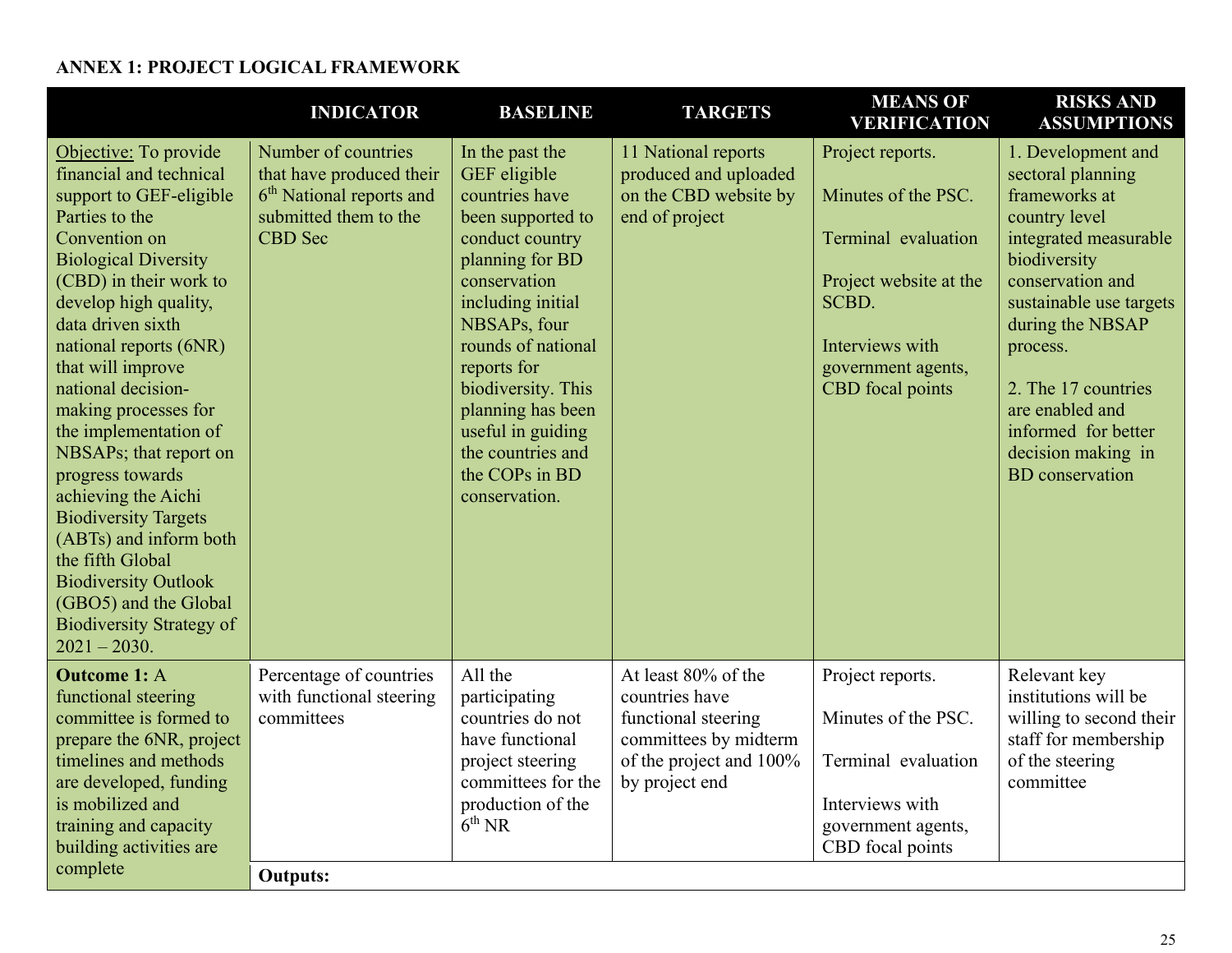**ANNEX 1: PROJECT LOGICAL FRAMEWORK**

| | INDICATOR | BASELINE | TARGETS | MEANS OF VERIFICATION | RISKS AND ASSUMPTIONS |
|---|---|---|---|---|---|
| Objective: To provide financial and technical support to GEF-eligible Parties to the Convention on Biological Diversity (CBD) in their work to develop high quality, data driven sixth national reports (6NR) that will improve national decision-making processes for the implementation of NBSAPs; that report on progress towards achieving the Aichi Biodiversity Targets (ABTs) and inform both the fifth Global Biodiversity Outlook (GBO5) and the Global Biodiversity Strategy of 2021 – 2030. | Number of countries that have produced their 6th National reports and submitted them to the CBD Sec | In the past the GEF eligible countries have been supported to conduct country planning for BD conservation including initial NBSAPs, four rounds of national reports for biodiversity. This planning has been useful in guiding the countries and the COPs in BD conservation. | 11 National reports produced and uploaded on the CBD website by end of project | Project reports.<br><br>Minutes of the PSC.<br><br>Terminal evaluation<br><br>Project website at the SCBD.<br><br>Interviews with government agents, CBD focal points | 1. Development and sectoral planning frameworks at country level integrated measurable biodiversity conservation and sustainable use targets during the NBSAP process.<br><br>2. The 17 countries are enabled and informed for better decision making in BD conservation |
| **Outcome 1:** A functional steering committee is formed to prepare the 6NR, project timelines and methods are developed, funding is mobilized and training and capacity building activities are complete | Percentage of countries with functional steering committees | All the participating countries do not have functional project steering committees for the production of the 6th NR | At least 80% of the countries have functional steering committees by midterm of the project and 100% by project end | Project reports.<br><br>Minutes of the PSC.<br><br>Terminal evaluation<br><br>Interviews with government agents, CBD focal points | Relevant key institutions will be willing to second their staff for membership of the steering committee |
| | **Outputs:** | | | | |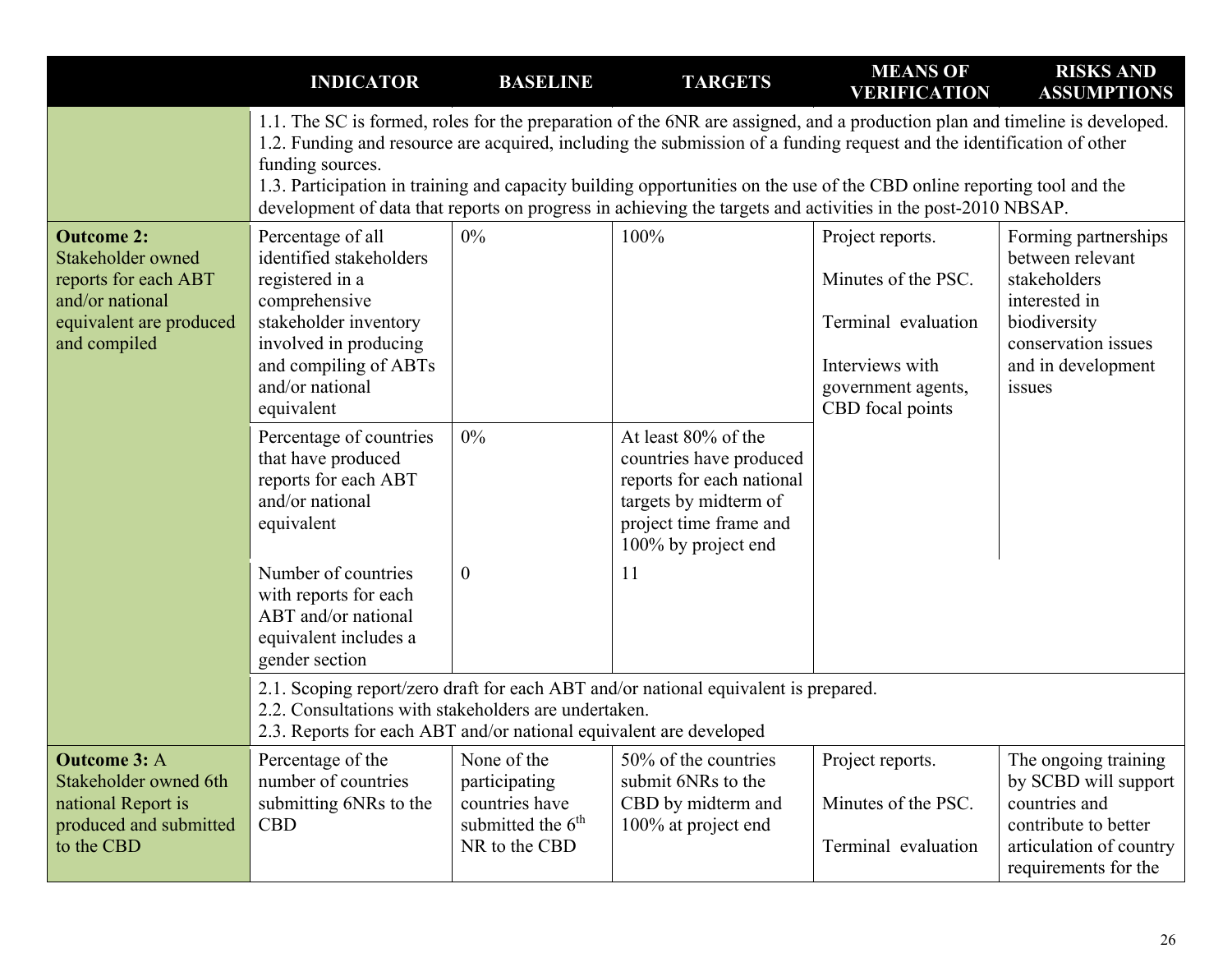| | INDICATOR | BASELINE | TARGETS | MEANS OF VERIFICATION | RISKS AND ASSUMPTIONS |
|---|---|---|---|---|---|
| | 1.1. The SC is formed, roles for the preparation of the 6NR are assigned, and a production plan and timeline is developed.<br>1.2. Funding and resource are acquired, including the submission of a funding request and the identification of other funding sources.<br>1.3. Participation in training and capacity building opportunities on the use of the CBD online reporting tool and the development of data that reports on progress in achieving the targets and activities in the post-2010 NBSAP. | | | | |
| **Outcome 2:** Stakeholder owned reports for each ABT and/or national equivalent are produced and compiled | Percentage of all identified stakeholders registered in a comprehensive stakeholder inventory involved in producing and compiling of ABTs and/or national equivalent | 0% | 100% | Project reports.<br><br>Minutes of the PSC.<br><br>Terminal evaluation<br><br>Interviews with government agents, CBD focal points | Forming partnerships between relevant stakeholders interested in biodiversity conservation issues and in development issues |
| | Percentage of countries that have produced reports for each ABT and/or national equivalent | 0% | At least 80% of the countries have produced reports for each national targets by midterm of project time frame and 100% by project end | | |
| | Number of countries with reports for each ABT and/or national equivalent includes a gender section | 0 | 11 | | |
| | 2.1. Scoping report/zero draft for each ABT and/or national equivalent is prepared.<br>2.2. Consultations with stakeholders are undertaken.<br>2.3. Reports for each ABT and/or national equivalent are developed | | | | |
| **Outcome 3:** A Stakeholder owned 6th national Report is produced and submitted to the CBD | Percentage of the number of countries submitting 6NRs to the CBD | None of the participating countries have submitted the 6th NR to the CBD | 50% of the countries submit 6NRs to the CBD by midterm and 100% at project end | Project reports.<br><br>Minutes of the PSC.<br><br>Terminal evaluation | The ongoing training by SCBD will support countries and contribute to better articulation of country requirements for the |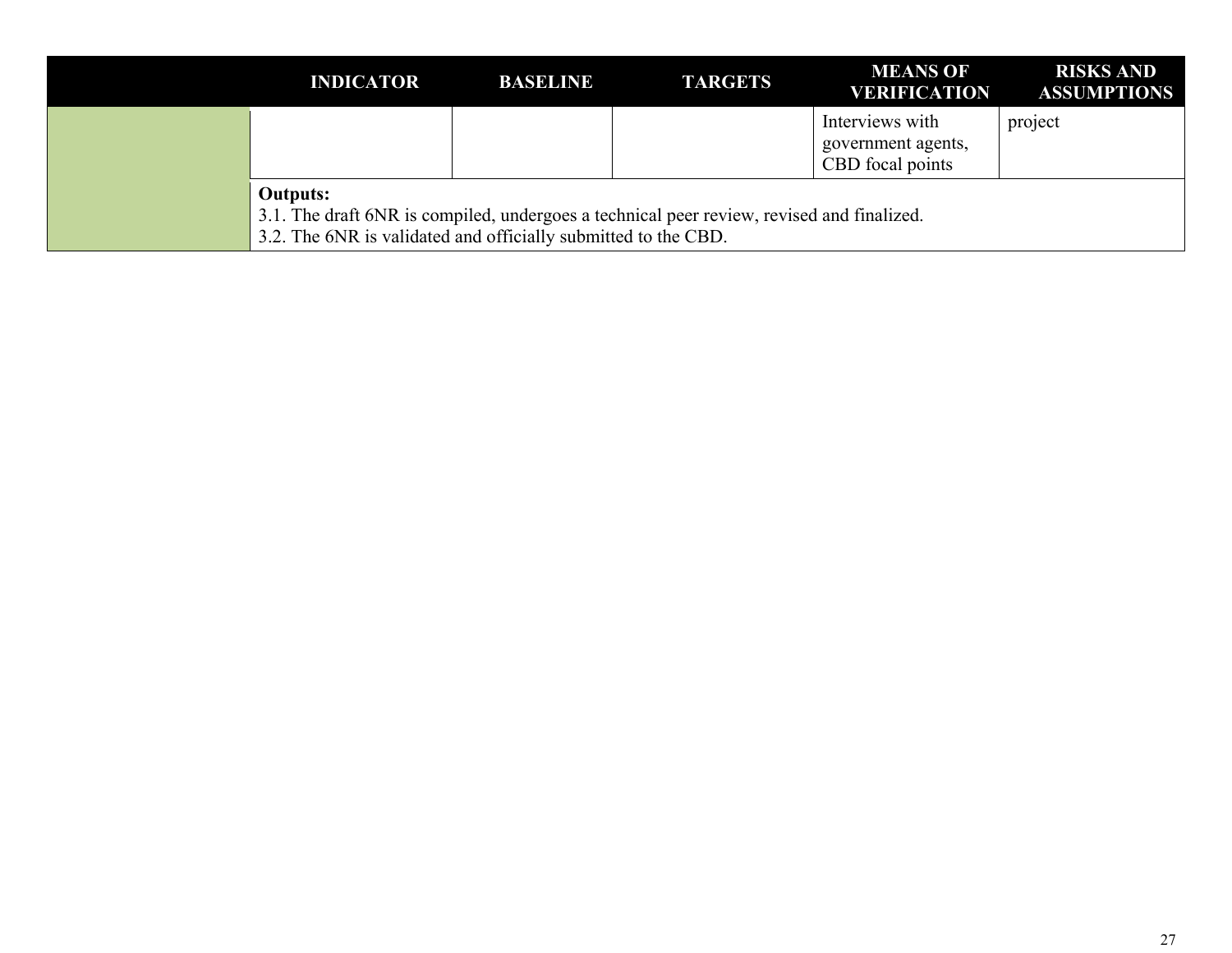| | INDICATOR | BASELINE | TARGETS | MEANS OF VERIFICATION | RISKS AND ASSUMPTIONS |
|---|---|---|---|---|---|
| | | | | Interviews with government agents, CBD focal points | project |
| | **Outputs:**<br>3.1. The draft 6NR is compiled, undergoes a technical peer review, revised and finalized.<br>3.2. The 6NR is validated and officially submitted to the CBD. | | | | |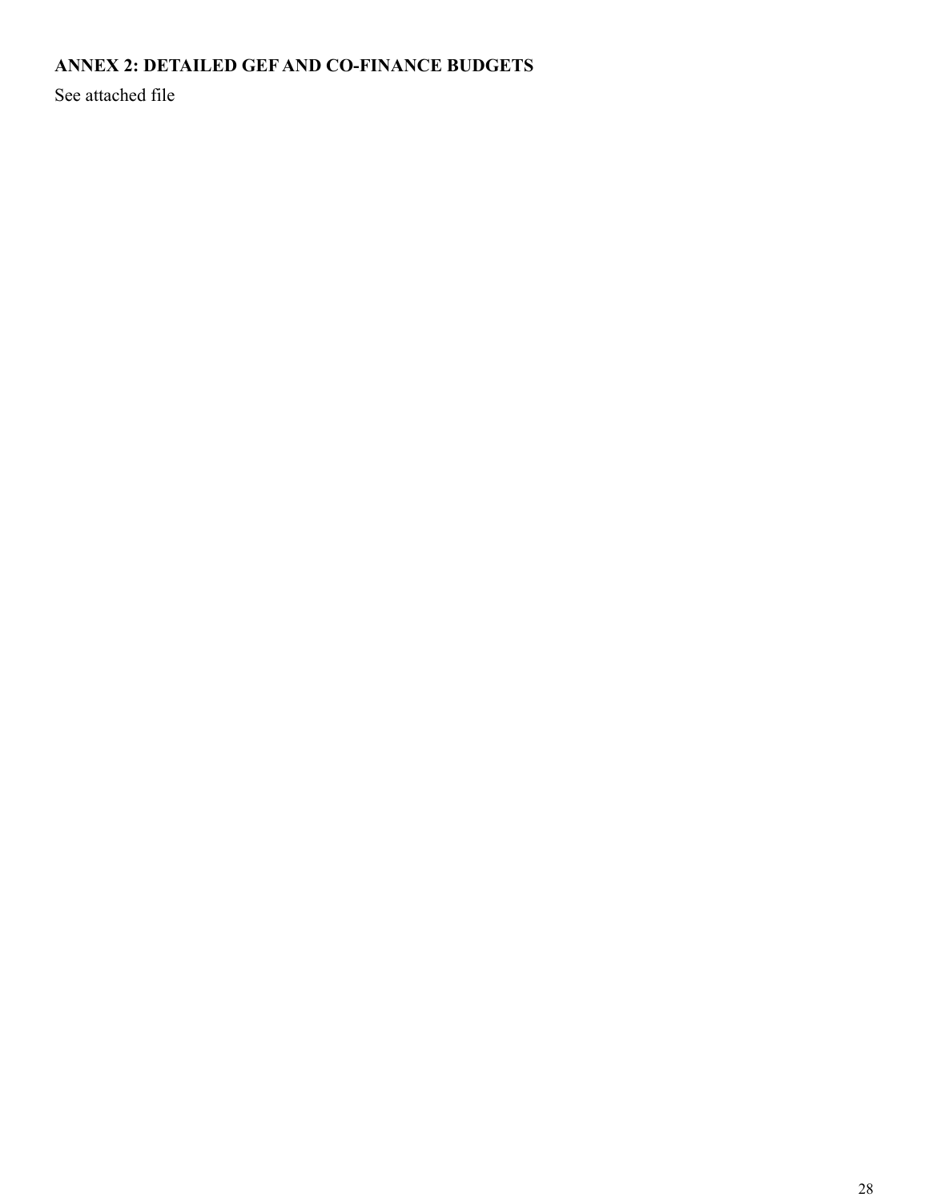## ANNEX 2: DETAILED GEF AND CO-FINANCE BUDGETS

See attached file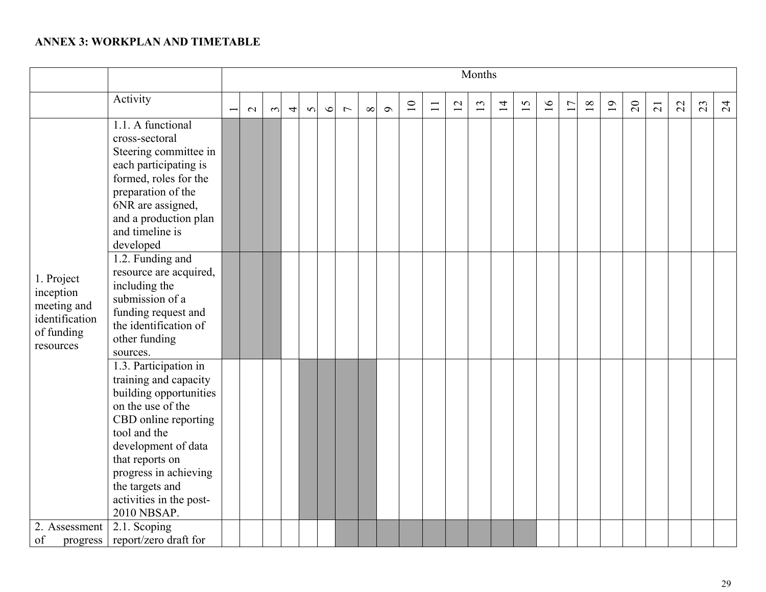**ANNEX 3: WORKPLAN AND TIMETABLE**

| | | Months | | | | | | | | | | | | | | | | | | | | | | | |
|---|---|---|---|---|---|---|---|---|---|---|---|---|---|---|---|---|---|---|---|---|---|---|---|---|---|
| | Activity | 1 | 2 | 3 | 4 | 5 | 6 | 7 | 8 | 9 | 10 | 11 | 12 | 13 | 14 | 15 | 16 | 17 | 18 | 19 | 20 | 21 | 22 | 23 | 24 |
| 1. Project inception meeting and identification of funding resources | 1.1. A functional cross-sectoral Steering committee in each participating is formed, roles for the preparation of the 6NR are assigned, and a production plan and timeline is developed | X | X | X | | | | | | | | | | | | | | | | | | | | | |
| | 1.2. Funding and resource are acquired, including the submission of a funding request and the identification of other funding sources. | X | X | X | | | | | | | | | | | | | | | | | | | | | |
| | 1.3. Participation in training and capacity building opportunities on the use of the CBD online reporting tool and the development of data that reports on progress in achieving the targets and activities in the post-2010 NBSAP. | | | | | X | X | X | X | | | | | | | | | | | | | | | | |
| 2. Assessment of progress | 2.1. Scoping report/zero draft for | | | | | | | X | X | X | X | X | X | X | X | X | | | | | | | | | |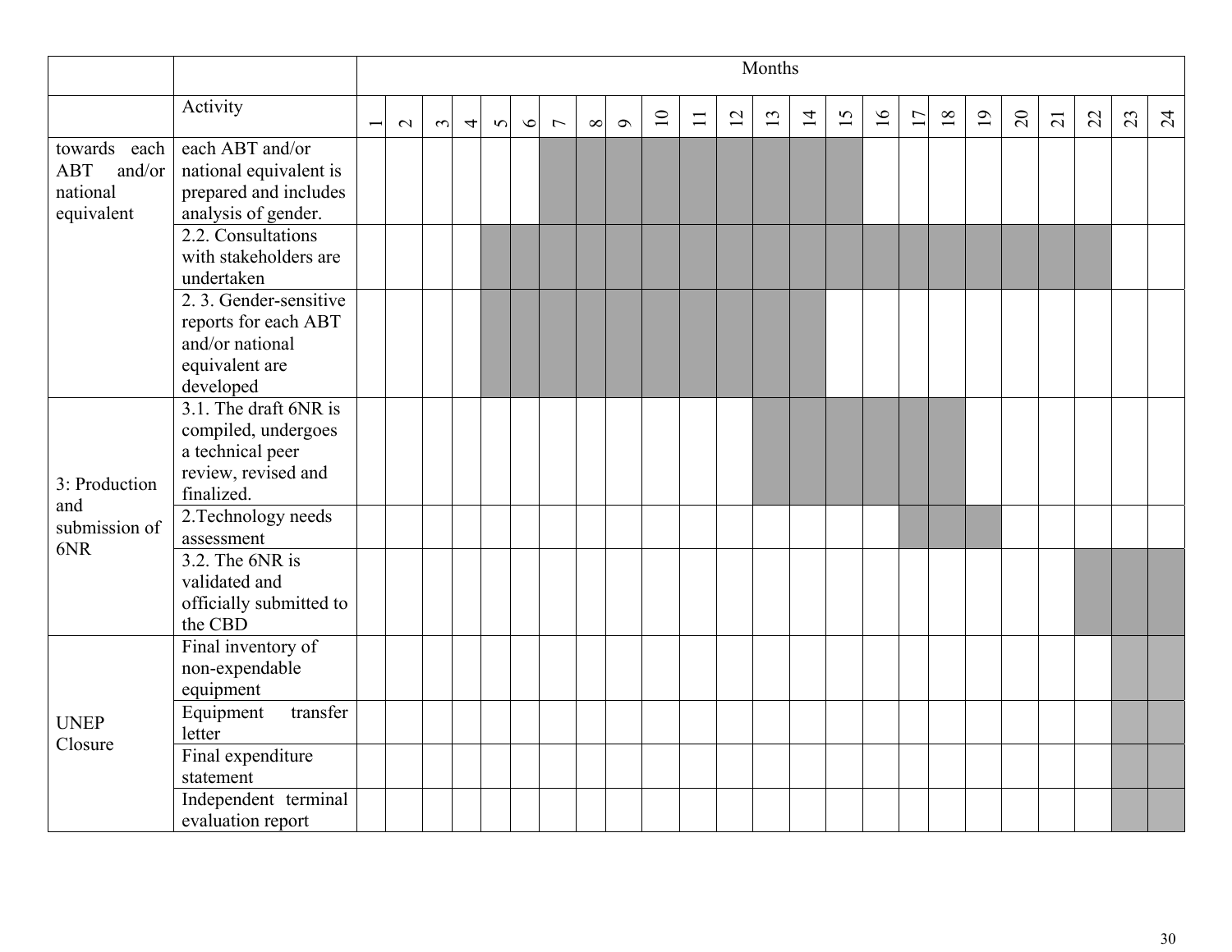| | | Months | | | | | | | | | | | | | | | | | | | | | | | |
|---|---|---|---|---|---|---|---|---|---|---|---|---|---|---|---|---|---|---|---|---|---|---|---|---|---|
| | Activity | 1 | 2 | 3 | 4 | 5 | 6 | 7 | 8 | 9 | 10 | 11 | 12 | 13 | 14 | 15 | 16 | 17 | 18 | 19 | 20 | 21 | 22 | 23 | 24 |
| towards each ABT and/or national equivalent | each ABT and/or national equivalent is prepared and includes analysis of gender. | | | | | | | X | X | X | X | X | X | X | X | X | | | | | | | | | |
| | 2.2. Consultations with stakeholders are undertaken | | | | | X | X | X | X | X | X | X | X | X | X | X | X | X | X | X | X | X | X | | |
| | 2. 3. Gender-sensitive reports for each ABT and/or national equivalent are developed | | | | | X | X | X | X | X | X | X | X | X | X | | | | | | | | | | |
| 3: Production and submission of 6NR | 3.1. The draft 6NR is compiled, undergoes a technical peer review, revised and finalized. | | | | | | | | | | | | | X | X | X | X | X | X | | | | | | |
| | 2.Technology needs assessment | | | | | | | | | | | | | | | | | X | X | X | | | | | |
| | 3.2. The 6NR is validated and officially submitted to the CBD | | | | | | | | | | | | | | | | | | | | | | X | X | X |
| UNEP Closure | Final inventory of non-expendable equipment | | | | | | | | | | | | | | | | | | | | | | | X | X |
| | Equipment transfer letter | | | | | | | | | | | | | | | | | | | | | | | X | X |
| | Final expenditure statement | | | | | | | | | | | | | | | | | | | | | | | X | X |
| | Independent terminal evaluation report | | | | | | | | | | | | | | | | | | | | | | | X | X |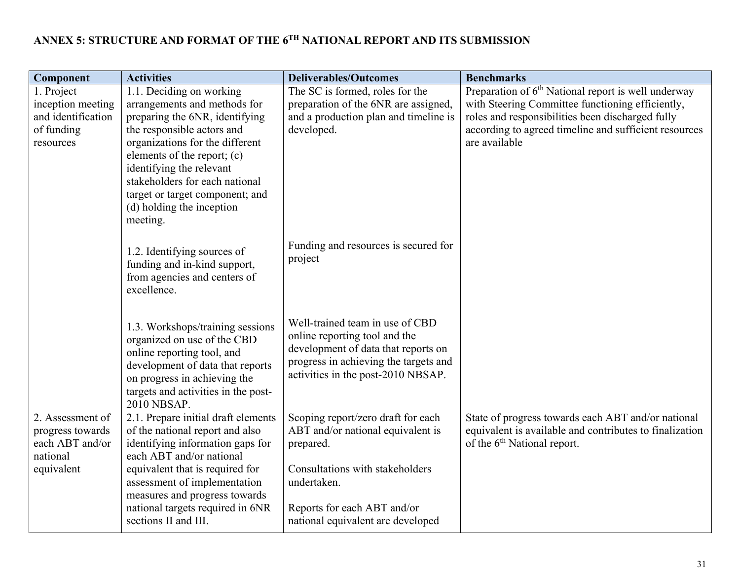# ANNEX 5: STRUCTURE AND FORMAT OF THE 6TH NATIONAL REPORT AND ITS SUBMISSION

| Component | Activities | Deliverables/Outcomes | Benchmarks |
|---|---|---|---|
| 1. Project inception meeting and identification of funding resources | 1.1. Deciding on working arrangements and methods for preparing the 6NR, identifying the responsible actors and organizations for the different elements of the report; (c) identifying the relevant stakeholders for each national target or target component; and (d) holding the inception meeting. | The SC is formed, roles for the preparation of the 6NR are assigned, and a production plan and timeline is developed. | Preparation of 6th National report is well underway with Steering Committee functioning efficiently, roles and responsibilities been discharged fully according to agreed timeline and sufficient resources are available |
| | 1.2. Identifying sources of funding and in-kind support, from agencies and centers of excellence. | Funding and resources is secured for project | |
| | 1.3. Workshops/training sessions organized on use of the CBD online reporting tool, and development of data that reports on progress in achieving the targets and activities in the post-2010 NBSAP. | Well-trained team in use of CBD online reporting tool and the development of data that reports on progress in achieving the targets and activities in the post-2010 NBSAP. | |
| 2. Assessment of progress towards each ABT and/or national equivalent | 2.1. Prepare initial draft elements of the national report and also identifying information gaps for each ABT and/or national equivalent that is required for assessment of implementation measures and progress towards national targets required in 6NR sections II and III. | Scoping report/zero draft for each ABT and/or national equivalent is prepared.<br><br>Consultations with stakeholders undertaken.<br><br>Reports for each ABT and/or national equivalent are developed | State of progress towards each ABT and/or national equivalent is available and contributes to finalization of the 6th National report. |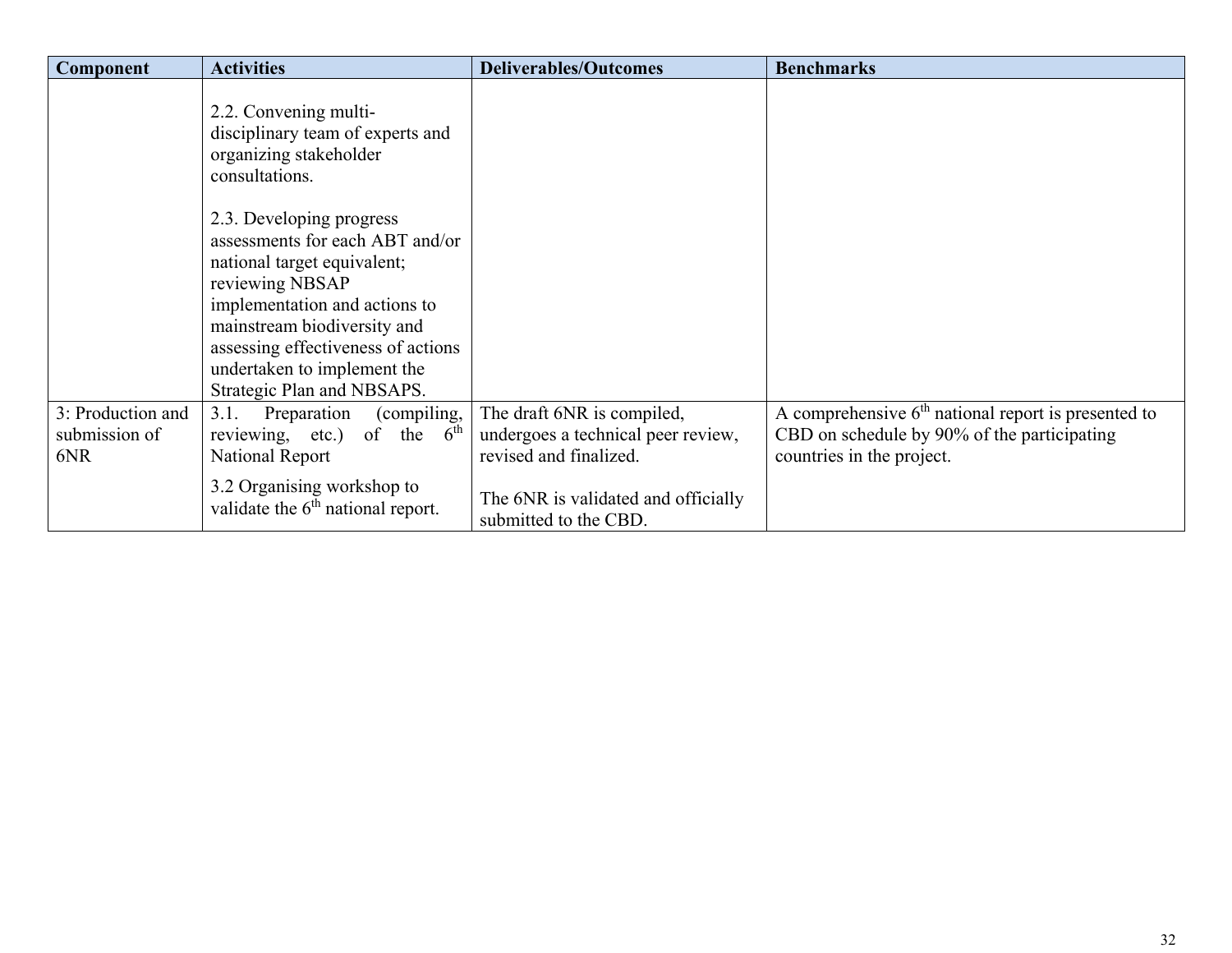| Component | Activities | Deliverables/Outcomes | Benchmarks |
|---|---|---|---|
| | 2.2. Convening multi-disciplinary team of experts and organizing stakeholder consultations.<br><br>2.3. Developing progress assessments for each ABT and/or national target equivalent; reviewing NBSAP implementation and actions to mainstream biodiversity and assessing effectiveness of actions undertaken to implement the Strategic Plan and NBSAPS. | | |
| 3: Production and submission of 6NR | 3.1. Preparation (compiling, reviewing, etc.) of the 6th National Report<br><br>3.2 Organising workshop to validate the 6th national report. | The draft 6NR is compiled, undergoes a technical peer review, revised and finalized.<br><br>The 6NR is validated and officially submitted to the CBD. | A comprehensive 6th national report is presented to CBD on schedule by 90% of the participating countries in the project. |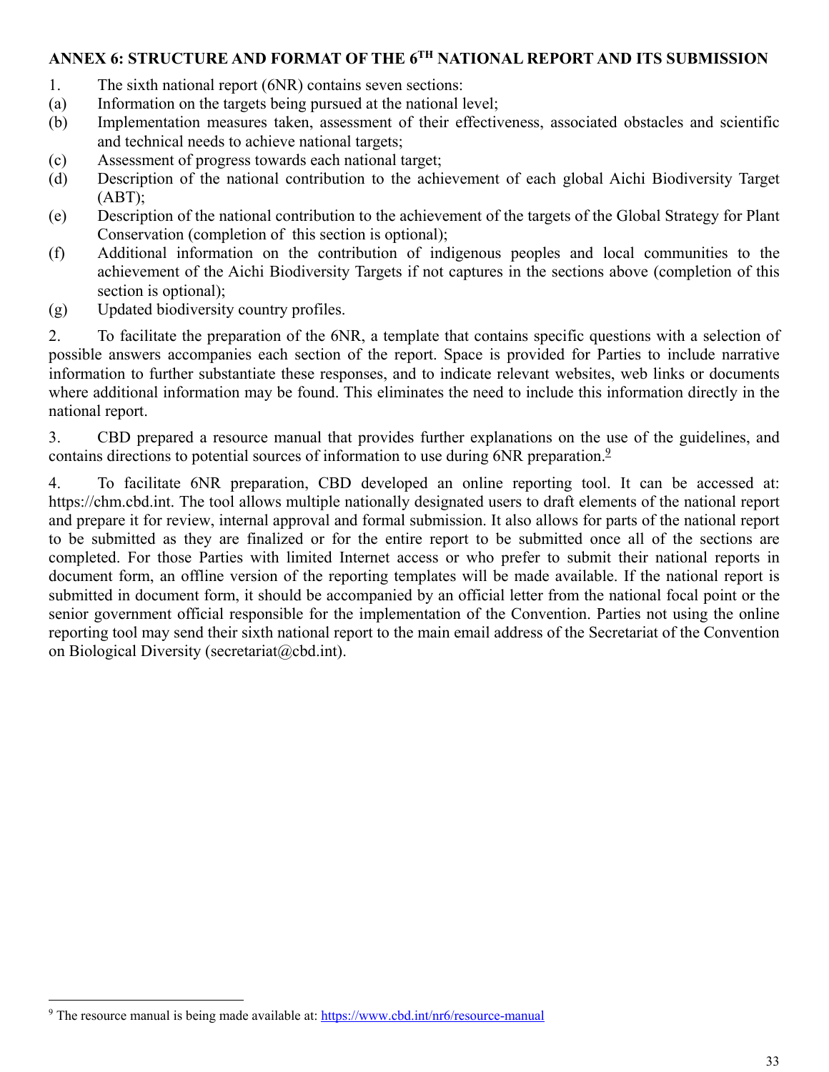## ANNEX 6: STRUCTURE AND FORMAT OF THE 6TH NATIONAL REPORT AND ITS SUBMISSION

1. The sixth national report (6NR) contains seven sections:

(a) Information on the targets being pursued at the national level;

(b) Implementation measures taken, assessment of their effectiveness, associated obstacles and scientific and technical needs to achieve national targets;

(c) Assessment of progress towards each national target;

(d) Description of the national contribution to the achievement of each global Aichi Biodiversity Target (ABT);

(e) Description of the national contribution to the achievement of the targets of the Global Strategy for Plant Conservation (completion of this section is optional);

(f) Additional information on the contribution of indigenous peoples and local communities to the achievement of the Aichi Biodiversity Targets if not captures in the sections above (completion of this section is optional);

(g) Updated biodiversity country profiles.

2. To facilitate the preparation of the 6NR, a template that contains specific questions with a selection of possible answers accompanies each section of the report. Space is provided for Parties to include narrative information to further substantiate these responses, and to indicate relevant websites, web links or documents where additional information may be found. This eliminates the need to include this information directly in the national report.

3. CBD prepared a resource manual that provides further explanations on the use of the guidelines, and contains directions to potential sources of information to use during 6NR preparation.[9]

4. To facilitate 6NR preparation, CBD developed an online reporting tool. It can be accessed at: https://chm.cbd.int. The tool allows multiple nationally designated users to draft elements of the national report and prepare it for review, internal approval and formal submission. It also allows for parts of the national report to be submitted as they are finalized or for the entire report to be submitted once all of the sections are completed. For those Parties with limited Internet access or who prefer to submit their national reports in document form, an offline version of the reporting templates will be made available. If the national report is submitted in document form, it should be accompanied by an official letter from the national focal point or the senior government official responsible for the implementation of the Convention. Parties not using the online reporting tool may send their sixth national report to the main email address of the Secretariat of the Convention on Biological Diversity (secretariat@cbd.int).

---

[9] The resource manual is being made available at: https://www.cbd.int/nr6/resource-manual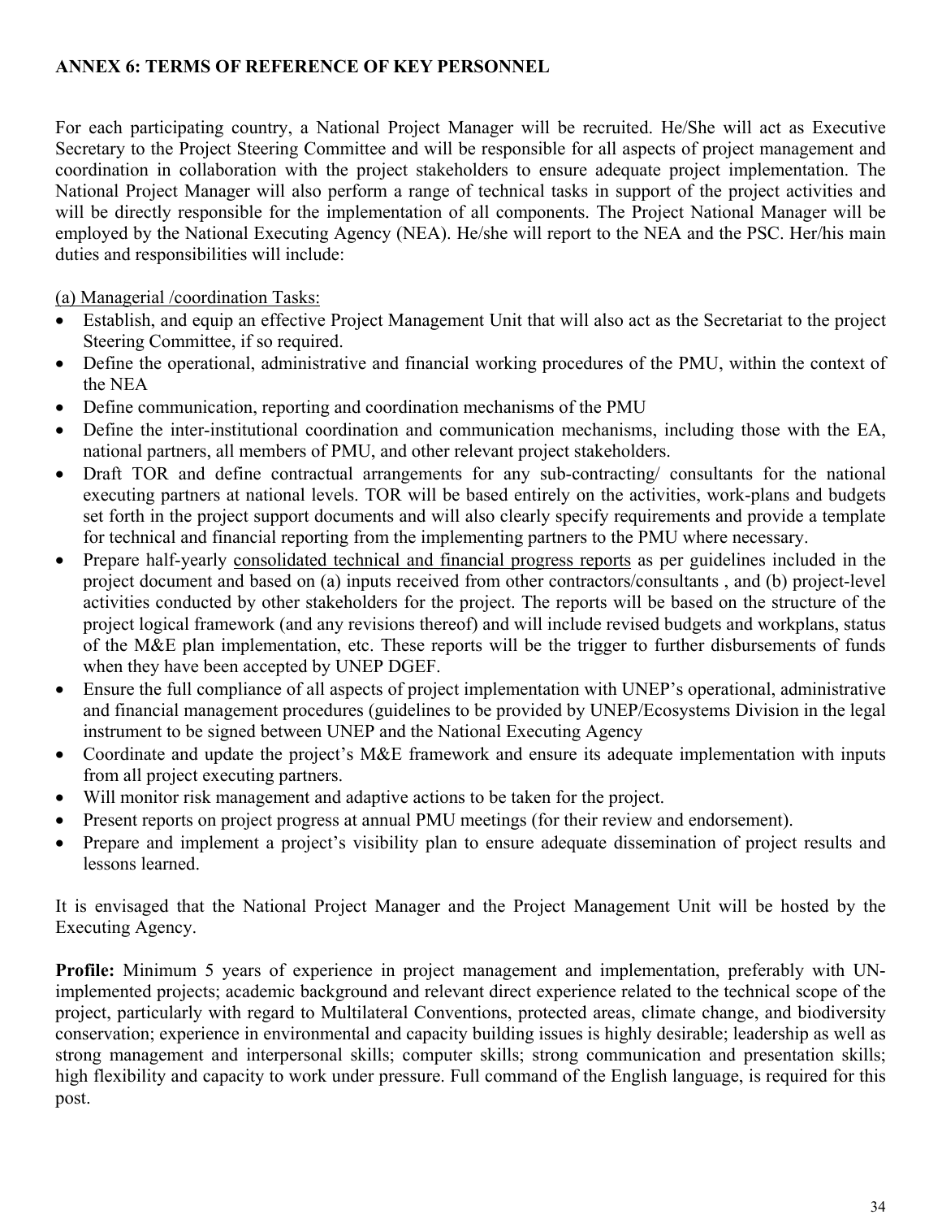**ANNEX 6: TERMS OF REFERENCE OF KEY PERSONNEL**

For each participating country, a National Project Manager will be recruited. He/She will act as Executive Secretary to the Project Steering Committee and will be responsible for all aspects of project management and coordination in collaboration with the project stakeholders to ensure adequate project implementation. The National Project Manager will also perform a range of technical tasks in support of the project activities and will be directly responsible for the implementation of all components. The Project National Manager will be employed by the National Executing Agency (NEA). He/she will report to the NEA and the PSC. Her/his main duties and responsibilities will include:

<u>(a) Managerial /coordination Tasks:</u>

- Establish, and equip an effective Project Management Unit that will also act as the Secretariat to the project Steering Committee, if so required.
- Define the operational, administrative and financial working procedures of the PMU, within the context of the NEA
- Define communication, reporting and coordination mechanisms of the PMU
- Define the inter-institutional coordination and communication mechanisms, including those with the EA, national partners, all members of PMU, and other relevant project stakeholders.
- Draft TOR and define contractual arrangements for any sub-contracting/ consultants for the national executing partners at national levels. TOR will be based entirely on the activities, work-plans and budgets set forth in the project support documents and will also clearly specify requirements and provide a template for technical and financial reporting from the implementing partners to the PMU where necessary.
- Prepare half-yearly <u>consolidated technical and financial progress reports</u> as per guidelines included in the project document and based on (a) inputs received from other contractors/consultants , and (b) project-level activities conducted by other stakeholders for the project. The reports will be based on the structure of the project logical framework (and any revisions thereof) and will include revised budgets and workplans, status of the M&E plan implementation, etc. These reports will be the trigger to further disbursements of funds when they have been accepted by UNEP DGEF.
- Ensure the full compliance of all aspects of project implementation with UNEP's operational, administrative and financial management procedures (guidelines to be provided by UNEP/Ecosystems Division in the legal instrument to be signed between UNEP and the National Executing Agency
- Coordinate and update the project's M&E framework and ensure its adequate implementation with inputs from all project executing partners.
- Will monitor risk management and adaptive actions to be taken for the project.
- Present reports on project progress at annual PMU meetings (for their review and endorsement).
- Prepare and implement a project's visibility plan to ensure adequate dissemination of project results and lessons learned.

It is envisaged that the National Project Manager and the Project Management Unit will be hosted by the Executing Agency.

**Profile:** Minimum 5 years of experience in project management and implementation, preferably with UN-implemented projects; academic background and relevant direct experience related to the technical scope of the project, particularly with regard to Multilateral Conventions, protected areas, climate change, and biodiversity conservation; experience in environmental and capacity building issues is highly desirable; leadership as well as strong management and interpersonal skills; computer skills; strong communication and presentation skills; high flexibility and capacity to work under pressure. Full command of the English language, is required for this post.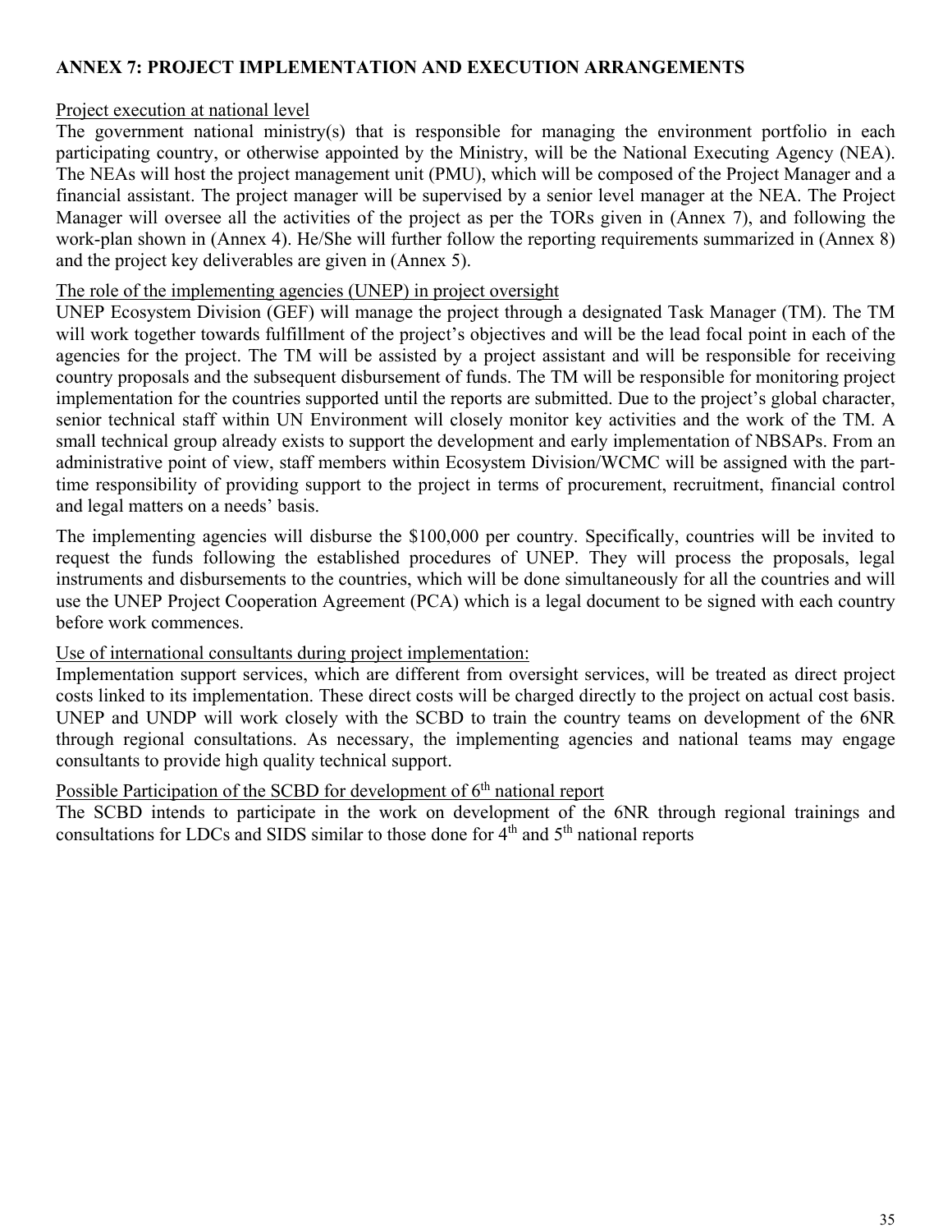**ANNEX 7: PROJECT IMPLEMENTATION AND EXECUTION ARRANGEMENTS**

Project execution at national level

The government national ministry(s) that is responsible for managing the environment portfolio in each participating country, or otherwise appointed by the Ministry, will be the National Executing Agency (NEA). The NEAs will host the project management unit (PMU), which will be composed of the Project Manager and a financial assistant. The project manager will be supervised by a senior level manager at the NEA. The Project Manager will oversee all the activities of the project as per the TORs given in (Annex 7), and following the work-plan shown in (Annex 4). He/She will further follow the reporting requirements summarized in (Annex 8) and the project key deliverables are given in (Annex 5).

The role of the implementing agencies (UNEP) in project oversight

UNEP Ecosystem Division (GEF) will manage the project through a designated Task Manager (TM). The TM will work together towards fulfillment of the project's objectives and will be the lead focal point in each of the agencies for the project. The TM will be assisted by a project assistant and will be responsible for receiving country proposals and the subsequent disbursement of funds. The TM will be responsible for monitoring project implementation for the countries supported until the reports are submitted. Due to the project's global character, senior technical staff within UN Environment will closely monitor key activities and the work of the TM. A small technical group already exists to support the development and early implementation of NBSAPs. From an administrative point of view, staff members within Ecosystem Division/WCMC will be assigned with the part-time responsibility of providing support to the project in terms of procurement, recruitment, financial control and legal matters on a needs' basis.

The implementing agencies will disburse the \$100,000 per country. Specifically, countries will be invited to request the funds following the established procedures of UNEP. They will process the proposals, legal instruments and disbursements to the countries, which will be done simultaneously for all the countries and will use the UNEP Project Cooperation Agreement (PCA) which is a legal document to be signed with each country before work commences.

Use of international consultants during project implementation:

Implementation support services, which are different from oversight services, will be treated as direct project costs linked to its implementation. These direct costs will be charged directly to the project on actual cost basis. UNEP and UNDP will work closely with the SCBD to train the country teams on development of the 6NR through regional consultations. As necessary, the implementing agencies and national teams may engage consultants to provide high quality technical support.

Possible Participation of the SCBD for development of 6th national report

The SCBD intends to participate in the work on development of the 6NR through regional trainings and consultations for LDCs and SIDS similar to those done for 4th and 5th national reports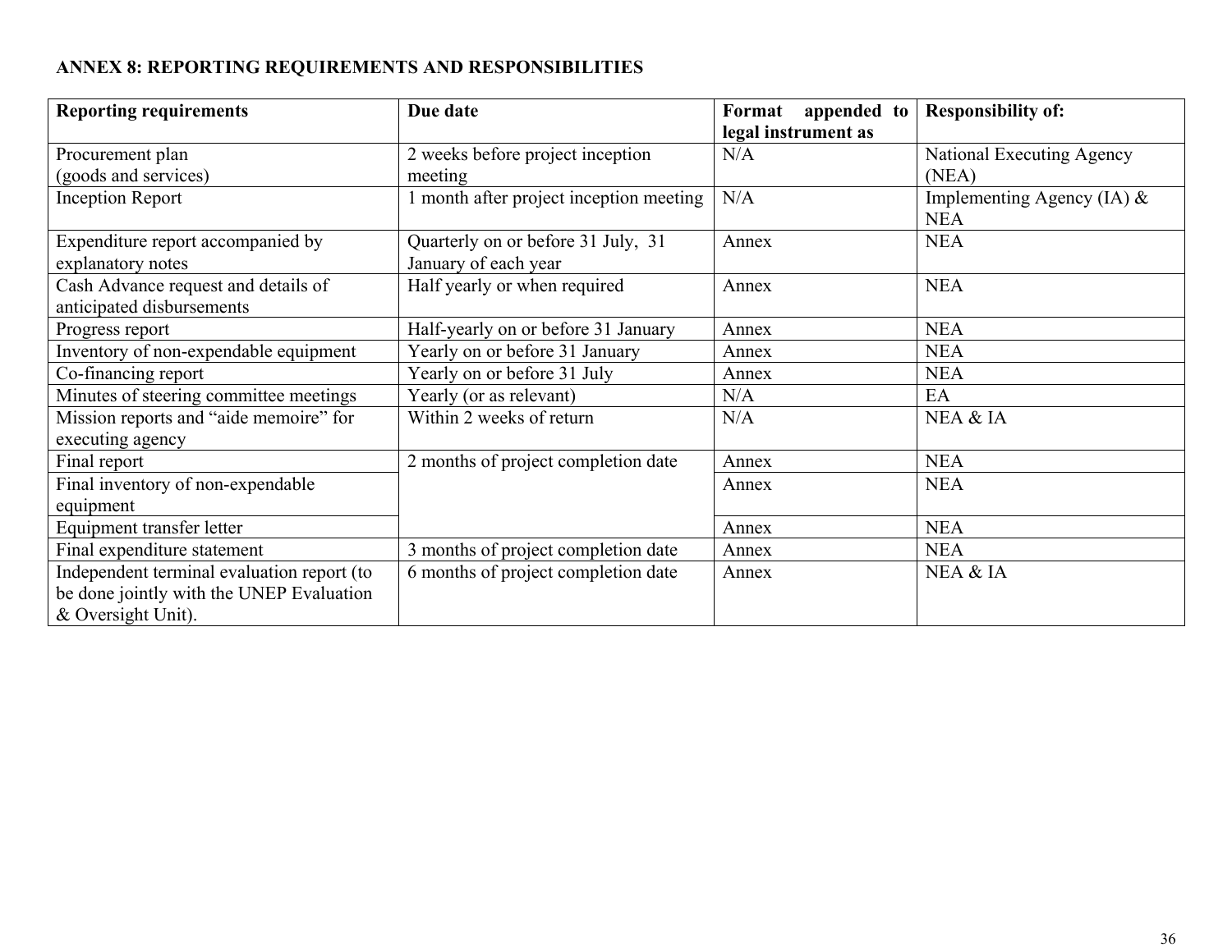**ANNEX 8: REPORTING REQUIREMENTS AND RESPONSIBILITIES**

| Reporting requirements | Due date | Format appended to legal instrument as | Responsibility of: |
|---|---|---|---|
| Procurement plan (goods and services) | 2 weeks before project inception meeting | N/A | National Executing Agency (NEA) |
| Inception Report | 1 month after project inception meeting | N/A | Implementing Agency (IA) & NEA |
| Expenditure report accompanied by explanatory notes | Quarterly on or before 31 July, 31 January of each year | Annex | NEA |
| Cash Advance request and details of anticipated disbursements | Half yearly or when required | Annex | NEA |
| Progress report | Half-yearly on or before 31 January | Annex | NEA |
| Inventory of non-expendable equipment | Yearly on or before 31 January | Annex | NEA |
| Co-financing report | Yearly on or before 31 July | Annex | NEA |
| Minutes of steering committee meetings | Yearly (or as relevant) | N/A | EA |
| Mission reports and "aide memoire" for executing agency | Within 2 weeks of return | N/A | NEA & IA |
| Final report | 2 months of project completion date | Annex | NEA |
| Final inventory of non-expendable equipment | | Annex | NEA |
| Equipment transfer letter | | Annex | NEA |
| Final expenditure statement | 3 months of project completion date | Annex | NEA |
| Independent terminal evaluation report (to be done jointly with the UNEP Evaluation & Oversight Unit). | 6 months of project completion date | Annex | NEA & IA |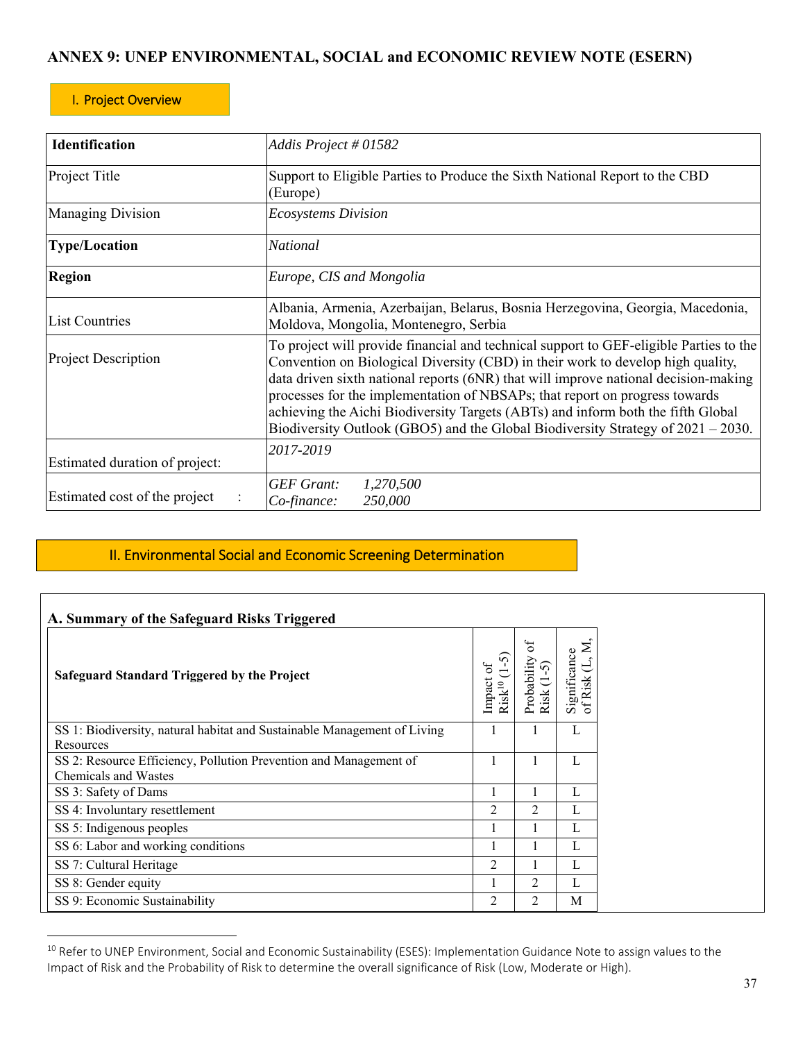## ANNEX 9: UNEP ENVIRONMENTAL, SOCIAL and ECONOMIC REVIEW NOTE (ESERN)

### I. Project Overview

| **Identification** | *Addis Project # 01582* |
|---|---|
| Project Title | Support to Eligible Parties to Produce the Sixth National Report to the CBD (Europe) |
| Managing Division | *Ecosystems Division* |
| **Type/Location** | *National* |
| **Region** | *Europe, CIS and Mongolia* |
| List Countries | Albania, Armenia, Azerbaijan, Belarus, Bosnia Herzegovina, Georgia, Macedonia, Moldova, Mongolia, Montenegro, Serbia |
| Project Description | To project will provide financial and technical support to GEF-eligible Parties to the Convention on Biological Diversity (CBD) in their work to develop high quality, data driven sixth national reports (6NR) that will improve national decision-making processes for the implementation of NBSAPs; that report on progress towards achieving the Aichi Biodiversity Targets (ABTs) and inform both the fifth Global Biodiversity Outlook (GBO5) and the Global Biodiversity Strategy of 2021 – 2030. |
| Estimated duration of project: | *2017-2019* |
| Estimated cost of the project : | *GEF Grant: 1,270,500*<br>*Co-finance: 250,000* |

### II. Environmental Social and Economic Screening Determination

**A. Summary of the Safeguard Risks Triggered**

| **Safeguard Standard Triggered by the Project** | Impact of Risk[10] (1-5) | Probability of Risk (1-5) | Significance of Risk (L, M, |
|---|---|---|---|
| SS 1: Biodiversity, natural habitat and Sustainable Management of Living Resources | 1 | 1 | L |
| SS 2: Resource Efficiency, Pollution Prevention and Management of Chemicals and Wastes | 1 | 1 | L |
| SS 3: Safety of Dams | 1 | 1 | L |
| SS 4: Involuntary resettlement | 2 | 2 | L |
| SS 5: Indigenous peoples | 1 | 1 | L |
| SS 6: Labor and working conditions | 1 | 1 | L |
| SS 7: Cultural Heritage | 2 | 1 | L |
| SS 8: Gender equity | 1 | 2 | L |
| SS 9: Economic Sustainability | 2 | 2 | M |

[10] Refer to UNEP Environment, Social and Economic Sustainability (ESES): Implementation Guidance Note to assign values to the Impact of Risk and the Probability of Risk to determine the overall significance of Risk (Low, Moderate or High).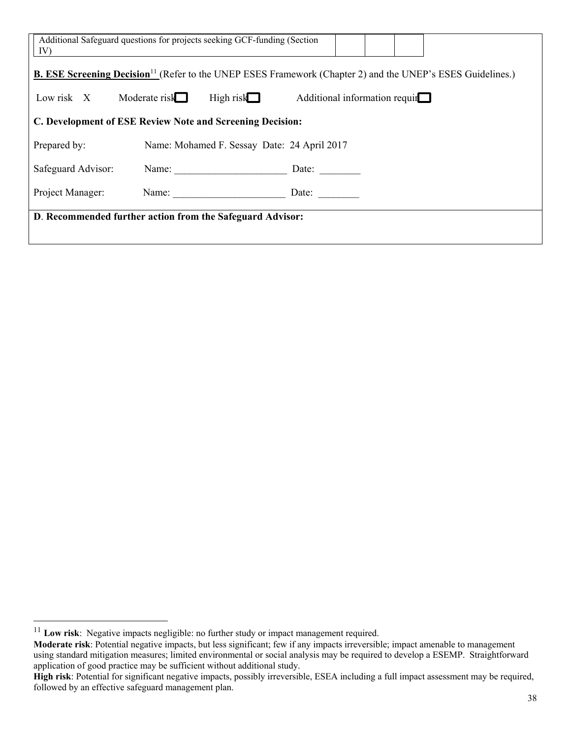| Additional Safeguard questions for projects seeking GCF-funding (Section IV) | | | | |
|---|---|---|---|---|

**B. ESE Screening Decision**[11] (Refer to the UNEP ESES Framework (Chapter 2) and the UNEP's ESES Guidelines.)

Low risk X Moderate risk ☐ High risk ☐ Additional information requir☐

**C. Development of ESE Review Note and Screening Decision:**

Prepared by: Name: Mohamed F. Sessay Date: 24 April 2017

Safeguard Advisor: Name: ______________________ Date: ________

Project Manager: Name: ______________________ Date: ________

**D. Recommended further action from the Safeguard Advisor:**

---

[11] **Low risk**: Negative impacts negligible: no further study or impact management required.

**Moderate risk**: Potential negative impacts, but less significant; few if any impacts irreversible; impact amenable to management using standard mitigation measures; limited environmental or social analysis may be required to develop a ESEMP. Straightforward application of good practice may be sufficient without additional study.

**High risk**: Potential for significant negative impacts, possibly irreversible, ESEA including a full impact assessment may be required, followed by an effective safeguard management plan.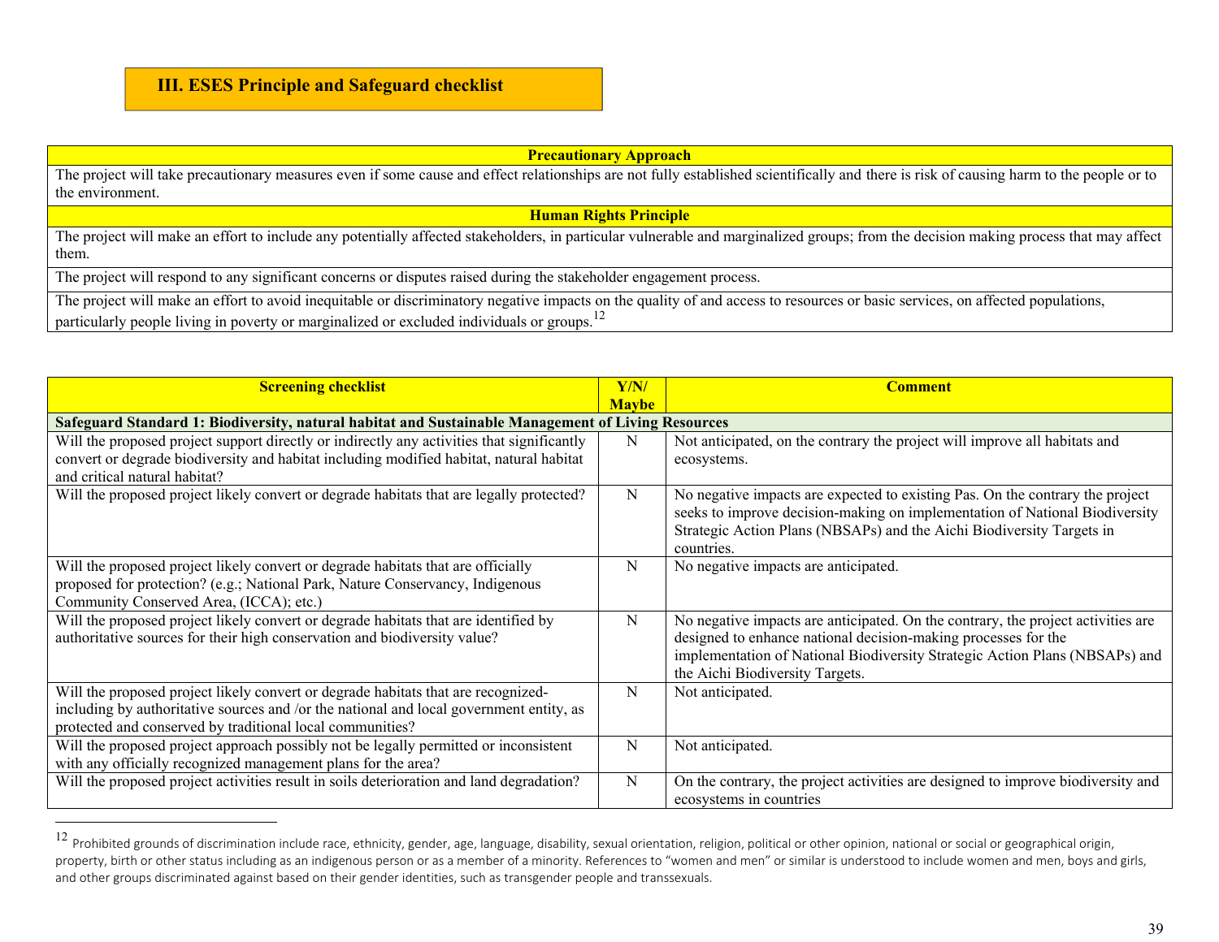## III. ESES Principle and Safeguard checklist

| Precautionary Approach |
|---|
| The project will take precautionary measures even if some cause and effect relationships are not fully established scientifically and there is risk of causing harm to the people or to the environment. |
| **Human Rights Principle** |
| The project will make an effort to include any potentially affected stakeholders, in particular vulnerable and marginalized groups; from the decision making process that may affect them. |
| The project will respond to any significant concerns or disputes raised during the stakeholder engagement process. |
| The project will make an effort to avoid inequitable or discriminatory negative impacts on the quality of and access to resources or basic services, on affected populations, particularly people living in poverty or marginalized or excluded individuals or groups.[12] |

| Screening checklist | Y/N/ Maybe | Comment |
|---|---|---|
| **Safeguard Standard 1: Biodiversity, natural habitat and Sustainable Management of Living Resources** | | |
| Will the proposed project support directly or indirectly any activities that significantly convert or degrade biodiversity and habitat including modified habitat, natural habitat and critical natural habitat? | N | Not anticipated, on the contrary the project will improve all habitats and ecosystems. |
| Will the proposed project likely convert or degrade habitats that are legally protected? | N | No negative impacts are expected to existing Pas. On the contrary the project seeks to improve decision-making on implementation of National Biodiversity Strategic Action Plans (NBSAPs) and the Aichi Biodiversity Targets in countries. |
| Will the proposed project likely convert or degrade habitats that are officially proposed for protection? (e.g.; National Park, Nature Conservancy, Indigenous Community Conserved Area, (ICCA); etc.) | N | No negative impacts are anticipated. |
| Will the proposed project likely convert or degrade habitats that are identified by authoritative sources for their high conservation and biodiversity value? | N | No negative impacts are anticipated. On the contrary, the project activities are designed to enhance national decision-making processes for the implementation of National Biodiversity Strategic Action Plans (NBSAPs) and the Aichi Biodiversity Targets. |
| Will the proposed project likely convert or degrade habitats that are recognized- including by authoritative sources and /or the national and local government entity, as protected and conserved by traditional local communities? | N | Not anticipated. |
| Will the proposed project approach possibly not be legally permitted or inconsistent with any officially recognized management plans for the area? | N | Not anticipated. |
| Will the proposed project activities result in soils deterioration and land degradation? | N | On the contrary, the project activities are designed to improve biodiversity and ecosystems in countries |

[12] Prohibited grounds of discrimination include race, ethnicity, gender, age, language, disability, sexual orientation, religion, political or other opinion, national or social or geographical origin, property, birth or other status including as an indigenous person or as a member of a minority. References to "women and men" or similar is understood to include women and men, boys and girls, and other groups discriminated against based on their gender identities, such as transgender people and transsexuals.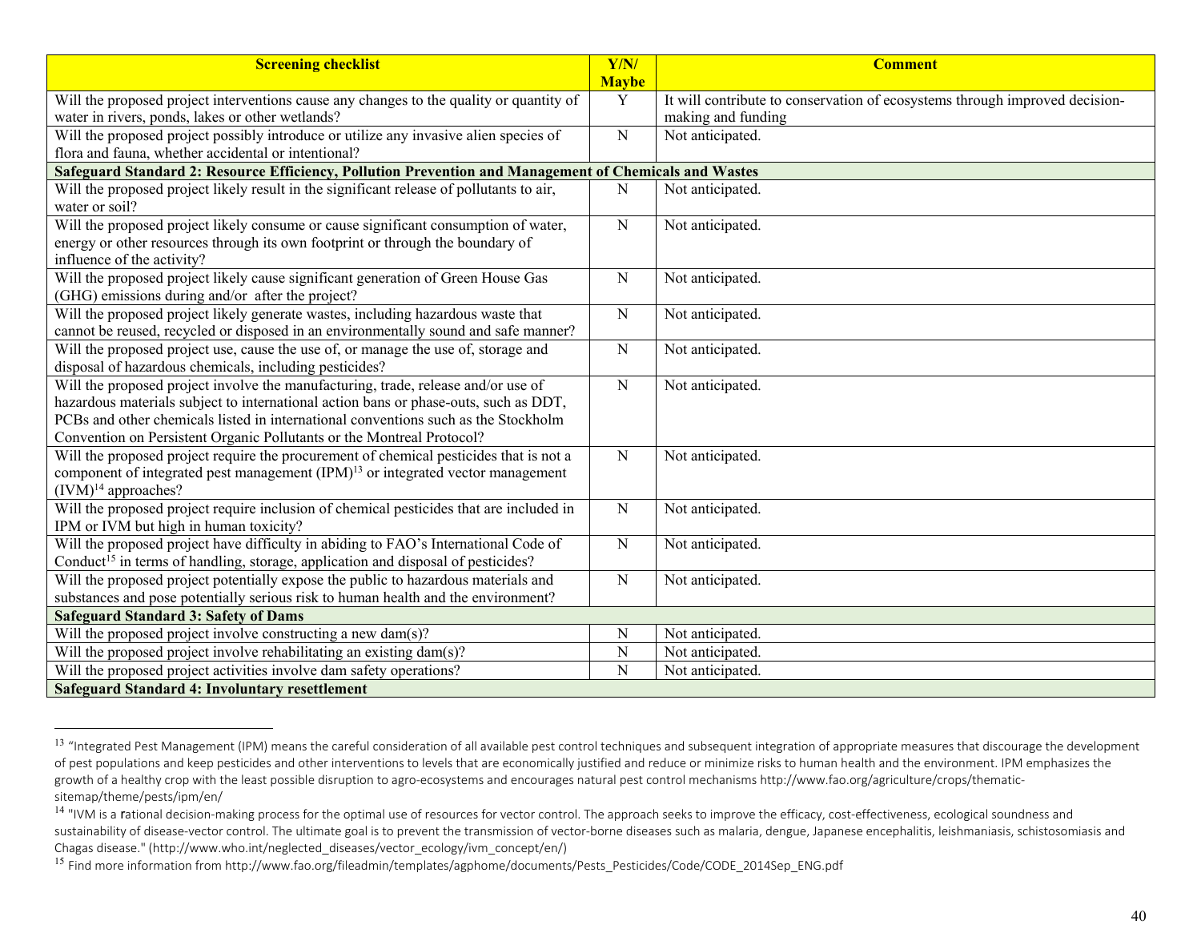| Screening checklist | Y/N/ Maybe | Comment |
|---|---|---|
| Will the proposed project interventions cause any changes to the quality or quantity of water in rivers, ponds, lakes or other wetlands? | Y | It will contribute to conservation of ecosystems through improved decision-making and funding |
| Will the proposed project possibly introduce or utilize any invasive alien species of flora and fauna, whether accidental or intentional? | N | Not anticipated. |
| **Safeguard Standard 2: Resource Efficiency, Pollution Prevention and Management of Chemicals and Wastes** | | |
| Will the proposed project likely result in the significant release of pollutants to air, water or soil? | N | Not anticipated. |
| Will the proposed project likely consume or cause significant consumption of water, energy or other resources through its own footprint or through the boundary of influence of the activity? | N | Not anticipated. |
| Will the proposed project likely cause significant generation of Green House Gas (GHG) emissions during and/or after the project? | N | Not anticipated. |
| Will the proposed project likely generate wastes, including hazardous waste that cannot be reused, recycled or disposed in an environmentally sound and safe manner? | N | Not anticipated. |
| Will the proposed project use, cause the use of, or manage the use of, storage and disposal of hazardous chemicals, including pesticides? | N | Not anticipated. |
| Will the proposed project involve the manufacturing, trade, release and/or use of hazardous materials subject to international action bans or phase-outs, such as DDT, PCBs and other chemicals listed in international conventions such as the Stockholm Convention on Persistent Organic Pollutants or the Montreal Protocol? | N | Not anticipated. |
| Will the proposed project require the procurement of chemical pesticides that is not a component of integrated pest management (IPM)[13] or integrated vector management (IVM)[14] approaches? | N | Not anticipated. |
| Will the proposed project require inclusion of chemical pesticides that are included in IPM or IVM but high in human toxicity? | N | Not anticipated. |
| Will the proposed project have difficulty in abiding to FAO's International Code of Conduct[15] in terms of handling, storage, application and disposal of pesticides? | N | Not anticipated. |
| Will the proposed project potentially expose the public to hazardous materials and substances and pose potentially serious risk to human health and the environment? | N | Not anticipated. |
| **Safeguard Standard 3: Safety of Dams** | | |
| Will the proposed project involve constructing a new dam(s)? | N | Not anticipated. |
| Will the proposed project involve rehabilitating an existing dam(s)? | N | Not anticipated. |
| Will the proposed project activities involve dam safety operations? | N | Not anticipated. |
| **Safeguard Standard 4: Involuntary resettlement** | | |

[13] "Integrated Pest Management (IPM) means the careful consideration of all available pest control techniques and subsequent integration of appropriate measures that discourage the development of pest populations and keep pesticides and other interventions to levels that are economically justified and reduce or minimize risks to human health and the environment. IPM emphasizes the growth of a healthy crop with the least possible disruption to agro-ecosystems and encourages natural pest control mechanisms http://www.fao.org/agriculture/crops/thematic-sitemap/theme/pests/ipm/en/

[14] "IVM is a rational decision-making process for the optimal use of resources for vector control. The approach seeks to improve the efficacy, cost-effectiveness, ecological soundness and sustainability of disease-vector control. The ultimate goal is to prevent the transmission of vector-borne diseases such as malaria, dengue, Japanese encephalitis, leishmaniasis, schistosomiasis and Chagas disease." (http://www.who.int/neglected_diseases/vector_ecology/ivm_concept/en/)

[15] Find more information from http://www.fao.org/fileadmin/templates/agphome/documents/Pests_Pesticides/Code/CODE_2014Sep_ENG.pdf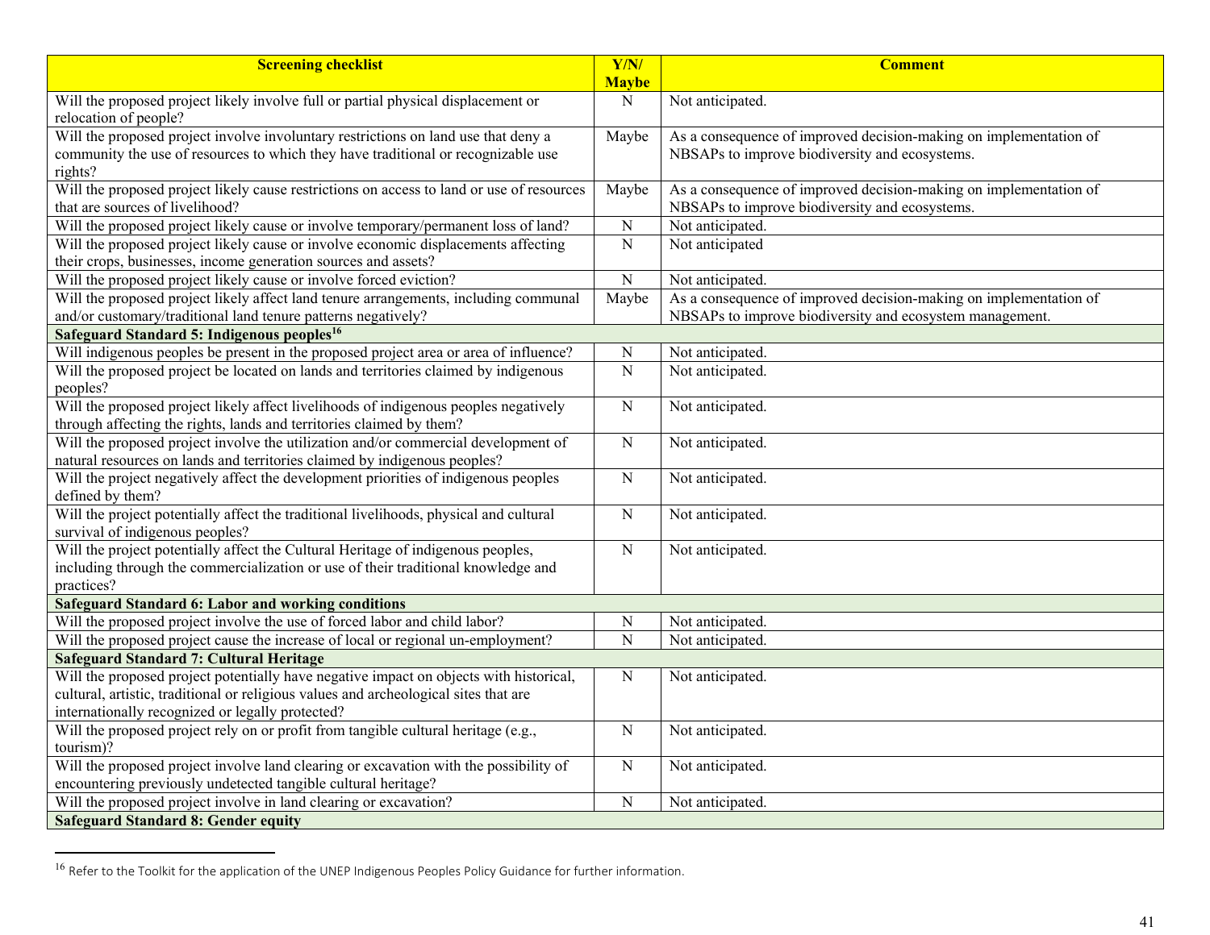| Screening checklist | Y/N/ Maybe | Comment |
|---|---|---|
| Will the proposed project likely involve full or partial physical displacement or relocation of people? | N | Not anticipated. |
| Will the proposed project involve involuntary restrictions on land use that deny a community the use of resources to which they have traditional or recognizable use rights? | Maybe | As a consequence of improved decision-making on implementation of NBSAPs to improve biodiversity and ecosystems. |
| Will the proposed project likely cause restrictions on access to land or use of resources that are sources of livelihood? | Maybe | As a consequence of improved decision-making on implementation of NBSAPs to improve biodiversity and ecosystems. |
| Will the proposed project likely cause or involve temporary/permanent loss of land? | N | Not anticipated. |
| Will the proposed project likely cause or involve economic displacements affecting their crops, businesses, income generation sources and assets? | N | Not anticipated |
| Will the proposed project likely cause or involve forced eviction? | N | Not anticipated. |
| Will the proposed project likely affect land tenure arrangements, including communal and/or customary/traditional land tenure patterns negatively? | Maybe | As a consequence of improved decision-making on implementation of NBSAPs to improve biodiversity and ecosystem management. |
| **Safeguard Standard 5: Indigenous peoples[16]** | | |
| Will indigenous peoples be present in the proposed project area or area of influence? | N | Not anticipated. |
| Will the proposed project be located on lands and territories claimed by indigenous peoples? | N | Not anticipated. |
| Will the proposed project likely affect livelihoods of indigenous peoples negatively through affecting the rights, lands and territories claimed by them? | N | Not anticipated. |
| Will the proposed project involve the utilization and/or commercial development of natural resources on lands and territories claimed by indigenous peoples? | N | Not anticipated. |
| Will the project negatively affect the development priorities of indigenous peoples defined by them? | N | Not anticipated. |
| Will the project potentially affect the traditional livelihoods, physical and cultural survival of indigenous peoples? | N | Not anticipated. |
| Will the project potentially affect the Cultural Heritage of indigenous peoples, including through the commercialization or use of their traditional knowledge and practices? | N | Not anticipated. |
| **Safeguard Standard 6: Labor and working conditions** | | |
| Will the proposed project involve the use of forced labor and child labor? | N | Not anticipated. |
| Will the proposed project cause the increase of local or regional un-employment? | N | Not anticipated. |
| **Safeguard Standard 7: Cultural Heritage** | | |
| Will the proposed project potentially have negative impact on objects with historical, cultural, artistic, traditional or religious values and archeological sites that are internationally recognized or legally protected? | N | Not anticipated. |
| Will the proposed project rely on or profit from tangible cultural heritage (e.g., tourism)? | N | Not anticipated. |
| Will the proposed project involve land clearing or excavation with the possibility of encountering previously undetected tangible cultural heritage? | N | Not anticipated. |
| Will the proposed project involve in land clearing or excavation? | N | Not anticipated. |
| **Safeguard Standard 8: Gender equity** | | |

[16] Refer to the Toolkit for the application of the UNEP Indigenous Peoples Policy Guidance for further information.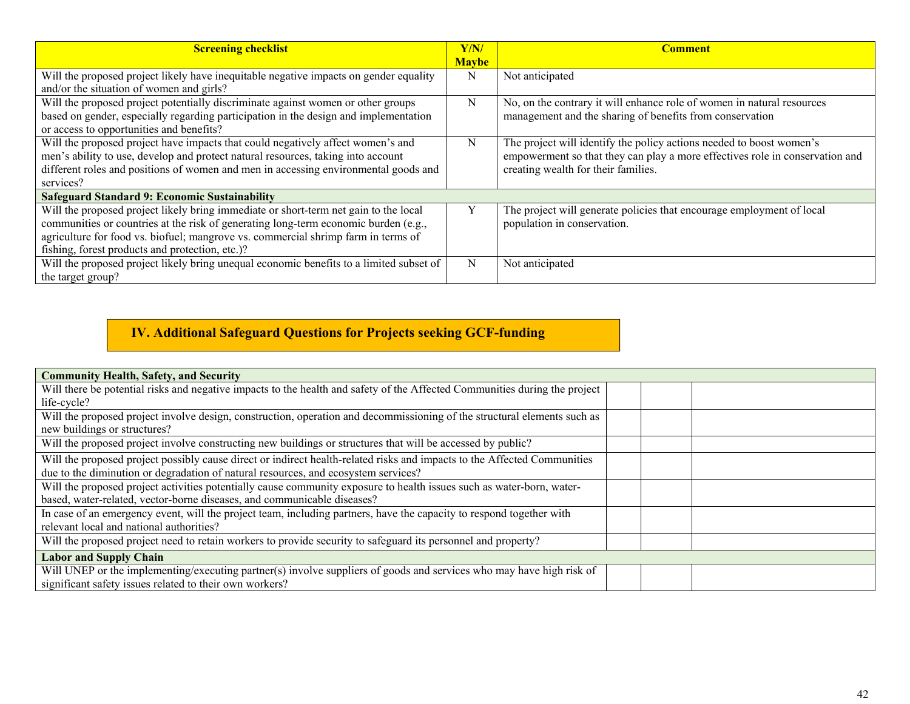| Screening checklist | Y/N/ Maybe | Comment |
|---|---|---|
| Will the proposed project likely have inequitable negative impacts on gender equality and/or the situation of women and girls? | N | Not anticipated |
| Will the proposed project potentially discriminate against women or other groups based on gender, especially regarding participation in the design and implementation or access to opportunities and benefits? | N | No, on the contrary it will enhance role of women in natural resources management and the sharing of benefits from conservation |
| Will the proposed project have impacts that could negatively affect women's and men's ability to use, develop and protect natural resources, taking into account different roles and positions of women and men in accessing environmental goods and services? | N | The project will identify the policy actions needed to boost women's empowerment so that they can play a more effectives role in conservation and creating wealth for their families. |
| **Safeguard Standard 9: Economic Sustainability** | | |
| Will the proposed project likely bring immediate or short-term net gain to the local communities or countries at the risk of generating long-term economic burden (e.g., agriculture for food vs. biofuel; mangrove vs. commercial shrimp farm in terms of fishing, forest products and protection, etc.)? | Y | The project will generate policies that encourage employment of local population in conservation. |
| Will the proposed project likely bring unequal economic benefits to a limited subset of the target group? | N | Not anticipated |

## IV. Additional Safeguard Questions for Projects seeking GCF-funding

| Community Health, Safety, and Security | | | |
|---|---|---|---|
| Will there be potential risks and negative impacts to the health and safety of the Affected Communities during the project life-cycle? | | | |
| Will the proposed project involve design, construction, operation and decommissioning of the structural elements such as new buildings or structures? | | | |
| Will the proposed project involve constructing new buildings or structures that will be accessed by public? | | | |
| Will the proposed project possibly cause direct or indirect health-related risks and impacts to the Affected Communities due to the diminution or degradation of natural resources, and ecosystem services? | | | |
| Will the proposed project activities potentially cause community exposure to health issues such as water-born, water-based, water-related, vector-borne diseases, and communicable diseases? | | | |
| In case of an emergency event, will the project team, including partners, have the capacity to respond together with relevant local and national authorities? | | | |
| Will the proposed project need to retain workers to provide security to safeguard its personnel and property? | | | |
| **Labor and Supply Chain** | | | |
| Will UNEP or the implementing/executing partner(s) involve suppliers of goods and services who may have high risk of significant safety issues related to their own workers? | | | |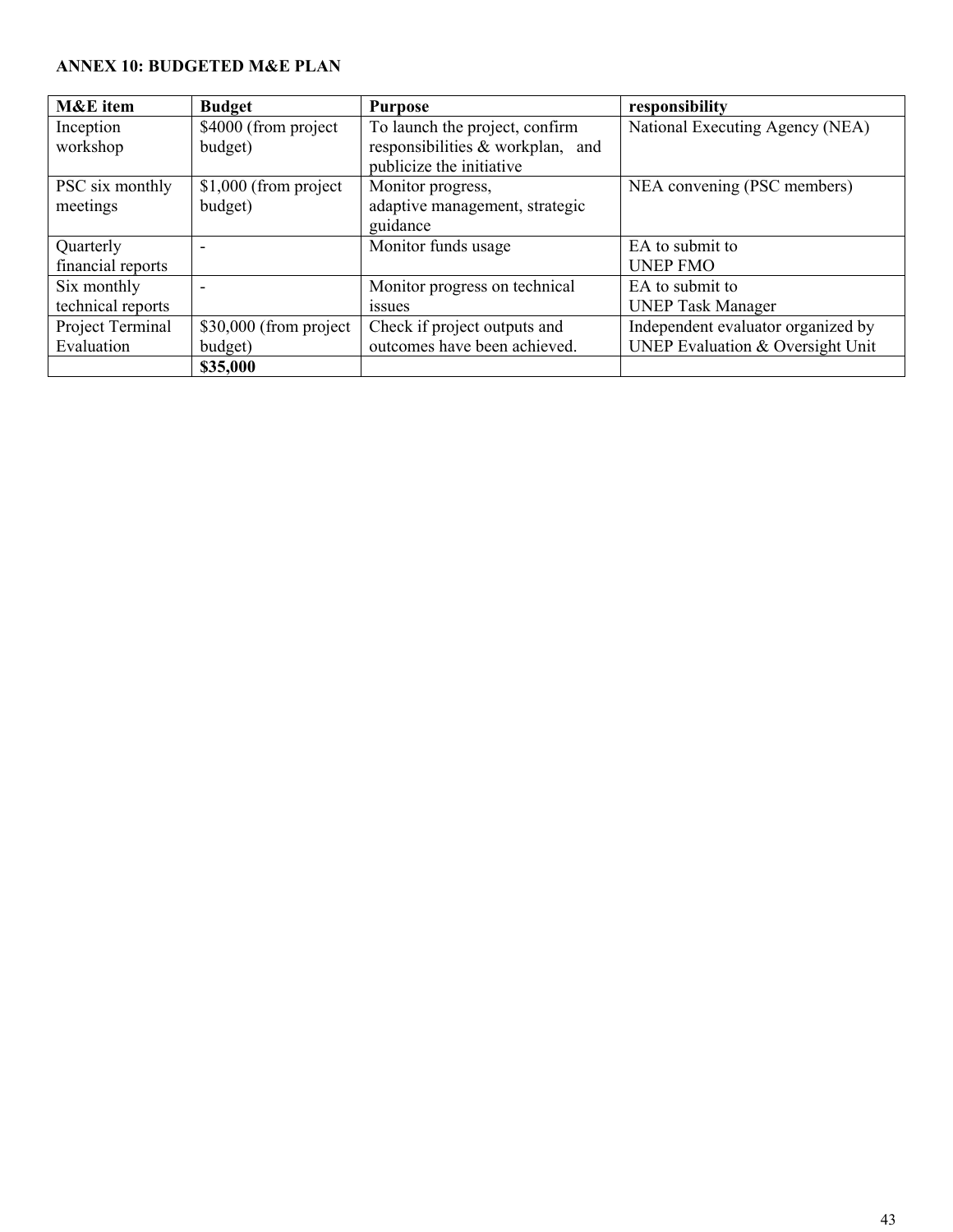**ANNEX 10: BUDGETED M&E PLAN**

| M&E item | Budget | Purpose | responsibility |
|---|---|---|---|
| Inception workshop | $4000 (from project budget) | To launch the project, confirm responsibilities & workplan, and publicize the initiative | National Executing Agency (NEA) |
| PSC six monthly meetings | $1,000 (from project budget) | Monitor progress, adaptive management, strategic guidance | NEA convening (PSC members) |
| Quarterly financial reports | - | Monitor funds usage | EA to submit to UNEP FMO |
| Six monthly technical reports | - | Monitor progress on technical issues | EA to submit to UNEP Task Manager |
| Project Terminal Evaluation | $30,000 (from project budget) | Check if project outputs and outcomes have been achieved. | Independent evaluator organized by UNEP Evaluation & Oversight Unit |
| | **$35,000** | | |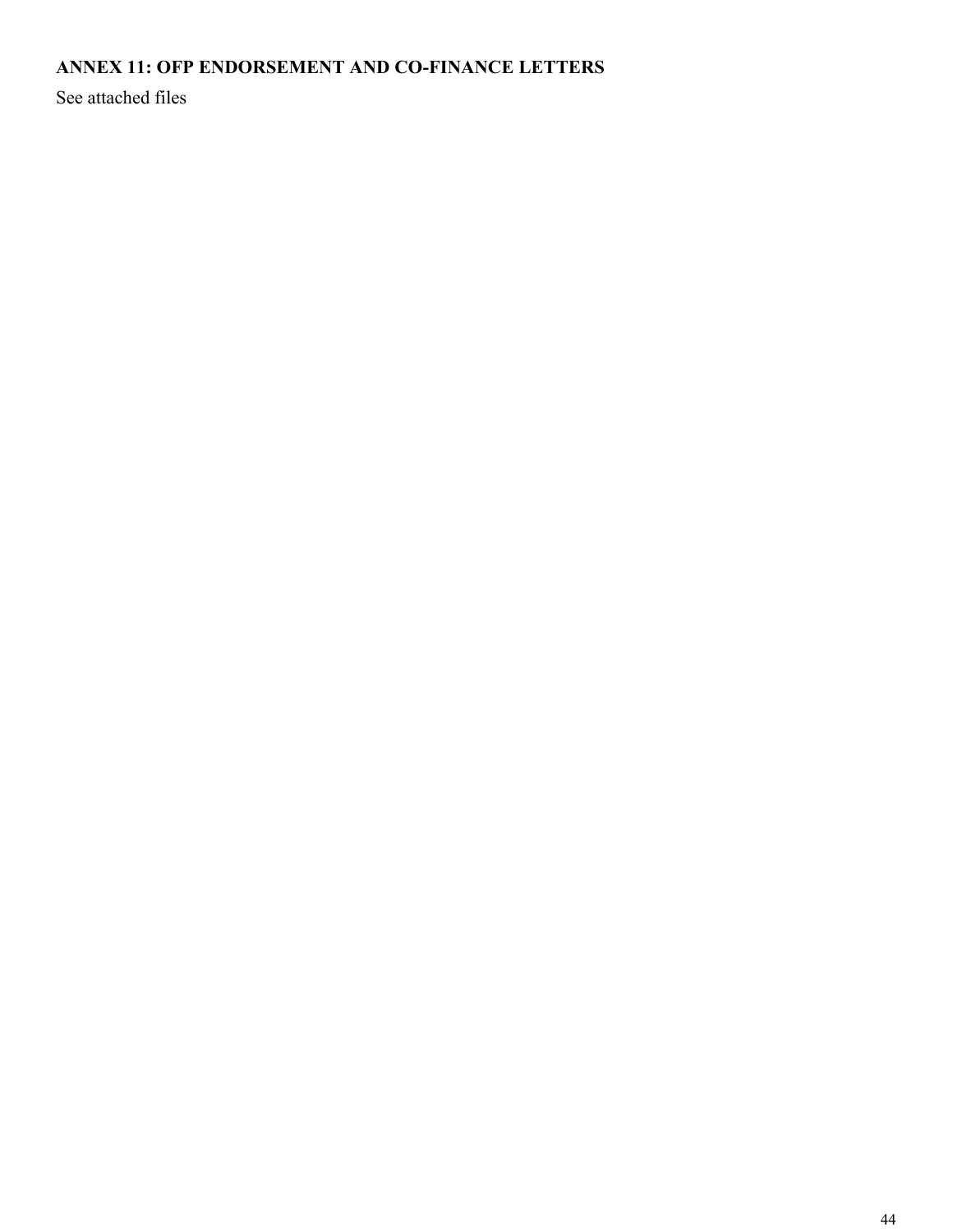**ANNEX 11: OFP ENDORSEMENT AND CO-FINANCE LETTERS**

See attached files